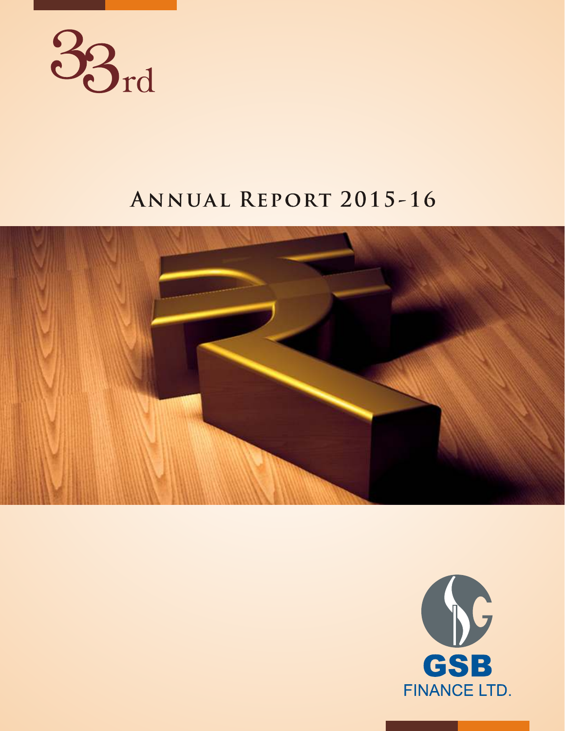33rd

# Annual Report 2015-16

GSB

FINANCE LTD.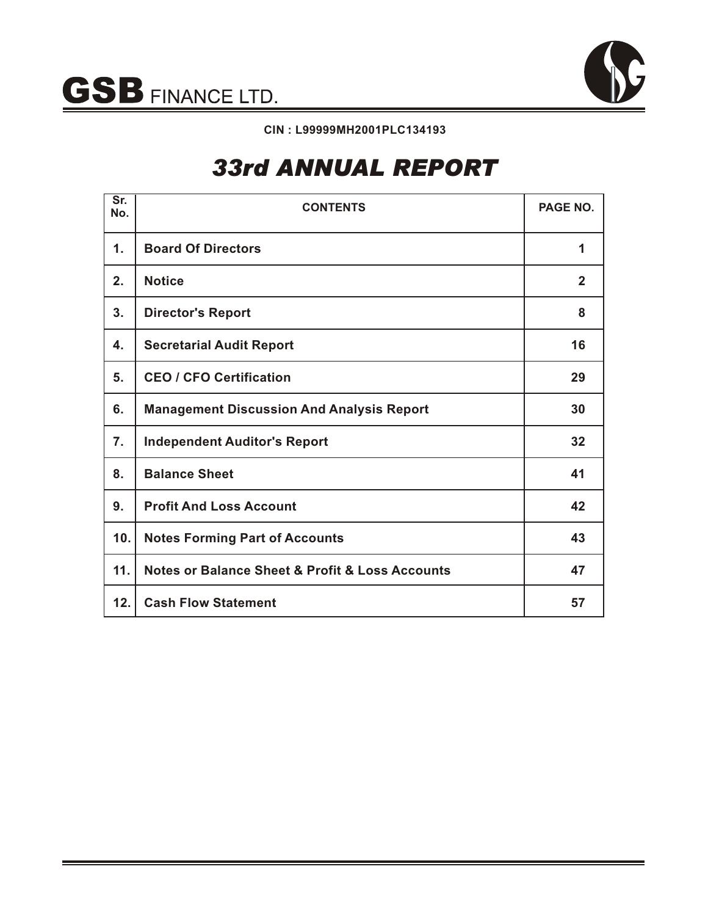# GSB FINANCE LTD.

**CIN : L99999MH2001PLC134193**

## *33rd ANNUAL REPORT*

| Sr. No. | CONTENTS | PAGE NO. |
|---|---|---|
| 1. | Board Of Directors | 1 |
| 2. | Notice | 2 |
| 3. | Director's Report | 8 |
| 4. | Secretarial Audit Report | 16 |
| 5. | CEO / CFO Certification | 29 |
| 6. | Management Discussion And Analysis Report | 30 |
| 7. | Independent Auditor's Report | 32 |
| 8. | Balance Sheet | 41 |
| 9. | Profit And Loss Account | 42 |
| 10. | Notes Forming Part of Accounts | 43 |
| 11. | Notes or Balance Sheet & Profit & Loss Accounts | 47 |
| 12. | Cash Flow Statement | 57 |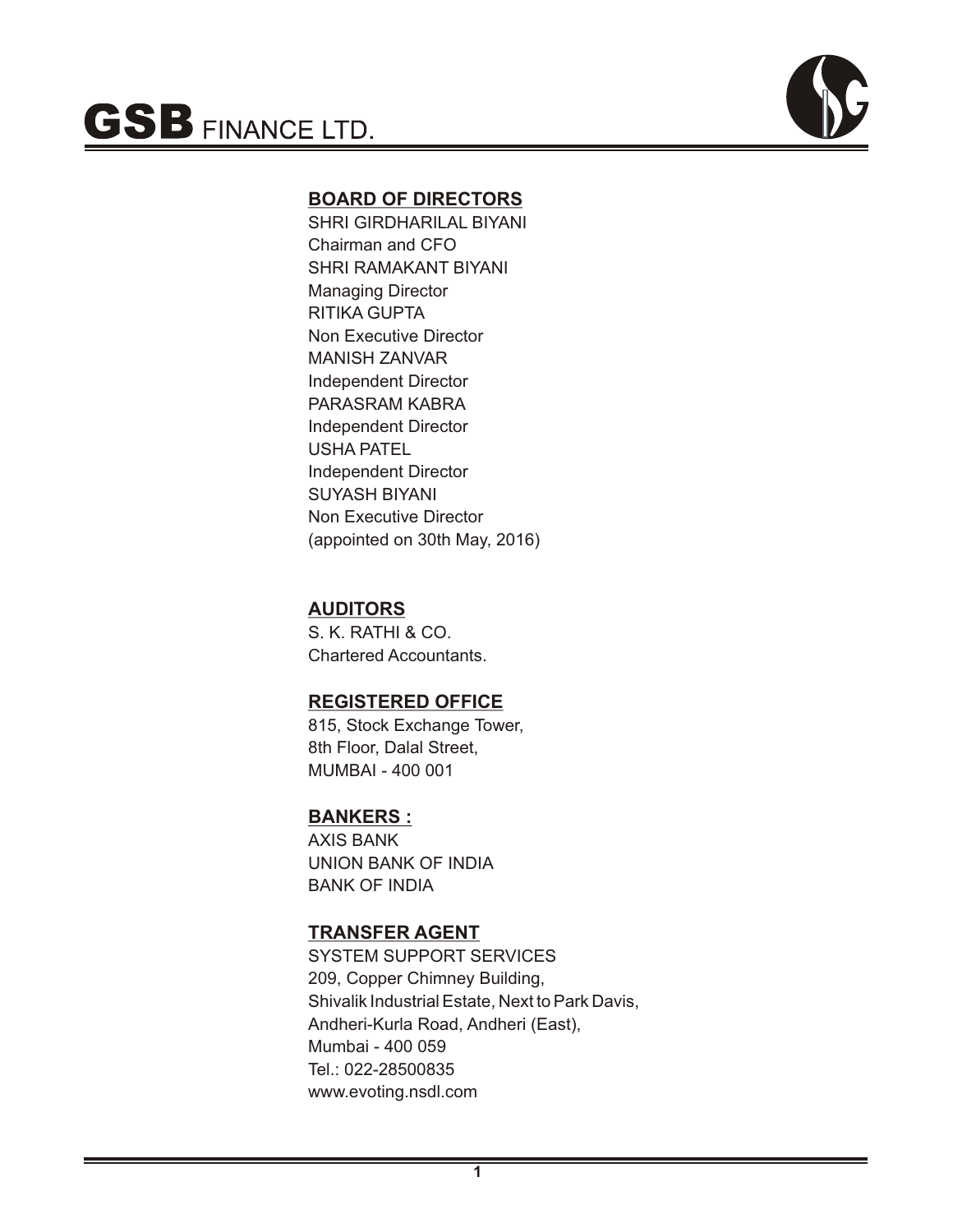# GSB FINANCE LTD.

## BOARD OF DIRECTORS

SHRI GIRDHARILAL BIYANI
Chairman and CFO
SHRI RAMAKANT BIYANI
Managing Director
RITIKA GUPTA
Non Executive Director
MANISH ZANVAR
Independent Director
PARASRAM KABRA
Independent Director
USHA PATEL
Independent Director
SUYASH BIYANI
Non Executive Director
(appointed on 30th May, 2016)

## AUDITORS

S. K. RATHI & CO.
Chartered Accountants.

## REGISTERED OFFICE

815, Stock Exchange Tower,
8th Floor, Dalal Street,
MUMBAI - 400 001

## BANKERS :

AXIS BANK
UNION BANK OF INDIA
BANK OF INDIA

## TRANSFER AGENT

SYSTEM SUPPORT SERVICES
209, Copper Chimney Building,
Shivalik Industrial Estate, Next to Park Davis,
Andheri-Kurla Road, Andheri (East),
Mumbai - 400 059
Tel.: 022-28500835
www.evoting.nsdl.com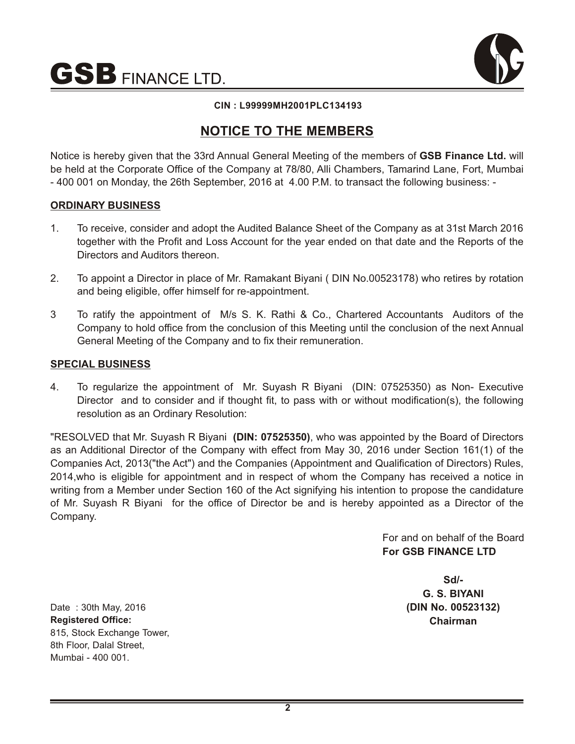# GSB FINANCE LTD.

**CIN : L99999MH2001PLC134193**

## NOTICE TO THE MEMBERS

Notice is hereby given that the 33rd Annual General Meeting of the members of **GSB Finance Ltd.** will be held at the Corporate Office of the Company at 78/80, Alli Chambers, Tamarind Lane, Fort, Mumbai - 400 001 on Monday, the 26th September, 2016 at 4.00 P.M. to transact the following business: -

### ORDINARY BUSINESS

1. To receive, consider and adopt the Audited Balance Sheet of the Company as at 31st March 2016 together with the Profit and Loss Account for the year ended on that date and the Reports of the Directors and Auditors thereon.

2. To appoint a Director in place of Mr. Ramakant Biyani ( DIN No.00523178) who retires by rotation and being eligible, offer himself for re-appointment.

3 To ratify the appointment of M/s S. K. Rathi & Co., Chartered Accountants Auditors of the Company to hold office from the conclusion of this Meeting until the conclusion of the next Annual General Meeting of the Company and to fix their remuneration.

### SPECIAL BUSINESS

4. To regularize the appointment of Mr. Suyash R Biyani (DIN: 07525350) as Non- Executive Director and to consider and if thought fit, to pass with or without modification(s), the following resolution as an Ordinary Resolution:

"RESOLVED that Mr. Suyash R Biyani **(DIN: 07525350)**, who was appointed by the Board of Directors as an Additional Director of the Company with effect from May 30, 2016 under Section 161(1) of the Companies Act, 2013("the Act") and the Companies (Appointment and Qualification of Directors) Rules, 2014,who is eligible for appointment and in respect of whom the Company has received a notice in writing from a Member under Section 160 of the Act signifying his intention to propose the candidature of Mr. Suyash R Biyani for the office of Director be and is hereby appointed as a Director of the Company.

For and on behalf of the Board
**For GSB FINANCE LTD**

**Sd/-**
**G. S. BIYANI**
**(DIN No. 00523132)**
**Chairman**

Date : 30th May, 2016
**Registered Office:**
815, Stock Exchange Tower,
8th Floor, Dalal Street,
Mumbai - 400 001.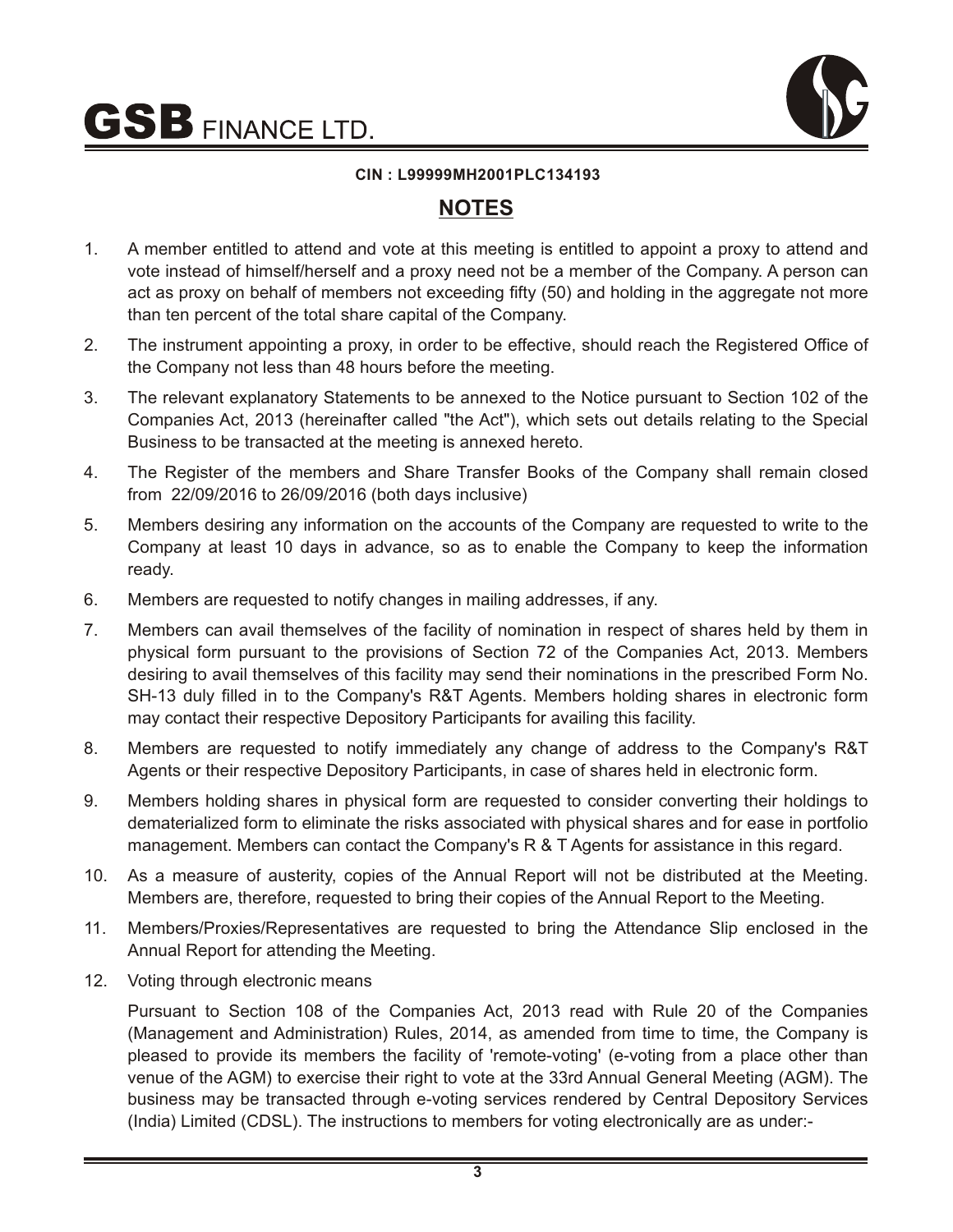CIN : L99999MH2001PLC134193

## NOTES

1. A member entitled to attend and vote at this meeting is entitled to appoint a proxy to attend and vote instead of himself/herself and a proxy need not be a member of the Company. A person can act as proxy on behalf of members not exceeding fifty (50) and holding in the aggregate not more than ten percent of the total share capital of the Company.

2. The instrument appointing a proxy, in order to be effective, should reach the Registered Office of the Company not less than 48 hours before the meeting.

3. The relevant explanatory Statements to be annexed to the Notice pursuant to Section 102 of the Companies Act, 2013 (hereinafter called "the Act"), which sets out details relating to the Special Business to be transacted at the meeting is annexed hereto.

4. The Register of the members and Share Transfer Books of the Company shall remain closed from 22/09/2016 to 26/09/2016 (both days inclusive)

5. Members desiring any information on the accounts of the Company are requested to write to the Company at least 10 days in advance, so as to enable the Company to keep the information ready.

6. Members are requested to notify changes in mailing addresses, if any.

7. Members can avail themselves of the facility of nomination in respect of shares held by them in physical form pursuant to the provisions of Section 72 of the Companies Act, 2013. Members desiring to avail themselves of this facility may send their nominations in the prescribed Form No. SH-13 duly filled in to the Company's R&T Agents. Members holding shares in electronic form may contact their respective Depository Participants for availing this facility.

8. Members are requested to notify immediately any change of address to the Company's R&T Agents or their respective Depository Participants, in case of shares held in electronic form.

9. Members holding shares in physical form are requested to consider converting their holdings to dematerialized form to eliminate the risks associated with physical shares and for ease in portfolio management. Members can contact the Company's R & T Agents for assistance in this regard.

10. As a measure of austerity, copies of the Annual Report will not be distributed at the Meeting. Members are, therefore, requested to bring their copies of the Annual Report to the Meeting.

11. Members/Proxies/Representatives are requested to bring the Attendance Slip enclosed in the Annual Report for attending the Meeting.

12. Voting through electronic means

    Pursuant to Section 108 of the Companies Act, 2013 read with Rule 20 of the Companies (Management and Administration) Rules, 2014, as amended from time to time, the Company is pleased to provide its members the facility of 'remote-voting' (e-voting from a place other than venue of the AGM) to exercise their right to vote at the 33rd Annual General Meeting (AGM). The business may be transacted through e-voting services rendered by Central Depository Services (India) Limited (CDSL). The instructions to members for voting electronically are as under:-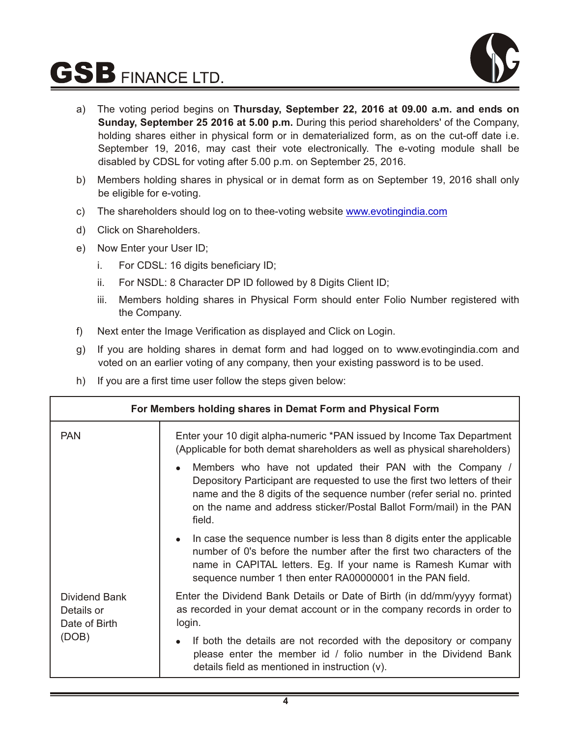a) The voting period begins on **Thursday, September 22, 2016 at 09.00 a.m. and ends on Sunday, September 25 2016 at 5.00 p.m.** During this period shareholders' of the Company, holding shares either in physical form or in dematerialized form, as on the cut-off date i.e. September 19, 2016, may cast their vote electronically. The e-voting module shall be disabled by CDSL for voting after 5.00 p.m. on September 25, 2016.

b) Members holding shares in physical or in demat form as on September 19, 2016 shall only be eligible for e-voting.

c) The shareholders should log on to thee-voting website www.evotingindia.com

d) Click on Shareholders.

e) Now Enter your User ID;

   i. For CDSL: 16 digits beneficiary ID;

   ii. For NSDL: 8 Character DP ID followed by 8 Digits Client ID;

   iii. Members holding shares in Physical Form should enter Folio Number registered with the Company.

f) Next enter the Image Verification as displayed and Click on Login.

g) If you are holding shares in demat form and had logged on to www.evotingindia.com and voted on an earlier voting of any company, then your existing password is to be used.

h) If you are a first time user follow the steps given below:

| For Members holding shares in Demat Form and Physical Form | |
|---|---|
| PAN | Enter your 10 digit alpha-numeric *PAN issued by Income Tax Department (Applicable for both demat shareholders as well as physical shareholders)<br>• Members who have not updated their PAN with the Company / Depository Participant are requested to use the first two letters of their name and the 8 digits of the sequence number (refer serial no. printed on the name and address sticker/Postal Ballot Form/mail) in the PAN field.<br>• In case the sequence number is less than 8 digits enter the applicable number of 0's before the number after the first two characters of the name in CAPITAL letters. Eg. If your name is Ramesh Kumar with sequence number 1 then enter RA00000001 in the PAN field. |
| Dividend Bank Details or Date of Birth (DOB) | Enter the Dividend Bank Details or Date of Birth (in dd/mm/yyyy format) as recorded in your demat account or in the company records in order to login.<br>• If both the details are not recorded with the depository or company please enter the member id / folio number in the Dividend Bank details field as mentioned in instruction (v). |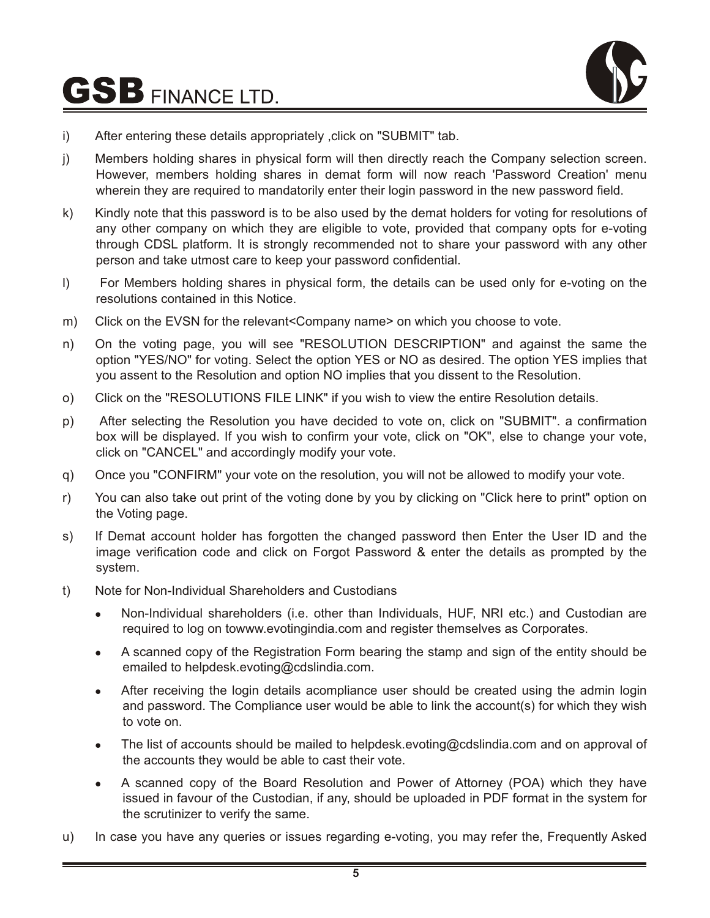i) After entering these details appropriately ,click on "SUBMIT" tab.

j) Members holding shares in physical form will then directly reach the Company selection screen. However, members holding shares in demat form will now reach 'Password Creation' menu wherein they are required to mandatorily enter their login password in the new password field.

k) Kindly note that this password is to be also used by the demat holders for voting for resolutions of any other company on which they are eligible to vote, provided that company opts for e-voting through CDSL platform. It is strongly recommended not to share your password with any other person and take utmost care to keep your password confidential.

l) For Members holding shares in physical form, the details can be used only for e-voting on the resolutions contained in this Notice.

m) Click on the EVSN for the relevant<Company name> on which you choose to vote.

n) On the voting page, you will see "RESOLUTION DESCRIPTION" and against the same the option "YES/NO" for voting. Select the option YES or NO as desired. The option YES implies that you assent to the Resolution and option NO implies that you dissent to the Resolution.

o) Click on the "RESOLUTIONS FILE LINK" if you wish to view the entire Resolution details.

p) After selecting the Resolution you have decided to vote on, click on "SUBMIT". a confirmation box will be displayed. If you wish to confirm your vote, click on "OK", else to change your vote, click on "CANCEL" and accordingly modify your vote.

q) Once you "CONFIRM" your vote on the resolution, you will not be allowed to modify your vote.

r) You can also take out print of the voting done by you by clicking on "Click here to print" option on the Voting page.

s) If Demat account holder has forgotten the changed password then Enter the User ID and the image verification code and click on Forgot Password & enter the details as prompted by the system.

t) Note for Non-Individual Shareholders and Custodians

- Non-Individual shareholders (i.e. other than Individuals, HUF, NRI etc.) and Custodian are required to log on towww.evotingindia.com and register themselves as Corporates.
- A scanned copy of the Registration Form bearing the stamp and sign of the entity should be emailed to helpdesk.evoting@cdslindia.com.
- After receiving the login details acompliance user should be created using the admin login and password. The Compliance user would be able to link the account(s) for which they wish to vote on.
- The list of accounts should be mailed to helpdesk.evoting@cdslindia.com and on approval of the accounts they would be able to cast their vote.
- A scanned copy of the Board Resolution and Power of Attorney (POA) which they have issued in favour of the Custodian, if any, should be uploaded in PDF format in the system for the scrutinizer to verify the same.

u) In case you have any queries or issues regarding e-voting, you may refer the, Frequently Asked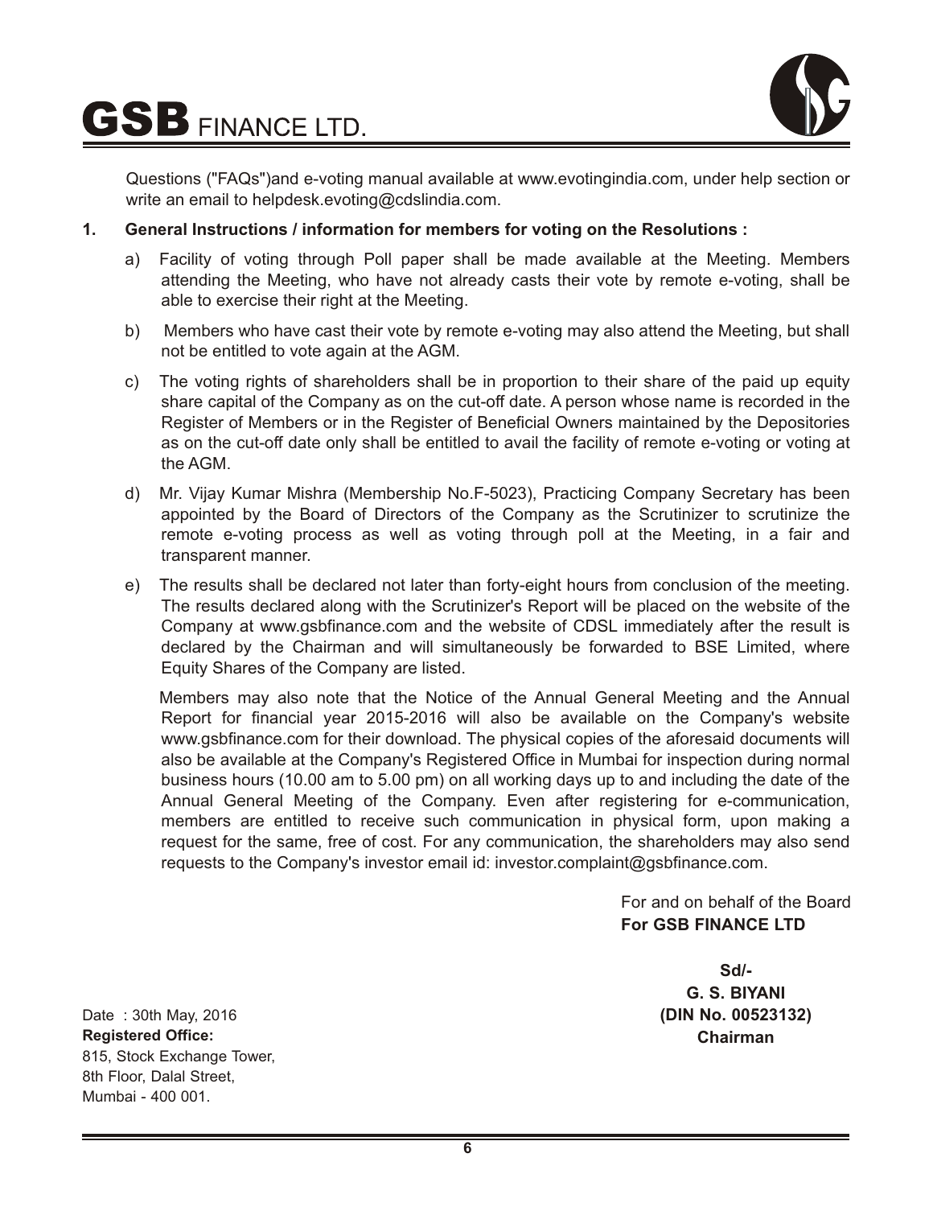Questions ("FAQs")and e-voting manual available at www.evotingindia.com, under help section or write an email to helpdesk.evoting@cdslindia.com.

**1. General Instructions / information for members for voting on the Resolutions :**

a) Facility of voting through Poll paper shall be made available at the Meeting. Members attending the Meeting, who have not already casts their vote by remote e-voting, shall be able to exercise their right at the Meeting.

b) Members who have cast their vote by remote e-voting may also attend the Meeting, but shall not be entitled to vote again at the AGM.

c) The voting rights of shareholders shall be in proportion to their share of the paid up equity share capital of the Company as on the cut-off date. A person whose name is recorded in the Register of Members or in the Register of Beneficial Owners maintained by the Depositories as on the cut-off date only shall be entitled to avail the facility of remote e-voting or voting at the AGM.

d) Mr. Vijay Kumar Mishra (Membership No.F-5023), Practicing Company Secretary has been appointed by the Board of Directors of the Company as the Scrutinizer to scrutinize the remote e-voting process as well as voting through poll at the Meeting, in a fair and transparent manner.

e) The results shall be declared not later than forty-eight hours from conclusion of the meeting. The results declared along with the Scrutinizer's Report will be placed on the website of the Company at www.gsbfinance.com and the website of CDSL immediately after the result is declared by the Chairman and will simultaneously be forwarded to BSE Limited, where Equity Shares of the Company are listed.

Members may also note that the Notice of the Annual General Meeting and the Annual Report for financial year 2015-2016 will also be available on the Company's website www.gsbfinance.com for their download. The physical copies of the aforesaid documents will also be available at the Company's Registered Office in Mumbai for inspection during normal business hours (10.00 am to 5.00 pm) on all working days up to and including the date of the Annual General Meeting of the Company. Even after registering for e-communication, members are entitled to receive such communication in physical form, upon making a request for the same, free of cost. For any communication, the shareholders may also send requests to the Company's investor email id: investor.complaint@gsbfinance.com.

For and on behalf of the Board
**For GSB FINANCE LTD**

**Sd/-**
**G. S. BIYANI**
**(DIN No. 00523132)**
**Chairman**

Date : 30th May, 2016
**Registered Office:**
815, Stock Exchange Tower,
8th Floor, Dalal Street,
Mumbai - 400 001.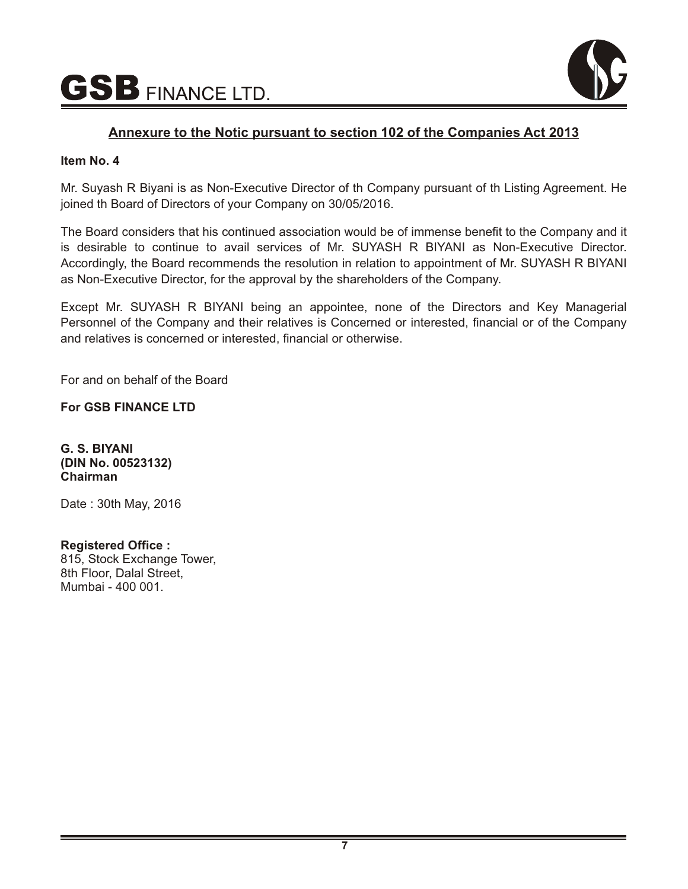## Annexure to the Notic pursuant to section 102 of the Companies Act 2013

**Item No. 4**

Mr. Suyash R Biyani is as Non-Executive Director of th Company pursuant of th Listing Agreement. He joined th Board of Directors of your Company on 30/05/2016.

The Board considers that his continued association would be of immense benefit to the Company and it is desirable to continue to avail services of Mr. SUYASH R BIYANI as Non-Executive Director. Accordingly, the Board recommends the resolution in relation to appointment of Mr. SUYASH R BIYANI as Non-Executive Director, for the approval by the shareholders of the Company.

Except Mr. SUYASH R BIYANI being an appointee, none of the Directors and Key Managerial Personnel of the Company and their relatives is Concerned or interested, financial or of the Company and relatives is concerned or interested, financial or otherwise.

For and on behalf of the Board

**For GSB FINANCE LTD**

**G. S. BIYANI**
**(DIN No. 00523132)**
**Chairman**

Date : 30th May, 2016

**Registered Office :**
815, Stock Exchange Tower,
8th Floor, Dalal Street,
Mumbai - 400 001.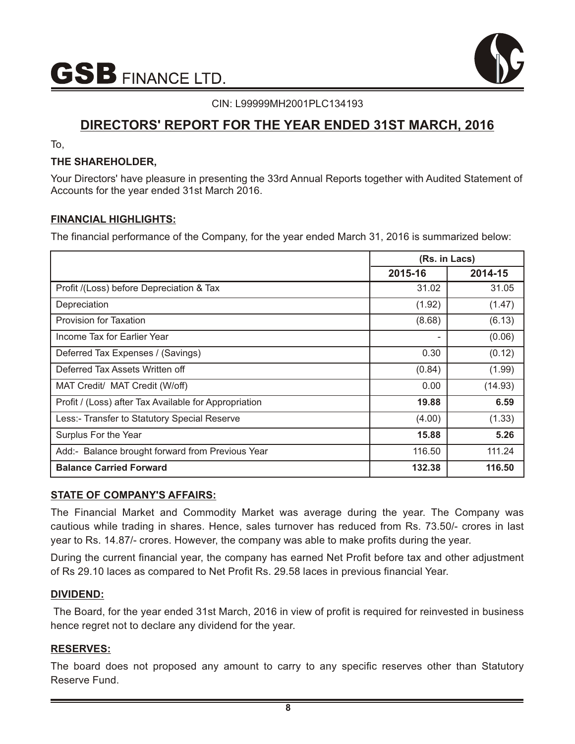# GSB FINANCE LTD.

CIN: L99999MH2001PLC134193

## DIRECTORS' REPORT FOR THE YEAR ENDED 31ST MARCH, 2016

To,

**THE SHAREHOLDER,**

Your Directors' have pleasure in presenting the 33rd Annual Reports together with Audited Statement of Accounts for the year ended 31st March 2016.

### FINANCIAL HIGHLIGHTS:

The financial performance of the Company, for the year ended March 31, 2016 is summarized below:

| | (Rs. in Lacs) | |
|---|---|---|
| | **2015-16** | **2014-15** |
| Profit /(Loss) before Depreciation & Tax | 31.02 | 31.05 |
| Depreciation | (1.92) | (1.47) |
| Provision for Taxation | (8.68) | (6.13) |
| Income Tax for Earlier Year | - | (0.06) |
| Deferred Tax Expenses / (Savings) | 0.30 | (0.12) |
| Deferred Tax Assets Written off | (0.84) | (1.99) |
| MAT Credit/ MAT Credit (W/off) | 0.00 | (14.93) |
| Profit / (Loss) after Tax Available for Appropriation | **19.88** | **6.59** |
| Less:- Transfer to Statutory Special Reserve | (4.00) | (1.33) |
| Surplus For the Year | **15.88** | **5.26** |
| Add:- Balance brought forward from Previous Year | 116.50 | 111.24 |
| **Balance Carried Forward** | **132.38** | **116.50** |

### STATE OF COMPANY'S AFFAIRS:

The Financial Market and Commodity Market was average during the year. The Company was cautious while trading in shares. Hence, sales turnover has reduced from Rs. 73.50/- crores in last year to Rs. 14.87/- crores. However, the company was able to make profits during the year.

During the current financial year, the company has earned Net Profit before tax and other adjustment of Rs 29.10 laces as compared to Net Profit Rs. 29.58 laces in previous financial Year.

### DIVIDEND:

The Board, for the year ended 31st March, 2016 in view of profit is required for reinvested in business hence regret not to declare any dividend for the year.

### RESERVES:

The board does not proposed any amount to carry to any specific reserves other than Statutory Reserve Fund.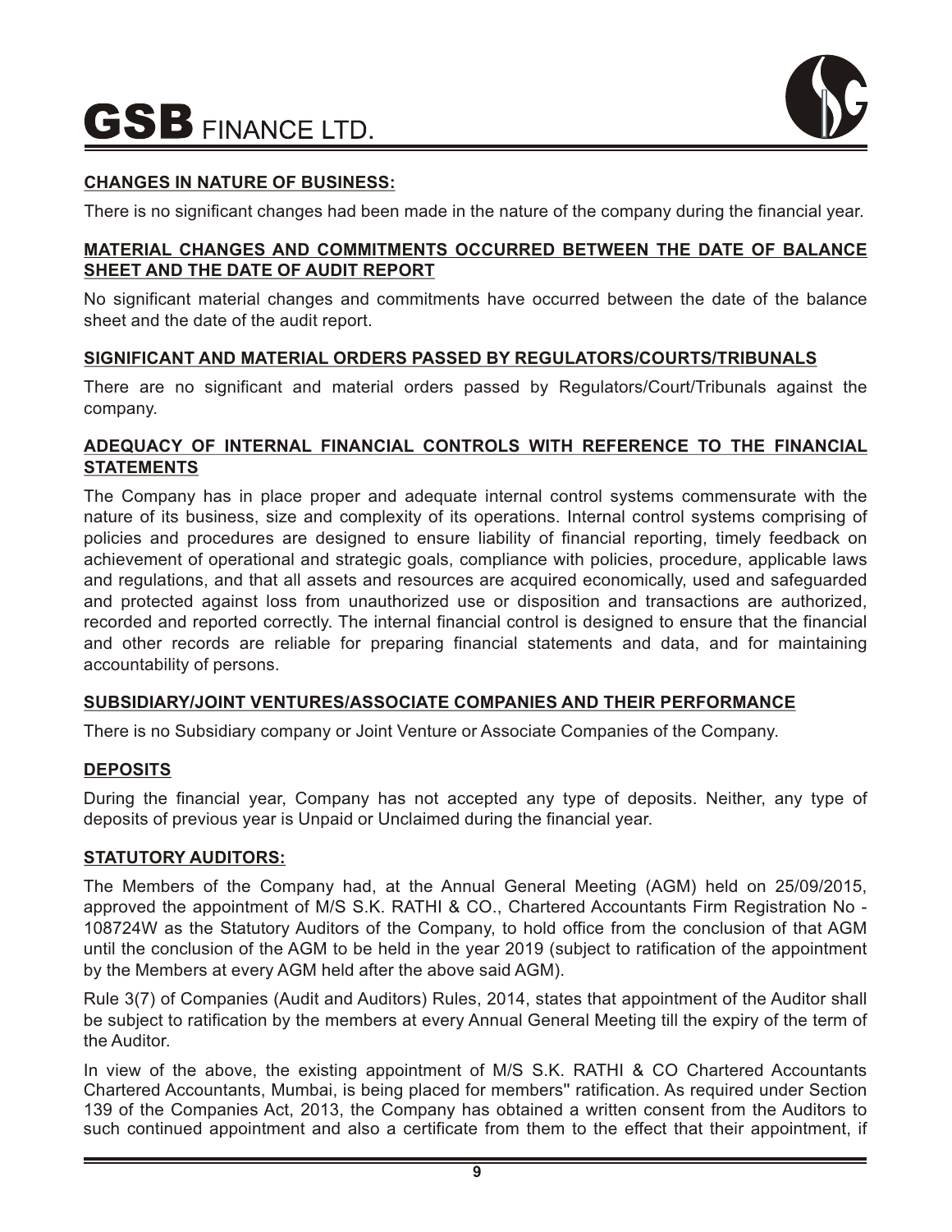#### CHANGES IN NATURE OF BUSINESS:

There is no significant changes had been made in the nature of the company during the financial year.

#### MATERIAL CHANGES AND COMMITMENTS OCCURRED BETWEEN THE DATE OF BALANCE SHEET AND THE DATE OF AUDIT REPORT

No significant material changes and commitments have occurred between the date of the balance sheet and the date of the audit report.

#### SIGNIFICANT AND MATERIAL ORDERS PASSED BY REGULATORS/COURTS/TRIBUNALS

There are no significant and material orders passed by Regulators/Court/Tribunals against the company.

#### ADEQUACY OF INTERNAL FINANCIAL CONTROLS WITH REFERENCE TO THE FINANCIAL STATEMENTS

The Company has in place proper and adequate internal control systems commensurate with the nature of its business, size and complexity of its operations. Internal control systems comprising of policies and procedures are designed to ensure liability of financial reporting, timely feedback on achievement of operational and strategic goals, compliance with policies, procedure, applicable laws and regulations, and that all assets and resources are acquired economically, used and safeguarded and protected against loss from unauthorized use or disposition and transactions are authorized, recorded and reported correctly. The internal financial control is designed to ensure that the financial and other records are reliable for preparing financial statements and data, and for maintaining accountability of persons.

#### SUBSIDIARY/JOINT VENTURES/ASSOCIATE COMPANIES AND THEIR PERFORMANCE

There is no Subsidiary company or Joint Venture or Associate Companies of the Company.

#### DEPOSITS

During the financial year, Company has not accepted any type of deposits. Neither, any type of deposits of previous year is Unpaid or Unclaimed during the financial year.

#### STATUTORY AUDITORS:

The Members of the Company had, at the Annual General Meeting (AGM) held on 25/09/2015, approved the appointment of M/S S.K. RATHI & CO., Chartered Accountants Firm Registration No - 108724W as the Statutory Auditors of the Company, to hold office from the conclusion of that AGM until the conclusion of the AGM to be held in the year 2019 (subject to ratification of the appointment by the Members at every AGM held after the above said AGM).

Rule 3(7) of Companies (Audit and Auditors) Rules, 2014, states that appointment of the Auditor shall be subject to ratification by the members at every Annual General Meeting till the expiry of the term of the Auditor.

In view of the above, the existing appointment of M/S S.K. RATHI & CO Chartered Accountants Chartered Accountants, Mumbai, is being placed for members'' ratification. As required under Section 139 of the Companies Act, 2013, the Company has obtained a written consent from the Auditors to such continued appointment and also a certificate from them to the effect that their appointment, if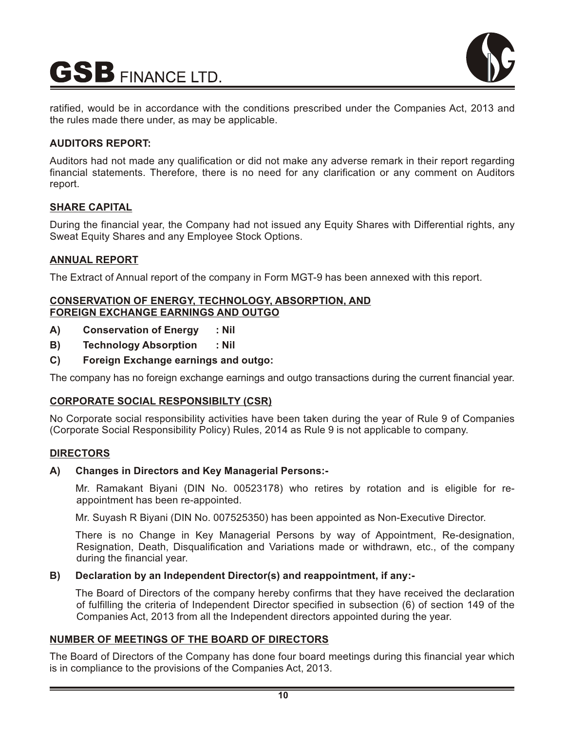ratified, would be in accordance with the conditions prescribed under the Companies Act, 2013 and the rules made there under, as may be applicable.

**AUDITORS REPORT:**

Auditors had not made any qualification or did not make any adverse remark in their report regarding financial statements. Therefore, there is no need for any clarification or any comment on Auditors report.

**SHARE CAPITAL**

During the financial year, the Company had not issued any Equity Shares with Differential rights, any Sweat Equity Shares and any Employee Stock Options.

**ANNUAL REPORT**

The Extract of Annual report of the company in Form MGT-9 has been annexed with this report.

**CONSERVATION OF ENERGY, TECHNOLOGY, ABSORPTION, AND FOREIGN EXCHANGE EARNINGS AND OUTGO**

**A) Conservation of Energy : Nil**

**B) Technology Absorption : Nil**

**C) Foreign Exchange earnings and outgo:**

The company has no foreign exchange earnings and outgo transactions during the current financial year.

**CORPORATE SOCIAL RESPONSIBILTY (CSR)**

No Corporate social responsibility activities have been taken during the year of Rule 9 of Companies (Corporate Social Responsibility Policy) Rules, 2014 as Rule 9 is not applicable to company.

**DIRECTORS**

**A) Changes in Directors and Key Managerial Persons:-**

Mr. Ramakant Biyani (DIN No. 00523178) who retires by rotation and is eligible for re-appointment has been re-appointed.

Mr. Suyash R Biyani (DIN No. 007525350) has been appointed as Non-Executive Director.

There is no Change in Key Managerial Persons by way of Appointment, Re-designation, Resignation, Death, Disqualification and Variations made or withdrawn, etc., of the company during the financial year.

**B) Declaration by an Independent Director(s) and reappointment, if any:-**

The Board of Directors of the company hereby confirms that they have received the declaration of fulfilling the criteria of Independent Director specified in subsection (6) of section 149 of the Companies Act, 2013 from all the Independent directors appointed during the year.

**NUMBER OF MEETINGS OF THE BOARD OF DIRECTORS**

The Board of Directors of the Company has done four board meetings during this financial year which is in compliance to the provisions of the Companies Act, 2013.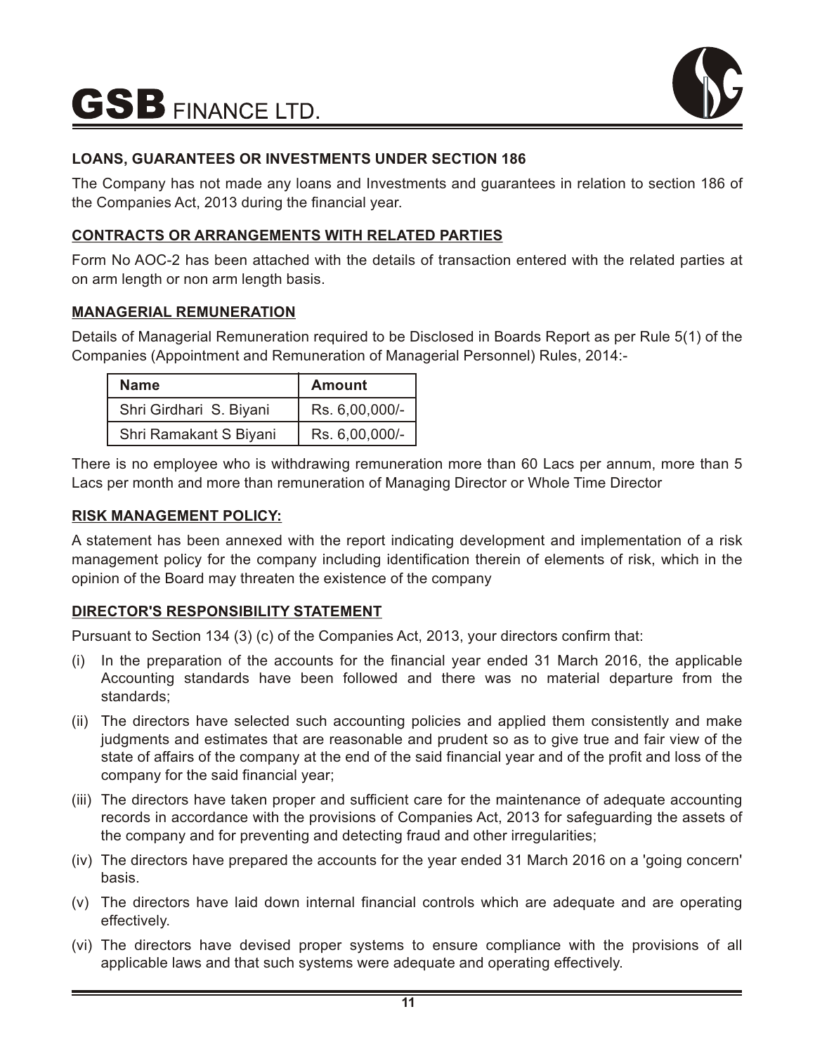## LOANS, GUARANTEES OR INVESTMENTS UNDER SECTION 186

The Company has not made any loans and Investments and guarantees in relation to section 186 of the Companies Act, 2013 during the financial year.

## CONTRACTS OR ARRANGEMENTS WITH RELATED PARTIES

Form No AOC-2 has been attached with the details of transaction entered with the related parties at on arm length or non arm length basis.

## MANAGERIAL REMUNERATION

Details of Managerial Remuneration required to be Disclosed in Boards Report as per Rule 5(1) of the Companies (Appointment and Remuneration of Managerial Personnel) Rules, 2014:-

| Name | Amount |
|---|---|
| Shri Girdhari S. Biyani | Rs. 6,00,000/- |
| Shri Ramakant S Biyani | Rs. 6,00,000/- |

There is no employee who is withdrawing remuneration more than 60 Lacs per annum, more than 5 Lacs per month and more than remuneration of Managing Director or Whole Time Director

## RISK MANAGEMENT POLICY:

A statement has been annexed with the report indicating development and implementation of a risk management policy for the company including identification therein of elements of risk, which in the opinion of the Board may threaten the existence of the company

## DIRECTOR'S RESPONSIBILITY STATEMENT

Pursuant to Section 134 (3) (c) of the Companies Act, 2013, your directors confirm that:

(i) In the preparation of the accounts for the financial year ended 31 March 2016, the applicable Accounting standards have been followed and there was no material departure from the standards;

(ii) The directors have selected such accounting policies and applied them consistently and make judgments and estimates that are reasonable and prudent so as to give true and fair view of the state of affairs of the company at the end of the said financial year and of the profit and loss of the company for the said financial year;

(iii) The directors have taken proper and sufficient care for the maintenance of adequate accounting records in accordance with the provisions of Companies Act, 2013 for safeguarding the assets of the company and for preventing and detecting fraud and other irregularities;

(iv) The directors have prepared the accounts for the year ended 31 March 2016 on a 'going concern' basis.

(v) The directors have laid down internal financial controls which are adequate and are operating effectively.

(vi) The directors have devised proper systems to ensure compliance with the provisions of all applicable laws and that such systems were adequate and operating effectively.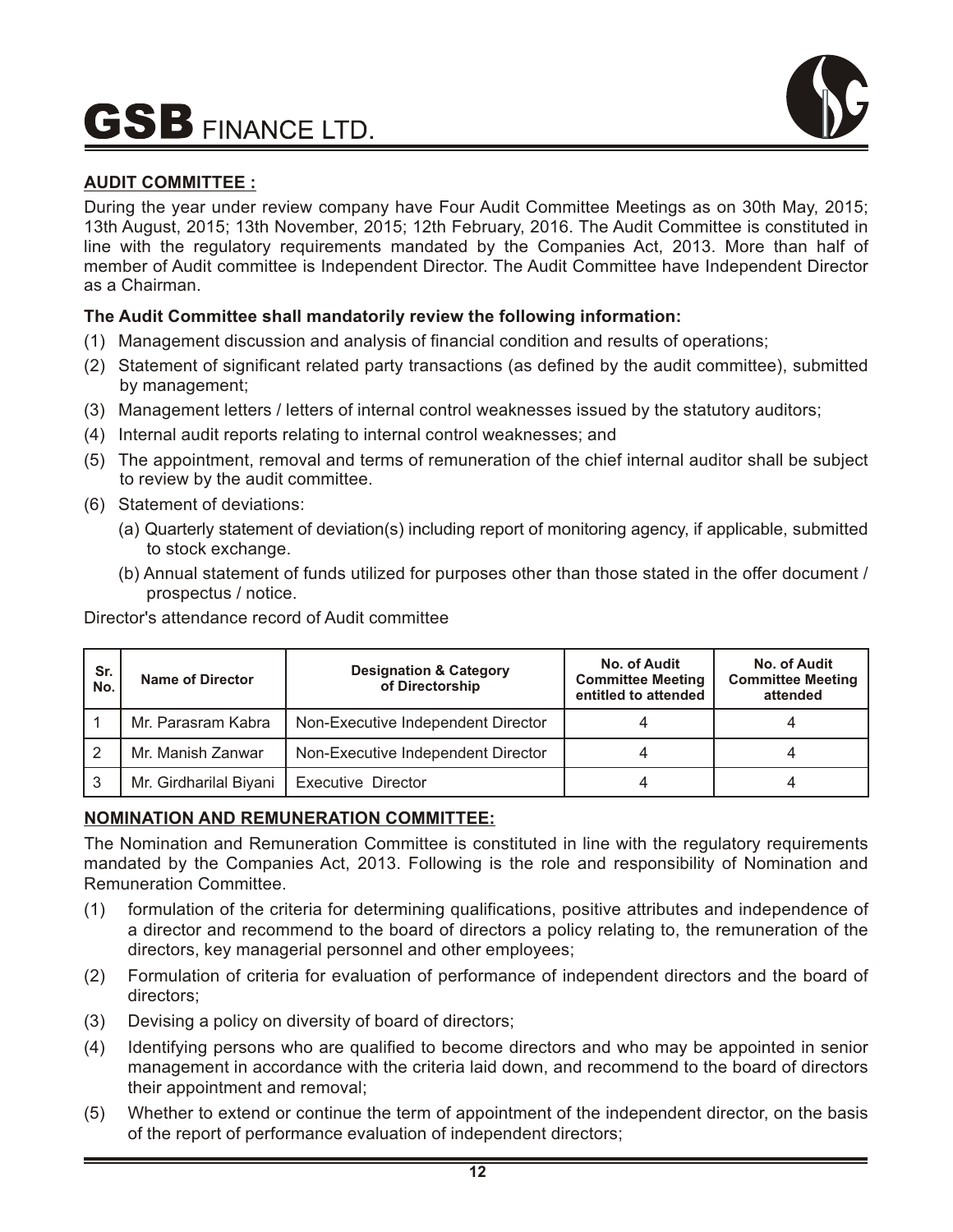## AUDIT COMMITTEE :

During the year under review company have Four Audit Committee Meetings as on 30th May, 2015; 13th August, 2015; 13th November, 2015; 12th February, 2016. The Audit Committee is constituted in line with the regulatory requirements mandated by the Companies Act, 2013. More than half of member of Audit committee is Independent Director. The Audit Committee have Independent Director as a Chairman.

**The Audit Committee shall mandatorily review the following information:**

(1) Management discussion and analysis of financial condition and results of operations;

(2) Statement of significant related party transactions (as defined by the audit committee), submitted by management;

(3) Management letters / letters of internal control weaknesses issued by the statutory auditors;

(4) Internal audit reports relating to internal control weaknesses; and

(5) The appointment, removal and terms of remuneration of the chief internal auditor shall be subject to review by the audit committee.

(6) Statement of deviations:

(a) Quarterly statement of deviation(s) including report of monitoring agency, if applicable, submitted to stock exchange.

(b) Annual statement of funds utilized for purposes other than those stated in the offer document / prospectus / notice.

Director's attendance record of Audit committee

| Sr. No. | Name of Director | Designation & Category of Directorship | No. of Audit Committee Meeting entitled to attended | No. of Audit Committee Meeting attended |
|---|---|---|---|---|
| 1 | Mr. Parasram Kabra | Non-Executive Independent Director | 4 | 4 |
| 2 | Mr. Manish Zanwar | Non-Executive Independent Director | 4 | 4 |
| 3 | Mr. Girdharilal Biyani | Executive Director | 4 | 4 |

## NOMINATION AND REMUNERATION COMMITTEE:

The Nomination and Remuneration Committee is constituted in line with the regulatory requirements mandated by the Companies Act, 2013. Following is the role and responsibility of Nomination and Remuneration Committee.

(1) formulation of the criteria for determining qualifications, positive attributes and independence of a director and recommend to the board of directors a policy relating to, the remuneration of the directors, key managerial personnel and other employees;

(2) Formulation of criteria for evaluation of performance of independent directors and the board of directors;

(3) Devising a policy on diversity of board of directors;

(4) Identifying persons who are qualified to become directors and who may be appointed in senior management in accordance with the criteria laid down, and recommend to the board of directors their appointment and removal;

(5) Whether to extend or continue the term of appointment of the independent director, on the basis of the report of performance evaluation of independent directors;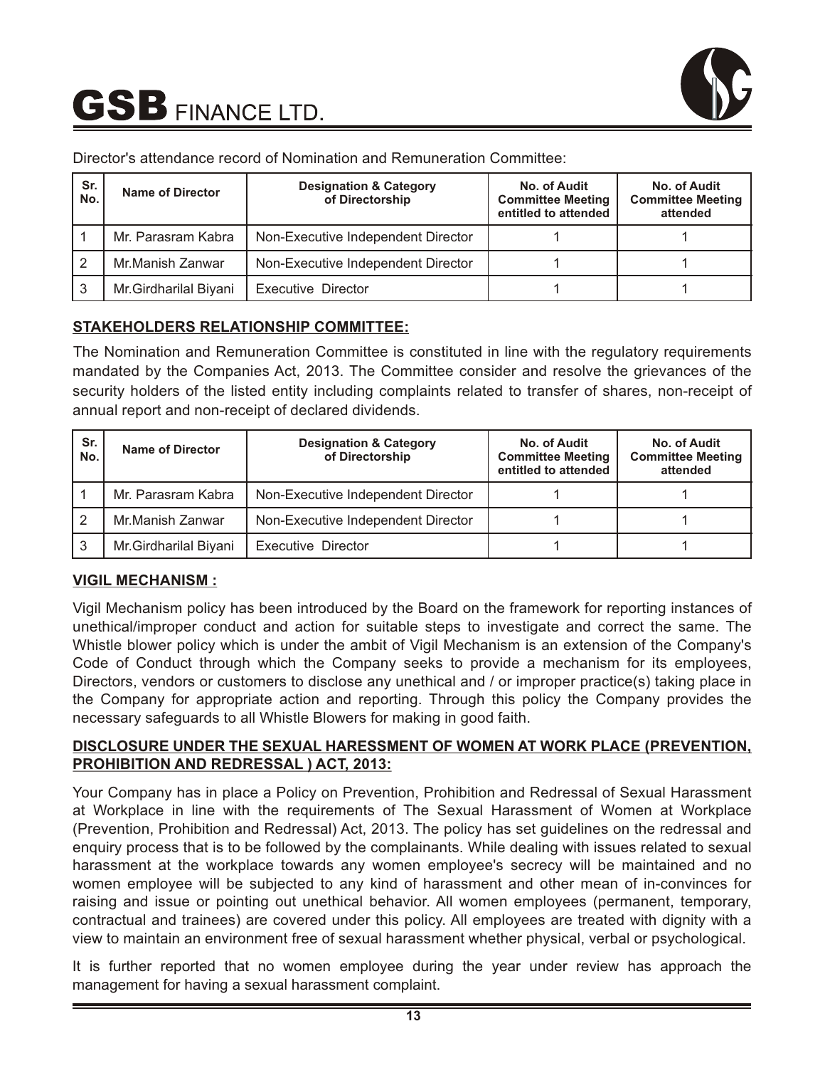Director's attendance record of Nomination and Remuneration Committee:

| Sr. No. | Name of Director | Designation & Category of Directorship | No. of Audit Committee Meeting entitled to attended | No. of Audit Committee Meeting attended |
|---|---|---|---|---|
| 1 | Mr. Parasram Kabra | Non-Executive Independent Director | 1 | 1 |
| 2 | Mr.Manish Zanwar | Non-Executive Independent Director | 1 | 1 |
| 3 | Mr.Girdharilal Biyani | Executive Director | 1 | 1 |

**STAKEHOLDERS RELATIONSHIP COMMITTEE:**

The Nomination and Remuneration Committee is constituted in line with the regulatory requirements mandated by the Companies Act, 2013. The Committee consider and resolve the grievances of the security holders of the listed entity including complaints related to transfer of shares, non-receipt of annual report and non-receipt of declared dividends.

| Sr. No. | Name of Director | Designation & Category of Directorship | No. of Audit Committee Meeting entitled to attended | No. of Audit Committee Meeting attended |
|---|---|---|---|---|
| 1 | Mr. Parasram Kabra | Non-Executive Independent Director | 1 | 1 |
| 2 | Mr.Manish Zanwar | Non-Executive Independent Director | 1 | 1 |
| 3 | Mr.Girdharilal Biyani | Executive Director | 1 | 1 |

**VIGIL MECHANISM :**

Vigil Mechanism policy has been introduced by the Board on the framework for reporting instances of unethical/improper conduct and action for suitable steps to investigate and correct the same. The Whistle blower policy which is under the ambit of Vigil Mechanism is an extension of the Company's Code of Conduct through which the Company seeks to provide a mechanism for its employees, Directors, vendors or customers to disclose any unethical and / or improper practice(s) taking place in the Company for appropriate action and reporting. Through this policy the Company provides the necessary safeguards to all Whistle Blowers for making in good faith.

**DISCLOSURE UNDER THE SEXUAL HARESSMENT OF WOMEN AT WORK PLACE (PREVENTION, PROHIBITION AND REDRESSAL ) ACT, 2013:**

Your Company has in place a Policy on Prevention, Prohibition and Redressal of Sexual Harassment at Workplace in line with the requirements of The Sexual Harassment of Women at Workplace (Prevention, Prohibition and Redressal) Act, 2013. The policy has set guidelines on the redressal and enquiry process that is to be followed by the complainants. While dealing with issues related to sexual harassment at the workplace towards any women employee's secrecy will be maintained and no women employee will be subjected to any kind of harassment and other mean of in-convinces for raising and issue or pointing out unethical behavior. All women employees (permanent, temporary, contractual and trainees) are covered under this policy. All employees are treated with dignity with a view to maintain an environment free of sexual harassment whether physical, verbal or psychological.

It is further reported that no women employee during the year under review has approach the management for having a sexual harassment complaint.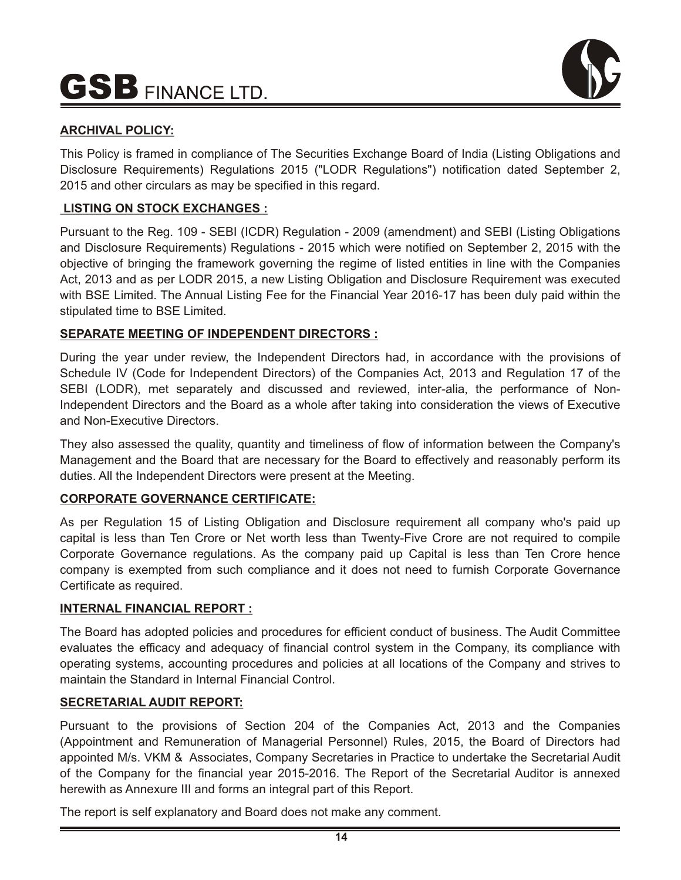**ARCHIVAL POLICY:**

This Policy is framed in compliance of The Securities Exchange Board of India (Listing Obligations and Disclosure Requirements) Regulations 2015 ("LODR Regulations") notification dated September 2, 2015 and other circulars as may be specified in this regard.

**LISTING ON STOCK EXCHANGES :**

Pursuant to the Reg. 109 - SEBI (ICDR) Regulation - 2009 (amendment) and SEBI (Listing Obligations and Disclosure Requirements) Regulations - 2015 which were notified on September 2, 2015 with the objective of bringing the framework governing the regime of listed entities in line with the Companies Act, 2013 and as per LODR 2015, a new Listing Obligation and Disclosure Requirement was executed with BSE Limited. The Annual Listing Fee for the Financial Year 2016-17 has been duly paid within the stipulated time to BSE Limited.

**SEPARATE MEETING OF INDEPENDENT DIRECTORS :**

During the year under review, the Independent Directors had, in accordance with the provisions of Schedule IV (Code for Independent Directors) of the Companies Act, 2013 and Regulation 17 of the SEBI (LODR), met separately and discussed and reviewed, inter-alia, the performance of Non-Independent Directors and the Board as a whole after taking into consideration the views of Executive and Non-Executive Directors.

They also assessed the quality, quantity and timeliness of flow of information between the Company's Management and the Board that are necessary for the Board to effectively and reasonably perform its duties. All the Independent Directors were present at the Meeting.

**CORPORATE GOVERNANCE CERTIFICATE:**

As per Regulation 15 of Listing Obligation and Disclosure requirement all company who's paid up capital is less than Ten Crore or Net worth less than Twenty-Five Crore are not required to compile Corporate Governance regulations. As the company paid up Capital is less than Ten Crore hence company is exempted from such compliance and it does not need to furnish Corporate Governance Certificate as required.

**INTERNAL FINANCIAL REPORT :**

The Board has adopted policies and procedures for efficient conduct of business. The Audit Committee evaluates the efficacy and adequacy of financial control system in the Company, its compliance with operating systems, accounting procedures and policies at all locations of the Company and strives to maintain the Standard in Internal Financial Control.

**SECRETARIAL AUDIT REPORT:**

Pursuant to the provisions of Section 204 of the Companies Act, 2013 and the Companies (Appointment and Remuneration of Managerial Personnel) Rules, 2015, the Board of Directors had appointed M/s. VKM & Associates, Company Secretaries in Practice to undertake the Secretarial Audit of the Company for the financial year 2015-2016. The Report of the Secretarial Auditor is annexed herewith as Annexure III and forms an integral part of this Report.

The report is self explanatory and Board does not make any comment.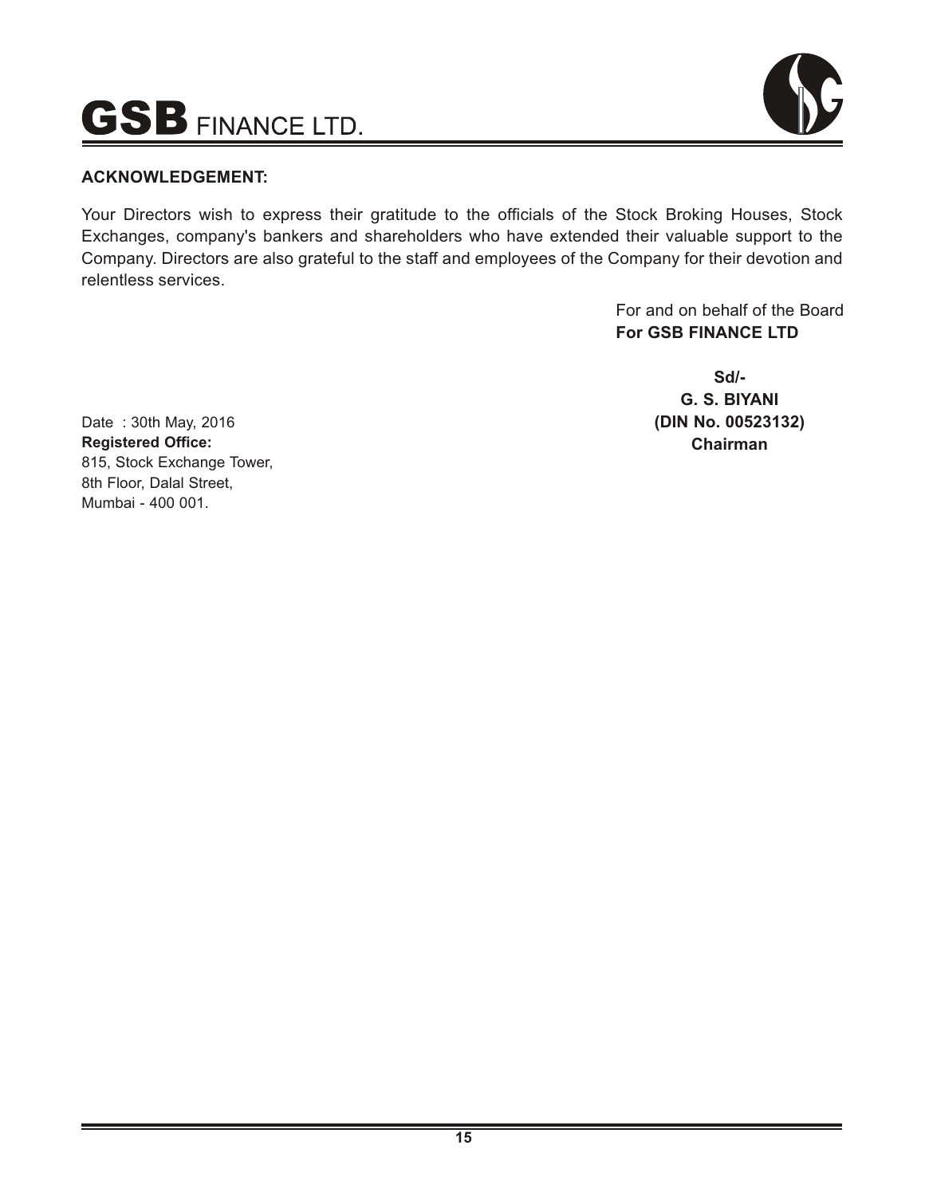**ACKNOWLEDGEMENT:**

Your Directors wish to express their gratitude to the officials of the Stock Broking Houses, Stock Exchanges, company's bankers and shareholders who have extended their valuable support to the Company. Directors are also grateful to the staff and employees of the Company for their devotion and relentless services.

For and on behalf of the Board
**For GSB FINANCE LTD**

**Sd/-**
**G. S. BIYANI**
**(DIN No. 00523132)**
**Chairman**

Date : 30th May, 2016
**Registered Office:**
815, Stock Exchange Tower,
8th Floor, Dalal Street,
Mumbai - 400 001.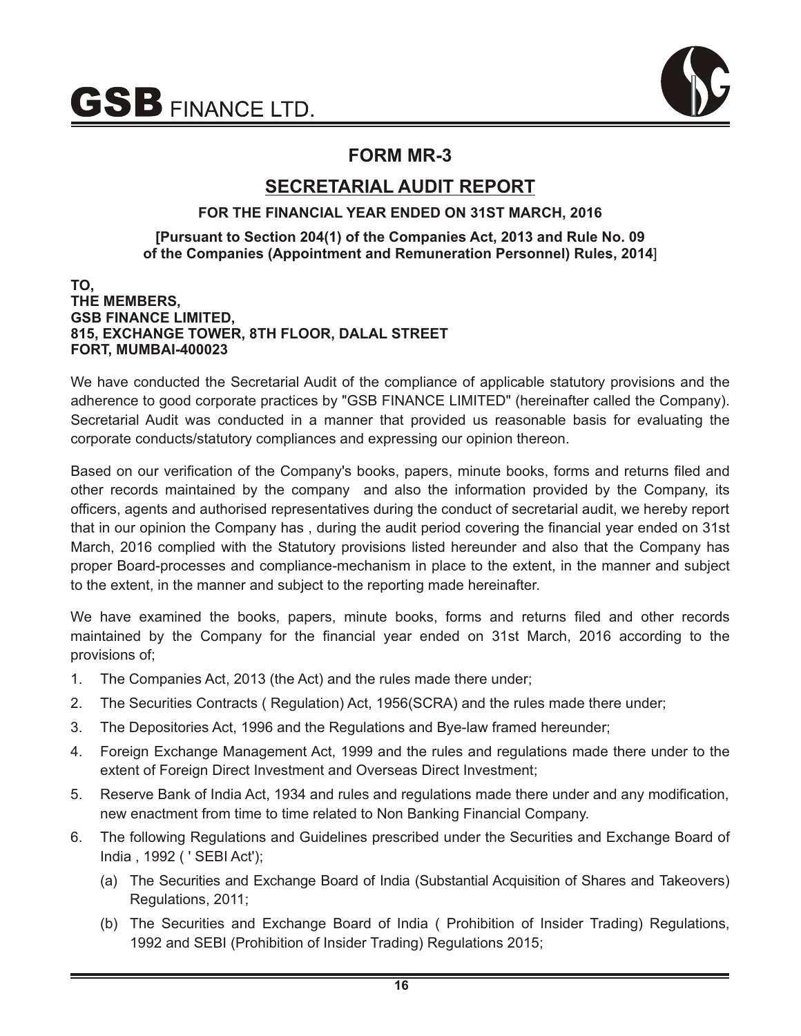# FORM MR-3

## SECRETARIAL AUDIT REPORT

### FOR THE FINANCIAL YEAR ENDED ON 31ST MARCH, 2016

**[Pursuant to Section 204(1) of the Companies Act, 2013 and Rule No. 09 of the Companies (Appointment and Remuneration Personnel) Rules, 2014]**

**TO,**
**THE MEMBERS,**
**GSB FINANCE LIMITED,**
**815, EXCHANGE TOWER, 8TH FLOOR, DALAL STREET**
**FORT, MUMBAI-400023**

We have conducted the Secretarial Audit of the compliance of applicable statutory provisions and the adherence to good corporate practices by "GSB FINANCE LIMITED" (hereinafter called the Company). Secretarial Audit was conducted in a manner that provided us reasonable basis for evaluating the corporate conducts/statutory compliances and expressing our opinion thereon.

Based on our verification of the Company's books, papers, minute books, forms and returns filed and other records maintained by the company and also the information provided by the Company, its officers, agents and authorised representatives during the conduct of secretarial audit, we hereby report that in our opinion the Company has , during the audit period covering the financial year ended on 31st March, 2016 complied with the Statutory provisions listed hereunder and also that the Company has proper Board-processes and compliance-mechanism in place to the extent, in the manner and subject to the extent, in the manner and subject to the reporting made hereinafter.

We have examined the books, papers, minute books, forms and returns filed and other records maintained by the Company for the financial year ended on 31st March, 2016 according to the provisions of;

1. The Companies Act, 2013 (the Act) and the rules made there under;
2. The Securities Contracts ( Regulation) Act, 1956(SCRA) and the rules made there under;
3. The Depositories Act, 1996 and the Regulations and Bye-law framed hereunder;
4. Foreign Exchange Management Act, 1999 and the rules and regulations made there under to the extent of Foreign Direct Investment and Overseas Direct Investment;
5. Reserve Bank of India Act, 1934 and rules and regulations made there under and any modification, new enactment from time to time related to Non Banking Financial Company.
6. The following Regulations and Guidelines prescribed under the Securities and Exchange Board of India , 1992 ( ' SEBI Act');
   (a) The Securities and Exchange Board of India (Substantial Acquisition of Shares and Takeovers) Regulations, 2011;
   (b) The Securities and Exchange Board of India ( Prohibition of Insider Trading) Regulations, 1992 and SEBI (Prohibition of Insider Trading) Regulations 2015;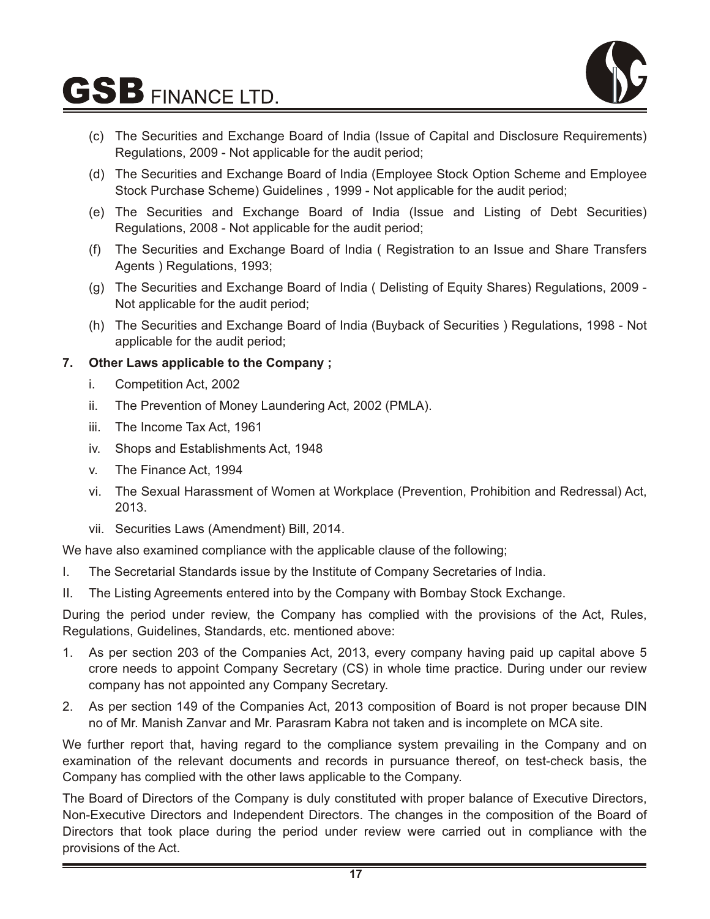(c) The Securities and Exchange Board of India (Issue of Capital and Disclosure Requirements) Regulations, 2009 - Not applicable for the audit period;

(d) The Securities and Exchange Board of India (Employee Stock Option Scheme and Employee Stock Purchase Scheme) Guidelines , 1999 - Not applicable for the audit period;

(e) The Securities and Exchange Board of India (Issue and Listing of Debt Securities) Regulations, 2008 - Not applicable for the audit period;

(f) The Securities and Exchange Board of India ( Registration to an Issue and Share Transfers Agents ) Regulations, 1993;

(g) The Securities and Exchange Board of India ( Delisting of Equity Shares) Regulations, 2009 - Not applicable for the audit period;

(h) The Securities and Exchange Board of India (Buyback of Securities ) Regulations, 1998 - Not applicable for the audit period;

**7. Other Laws applicable to the Company ;**

i. Competition Act, 2002

ii. The Prevention of Money Laundering Act, 2002 (PMLA).

iii. The Income Tax Act, 1961

iv. Shops and Establishments Act, 1948

v. The Finance Act, 1994

vi. The Sexual Harassment of Women at Workplace (Prevention, Prohibition and Redressal) Act, 2013.

vii. Securities Laws (Amendment) Bill, 2014.

We have also examined compliance with the applicable clause of the following;

I. The Secretarial Standards issue by the Institute of Company Secretaries of India.

II. The Listing Agreements entered into by the Company with Bombay Stock Exchange.

During the period under review, the Company has complied with the provisions of the Act, Rules, Regulations, Guidelines, Standards, etc. mentioned above:

1. As per section 203 of the Companies Act, 2013, every company having paid up capital above 5 crore needs to appoint Company Secretary (CS) in whole time practice. During under our review company has not appointed any Company Secretary.

2. As per section 149 of the Companies Act, 2013 composition of Board is not proper because DIN no of Mr. Manish Zanvar and Mr. Parasram Kabra not taken and is incomplete on MCA site.

We further report that, having regard to the compliance system prevailing in the Company and on examination of the relevant documents and records in pursuance thereof, on test-check basis, the Company has complied with the other laws applicable to the Company.

The Board of Directors of the Company is duly constituted with proper balance of Executive Directors, Non-Executive Directors and Independent Directors. The changes in the composition of the Board of Directors that took place during the period under review were carried out in compliance with the provisions of the Act.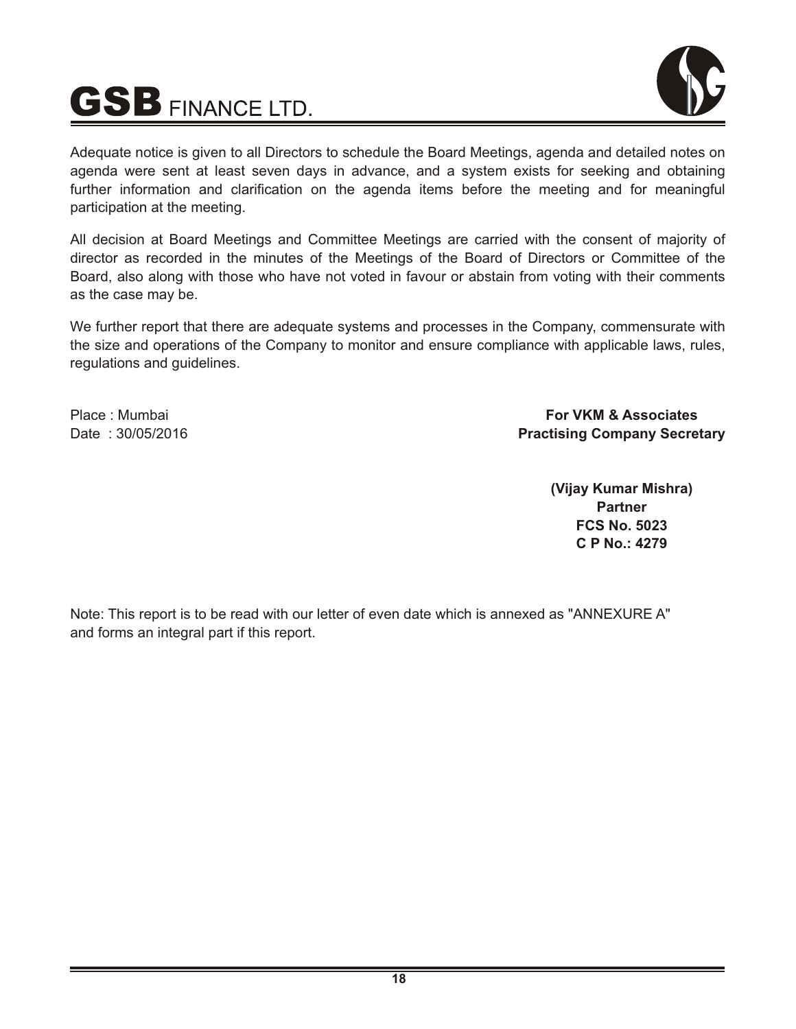Adequate notice is given to all Directors to schedule the Board Meetings, agenda and detailed notes on agenda were sent at least seven days in advance, and a system exists for seeking and obtaining further information and clarification on the agenda items before the meeting and for meaningful participation at the meeting.

All decision at Board Meetings and Committee Meetings are carried with the consent of majority of director as recorded in the minutes of the Meetings of the Board of Directors or Committee of the Board, also along with those who have not voted in favour or abstain from voting with their comments as the case may be.

We further report that there are adequate systems and processes in the Company, commensurate with the size and operations of the Company to monitor and ensure compliance with applicable laws, rules, regulations and guidelines.

Place : Mumbai
Date : 30/05/2016

**For VKM & Associates**
**Practising Company Secretary**

**(Vijay Kumar Mishra)**
**Partner**
**FCS No. 5023**
**C P No.: 4279**

Note: This report is to be read with our letter of even date which is annexed as "ANNEXURE A" and forms an integral part if this report.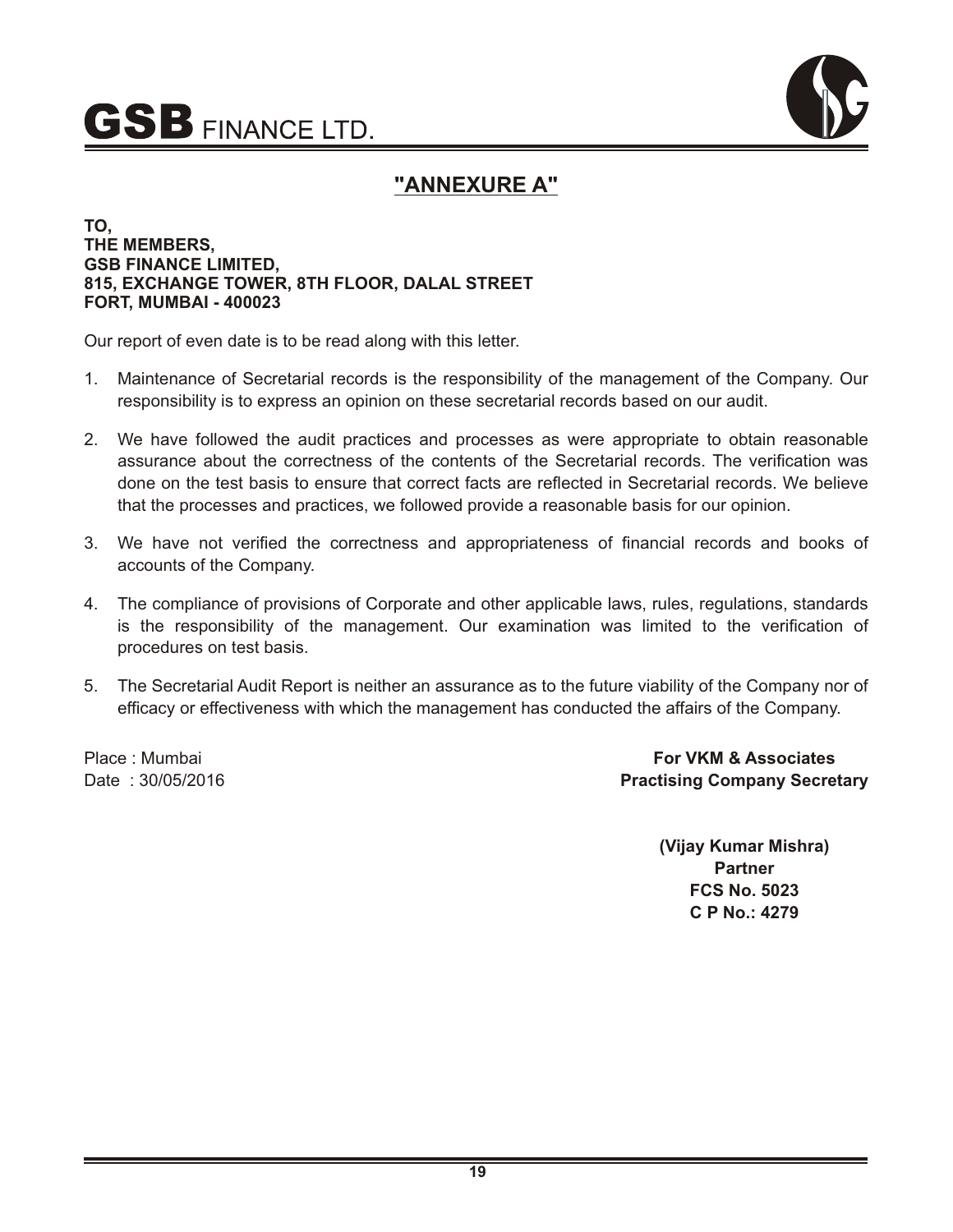## "ANNEXURE A"

**TO,**
**THE MEMBERS,**
**GSB FINANCE LIMITED,**
**815, EXCHANGE TOWER, 8TH FLOOR, DALAL STREET**
**FORT, MUMBAI - 400023**

Our report of even date is to be read along with this letter.

1. Maintenance of Secretarial records is the responsibility of the management of the Company. Our responsibility is to express an opinion on these secretarial records based on our audit.
2. We have followed the audit practices and processes as were appropriate to obtain reasonable assurance about the correctness of the contents of the Secretarial records. The verification was done on the test basis to ensure that correct facts are reflected in Secretarial records. We believe that the processes and practices, we followed provide a reasonable basis for our opinion.
3. We have not verified the correctness and appropriateness of financial records and books of accounts of the Company.
4. The compliance of provisions of Corporate and other applicable laws, rules, regulations, standards is the responsibility of the management. Our examination was limited to the verification of procedures on test basis.
5. The Secretarial Audit Report is neither an assurance as to the future viability of the Company nor of efficacy or effectiveness with which the management has conducted the affairs of the Company.

Place : Mumbai
Date : 30/05/2016

**For VKM & Associates**
**Practising Company Secretary**

**(Vijay Kumar Mishra)**
**Partner**
**FCS No. 5023**
**C P No.: 4279**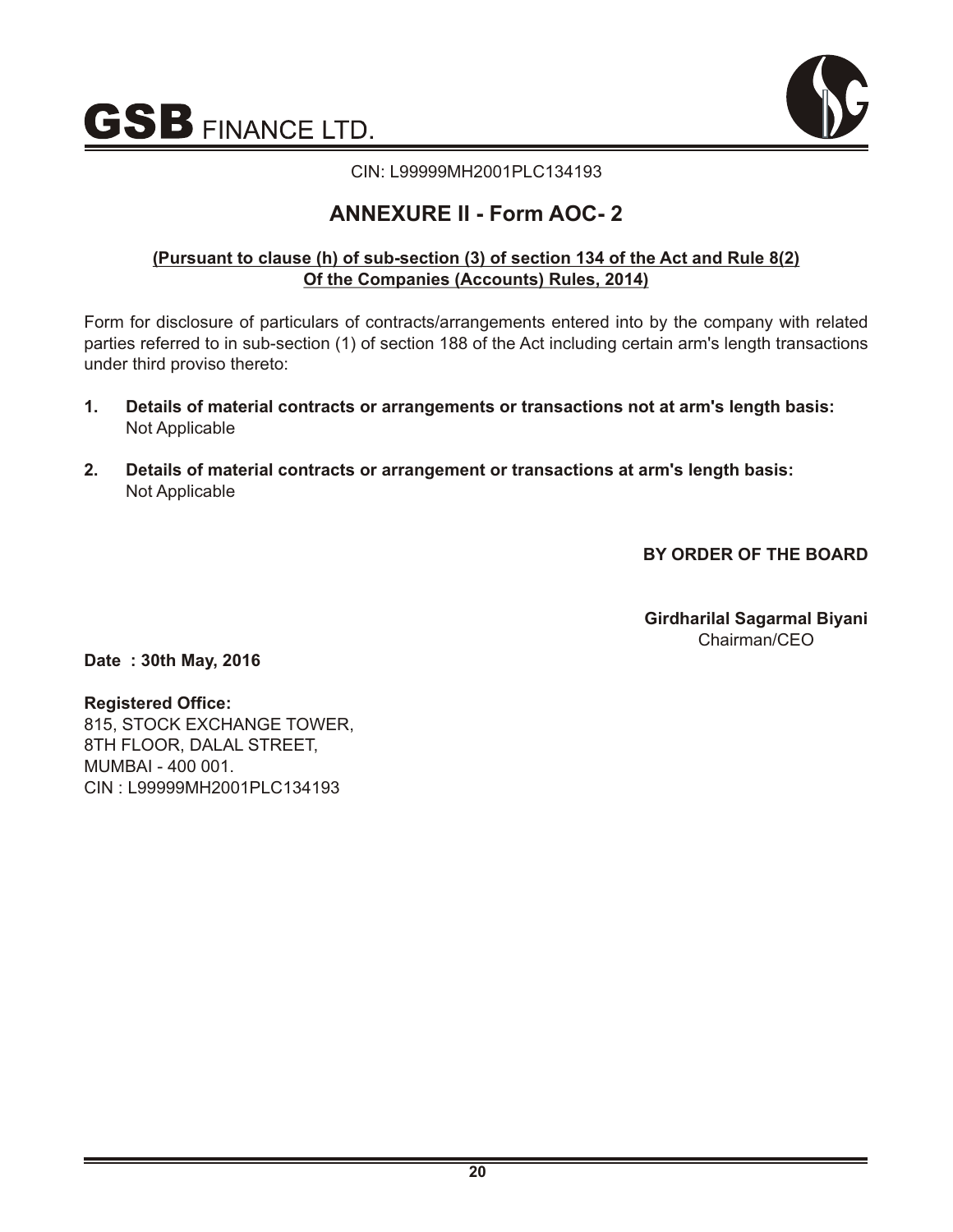CIN: L99999MH2001PLC134193

# ANNEXURE II - Form AOC- 2

**(Pursuant to clause (h) of sub-section (3) of section 134 of the Act and Rule 8(2) Of the Companies (Accounts) Rules, 2014)**

Form for disclosure of particulars of contracts/arrangements entered into by the company with related parties referred to in sub-section (1) of section 188 of the Act including certain arm's length transactions under third proviso thereto:

1. **Details of material contracts or arrangements or transactions not at arm's length basis:**
   Not Applicable

2. **Details of material contracts or arrangement or transactions at arm's length basis:**
   Not Applicable

**BY ORDER OF THE BOARD**

**Girdharilal Sagarmal Biyani**
Chairman/CEO

**Date : 30th May, 2016**

**Registered Office:**
815, STOCK EXCHANGE TOWER,
8TH FLOOR, DALAL STREET,
MUMBAI - 400 001.
CIN : L99999MH2001PLC134193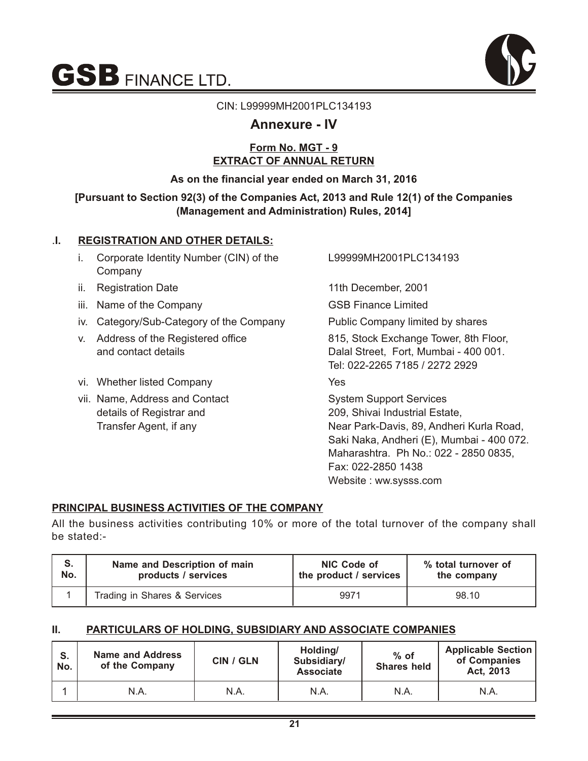# GSB FINANCE LTD.

CIN: L99999MH2001PLC134193

## Annexure - IV

### Form No. MGT - 9
### EXTRACT OF ANNUAL RETURN

**As on the financial year ended on March 31, 2016**

**[Pursuant to Section 92(3) of the Companies Act, 2013 and Rule 12(1) of the Companies (Management and Administration) Rules, 2014]**

### .I. REGISTRATION AND OTHER DETAILS:

| | |
|---|---|
| i. Corporate Identity Number (CIN) of the Company | L99999MH2001PLC134193 |
| ii. Registration Date | 11th December, 2001 |
| iii. Name of the Company | GSB Finance Limited |
| iv. Category/Sub-Category of the Company | Public Company limited by shares |
| v. Address of the Registered office and contact details | 815, Stock Exchange Tower, 8th Floor, Dalal Street, Fort, Mumbai - 400 001. Tel: 022-2265 7185 / 2272 2929 |
| vi. Whether listed Company | Yes |
| vii. Name, Address and Contact details of Registrar and Transfer Agent, if any | System Support Services 209, Shivai Industrial Estate, Near Park-Davis, 89, Andheri Kurla Road, Saki Naka, Andheri (E), Mumbai - 400 072. Maharashtra. Ph No.: 022 - 2850 0835, Fax: 022-2850 1438 Website : ww.sysss.com |

### PRINCIPAL BUSINESS ACTIVITIES OF THE COMPANY

All the business activities contributing 10% or more of the total turnover of the company shall be stated:-

| S. No. | Name and Description of main products / services | NIC Code of the product / services | % total turnover of the company |
|---|---|---|---|
| 1 | Trading in Shares & Services | 9971 | 98.10 |

### II. PARTICULARS OF HOLDING, SUBSIDIARY AND ASSOCIATE COMPANIES

| S. No. | Name and Address of the Company | CIN / GLN | Holding/ Subsidiary/ Associate | % of Shares held | Applicable Section of Companies Act, 2013 |
|---|---|---|---|---|---|
| 1 | N.A. | N.A. | N.A. | N.A. | N.A. |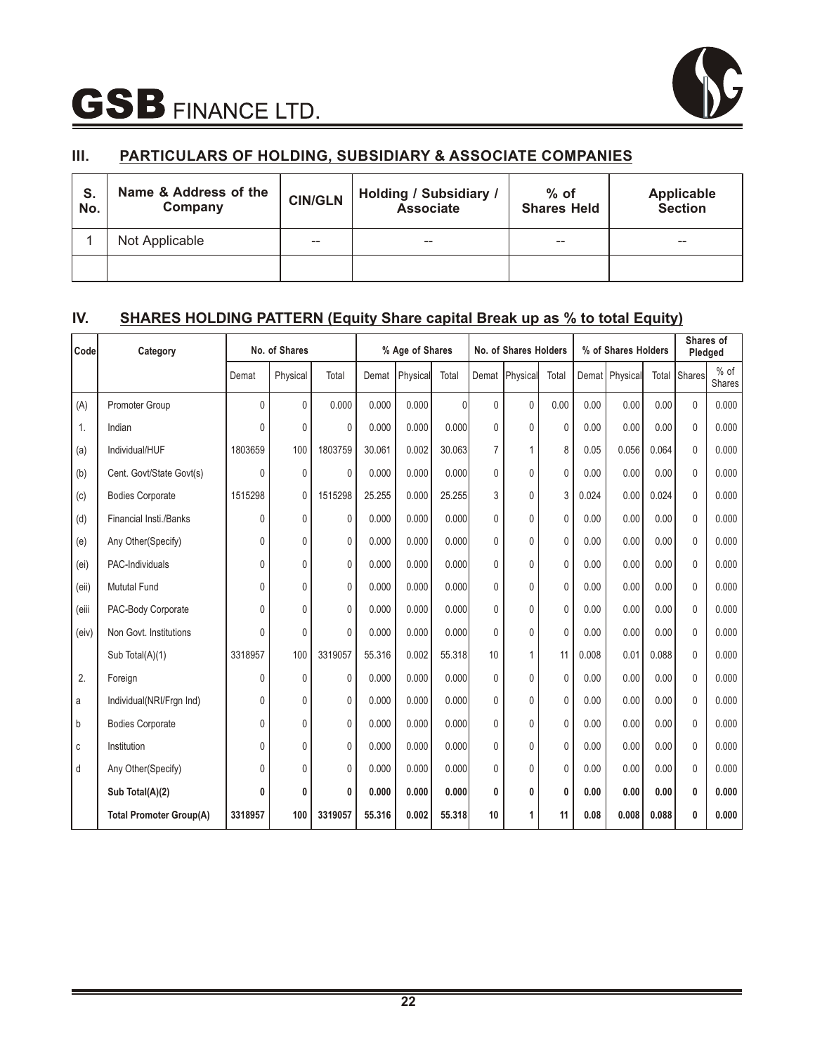### III. PARTICULARS OF HOLDING, SUBSIDIARY & ASSOCIATE COMPANIES

| S. No. | Name & Address of the Company | CIN/GLN | Holding / Subsidiary / Associate | % of Shares Held | Applicable Section |
|---|---|---|---|---|---|
| 1 | Not Applicable | -- | -- | -- | -- |
| | | | | | |

### IV. SHARES HOLDING PATTERN (Equity Share capital Break up as % to total Equity)

| Code | Category | No. of Shares | | | % Age of Shares | | | No. of Shares Holders | | | % of Shares Holders | | | Shares of Pledged | |
|---|---|---|---|---|---|---|---|---|---|---|---|---|---|---|---|
| | | Demat | Physical | Total | Demat | Physical | Total | Demat | Physical | Total | Demat | Physical | Total | Shares | % of Shares |
| (A) | Promoter Group | 0 | 0 | 0.000 | 0.000 | 0.000 | 0 | 0 | 0 | 0.00 | 0.00 | 0.00 | 0.00 | 0 | 0.000 |
| 1. | Indian | 0 | 0 | 0 | 0.000 | 0.000 | 0.000 | 0 | 0 | 0 | 0.00 | 0.00 | 0.00 | 0 | 0.000 |
| (a) | Individual/HUF | 1803659 | 100 | 1803759 | 30.061 | 0.002 | 30.063 | 7 | 1 | 8 | 0.05 | 0.056 | 0.064 | 0 | 0.000 |
| (b) | Cent. Govt/State Govt(s) | 0 | 0 | 0 | 0.000 | 0.000 | 0.000 | 0 | 0 | 0 | 0.00 | 0.00 | 0.00 | 0 | 0.000 |
| (c) | Bodies Corporate | 1515298 | 0 | 1515298 | 25.255 | 0.000 | 25.255 | 3 | 0 | 3 | 0.024 | 0.00 | 0.024 | 0 | 0.000 |
| (d) | Financial Insti./Banks | 0 | 0 | 0 | 0.000 | 0.000 | 0.000 | 0 | 0 | 0 | 0.00 | 0.00 | 0.00 | 0 | 0.000 |
| (e) | Any Other(Specify) | 0 | 0 | 0 | 0.000 | 0.000 | 0.000 | 0 | 0 | 0 | 0.00 | 0.00 | 0.00 | 0 | 0.000 |
| (ei) | PAC-Individuals | 0 | 0 | 0 | 0.000 | 0.000 | 0.000 | 0 | 0 | 0 | 0.00 | 0.00 | 0.00 | 0 | 0.000 |
| (eii) | Mututal Fund | 0 | 0 | 0 | 0.000 | 0.000 | 0.000 | 0 | 0 | 0 | 0.00 | 0.00 | 0.00 | 0 | 0.000 |
| (eiii | PAC-Body Corporate | 0 | 0 | 0 | 0.000 | 0.000 | 0.000 | 0 | 0 | 0 | 0.00 | 0.00 | 0.00 | 0 | 0.000 |
| (eiv) | Non Govt. Institutions | 0 | 0 | 0 | 0.000 | 0.000 | 0.000 | 0 | 0 | 0 | 0.00 | 0.00 | 0.00 | 0 | 0.000 |
| | Sub Total(A)(1) | 3318957 | 100 | 3319057 | 55.316 | 0.002 | 55.318 | 10 | 1 | 11 | 0.008 | 0.01 | 0.088 | 0 | 0.000 |
| 2. | Foreign | 0 | 0 | 0 | 0.000 | 0.000 | 0.000 | 0 | 0 | 0 | 0.00 | 0.00 | 0.00 | 0 | 0.000 |
| a | Individual(NRI/Frgn Ind) | 0 | 0 | 0 | 0.000 | 0.000 | 0.000 | 0 | 0 | 0 | 0.00 | 0.00 | 0.00 | 0 | 0.000 |
| b | Bodies Corporate | 0 | 0 | 0 | 0.000 | 0.000 | 0.000 | 0 | 0 | 0 | 0.00 | 0.00 | 0.00 | 0 | 0.000 |
| c | Institution | 0 | 0 | 0 | 0.000 | 0.000 | 0.000 | 0 | 0 | 0 | 0.00 | 0.00 | 0.00 | 0 | 0.000 |
| d | Any Other(Specify) | 0 | 0 | 0 | 0.000 | 0.000 | 0.000 | 0 | 0 | 0 | 0.00 | 0.00 | 0.00 | 0 | 0.000 |
| | **Sub Total(A)(2)** | **0** | **0** | **0** | **0.000** | **0.000** | **0.000** | **0** | **0** | **0** | **0.00** | **0.00** | **0.00** | **0** | **0.000** |
| | **Total Promoter Group(A)** | **3318957** | **100** | **3319057** | **55.316** | **0.002** | **55.318** | **10** | **1** | **11** | **0.08** | **0.008** | **0.088** | **0** | **0.000** |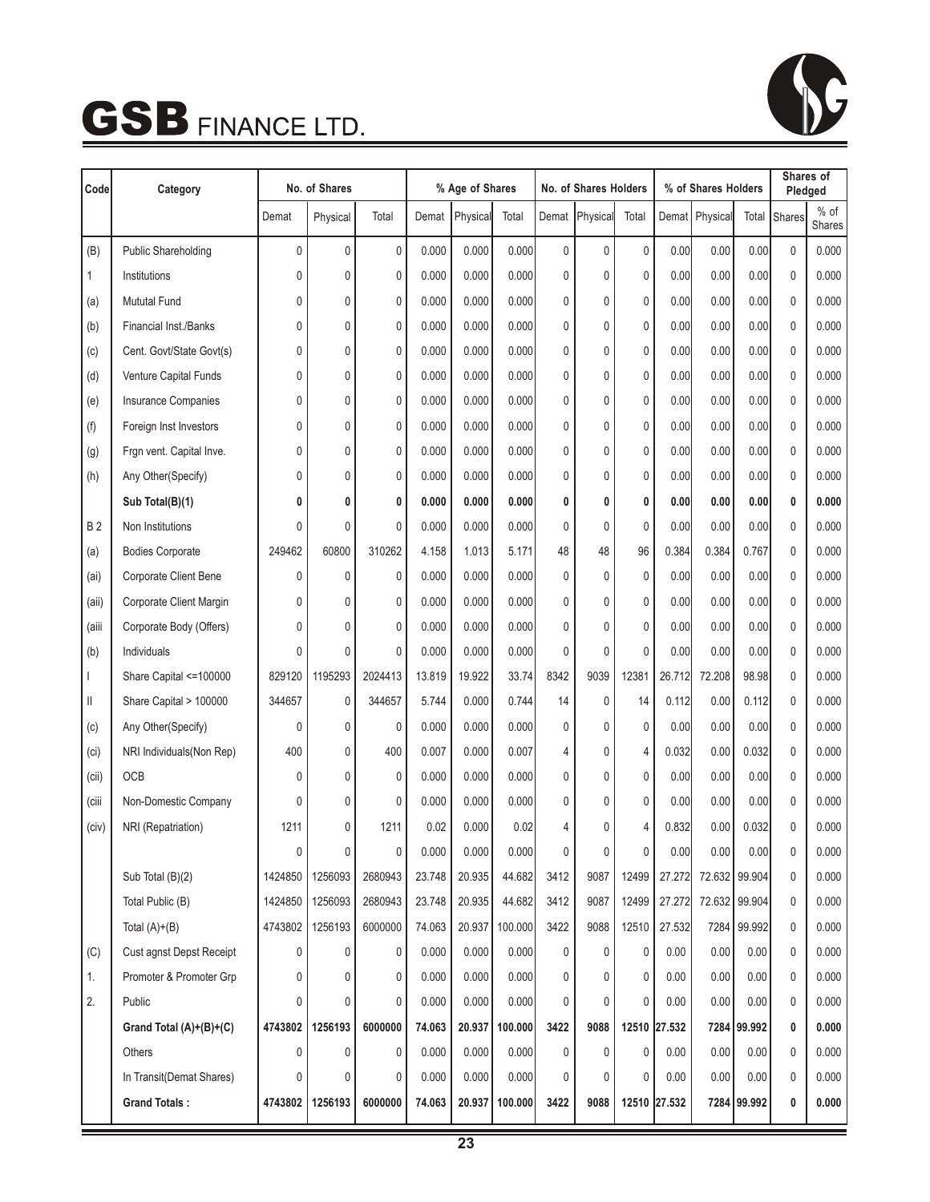# GSB FINANCE LTD.

| Code | Category | No. of Shares | | | % Age of Shares | | | No. of Shares Holders | | | % of Shares Holders | | | Shares of Pledged | |
|---|---|---|---|---|---|---|---|---|---|---|---|---|---|---|---|
| | | Demat | Physical | Total | Demat | Physical | Total | Demat | Physical | Total | Demat | Physical | Total | Shares | % of Shares |
| (B) | Public Shareholding | 0 | 0 | 0 | 0.000 | 0.000 | 0.000 | 0 | 0 | 0 | 0.00 | 0.00 | 0.00 | 0 | 0.000 |
| 1 | Institutions | 0 | 0 | 0 | 0.000 | 0.000 | 0.000 | 0 | 0 | 0 | 0.00 | 0.00 | 0.00 | 0 | 0.000 |
| (a) | Mututal Fund | 0 | 0 | 0 | 0.000 | 0.000 | 0.000 | 0 | 0 | 0 | 0.00 | 0.00 | 0.00 | 0 | 0.000 |
| (b) | Financial Inst./Banks | 0 | 0 | 0 | 0.000 | 0.000 | 0.000 | 0 | 0 | 0 | 0.00 | 0.00 | 0.00 | 0 | 0.000 |
| (c) | Cent. Govt/State Govt(s) | 0 | 0 | 0 | 0.000 | 0.000 | 0.000 | 0 | 0 | 0 | 0.00 | 0.00 | 0.00 | 0 | 0.000 |
| (d) | Venture Capital Funds | 0 | 0 | 0 | 0.000 | 0.000 | 0.000 | 0 | 0 | 0 | 0.00 | 0.00 | 0.00 | 0 | 0.000 |
| (e) | Insurance Companies | 0 | 0 | 0 | 0.000 | 0.000 | 0.000 | 0 | 0 | 0 | 0.00 | 0.00 | 0.00 | 0 | 0.000 |
| (f) | Foreign Inst Investors | 0 | 0 | 0 | 0.000 | 0.000 | 0.000 | 0 | 0 | 0 | 0.00 | 0.00 | 0.00 | 0 | 0.000 |
| (g) | Frgn vent. Capital Inve. | 0 | 0 | 0 | 0.000 | 0.000 | 0.000 | 0 | 0 | 0 | 0.00 | 0.00 | 0.00 | 0 | 0.000 |
| (h) | Any Other(Specify) | 0 | 0 | 0 | 0.000 | 0.000 | 0.000 | 0 | 0 | 0 | 0.00 | 0.00 | 0.00 | 0 | 0.000 |
| | **Sub Total(B)(1)** | **0** | **0** | **0** | **0.000** | **0.000** | **0.000** | **0** | **0** | **0** | **0.00** | **0.00** | **0.00** | **0** | **0.000** |
| B 2 | Non Institutions | 0 | 0 | 0 | 0.000 | 0.000 | 0.000 | 0 | 0 | 0 | 0.00 | 0.00 | 0.00 | 0 | 0.000 |
| (a) | Bodies Corporate | 249462 | 60800 | 310262 | 4.158 | 1.013 | 5.171 | 48 | 48 | 96 | 0.384 | 0.384 | 0.767 | 0 | 0.000 |
| (ai) | Corporate Client Bene | 0 | 0 | 0 | 0.000 | 0.000 | 0.000 | 0 | 0 | 0 | 0.00 | 0.00 | 0.00 | 0 | 0.000 |
| (aii) | Corporate Client Margin | 0 | 0 | 0 | 0.000 | 0.000 | 0.000 | 0 | 0 | 0 | 0.00 | 0.00 | 0.00 | 0 | 0.000 |
| (aiii | Corporate Body (Offers) | 0 | 0 | 0 | 0.000 | 0.000 | 0.000 | 0 | 0 | 0 | 0.00 | 0.00 | 0.00 | 0 | 0.000 |
| (b) | Individuals | 0 | 0 | 0 | 0.000 | 0.000 | 0.000 | 0 | 0 | 0 | 0.00 | 0.00 | 0.00 | 0 | 0.000 |
| I | Share Capital <=100000 | 829120 | 1195293 | 2024413 | 13.819 | 19.922 | 33.74 | 8342 | 9039 | 12381 | 26.712 | 72.208 | 98.98 | 0 | 0.000 |
| II | Share Capital > 100000 | 344657 | 0 | 344657 | 5.744 | 0.000 | 0.744 | 14 | 0 | 14 | 0.112 | 0.00 | 0.112 | 0 | 0.000 |
| (c) | Any Other(Specify) | 0 | 0 | 0 | 0.000 | 0.000 | 0.000 | 0 | 0 | 0 | 0.00 | 0.00 | 0.00 | 0 | 0.000 |
| (ci) | NRI Individuals(Non Rep) | 400 | 0 | 400 | 0.007 | 0.000 | 0.007 | 4 | 0 | 4 | 0.032 | 0.00 | 0.032 | 0 | 0.000 |
| (cii) | OCB | 0 | 0 | 0 | 0.000 | 0.000 | 0.000 | 0 | 0 | 0 | 0.00 | 0.00 | 0.00 | 0 | 0.000 |
| (ciii | Non-Domestic Company | 0 | 0 | 0 | 0.000 | 0.000 | 0.000 | 0 | 0 | 0 | 0.00 | 0.00 | 0.00 | 0 | 0.000 |
| (civ) | NRI (Repatriation) | 1211 | 0 | 1211 | 0.02 | 0.000 | 0.02 | 4 | 0 | 4 | 0.832 | 0.00 | 0.032 | 0 | 0.000 |
| | | 0 | 0 | 0 | 0.000 | 0.000 | 0.000 | 0 | 0 | 0 | 0.00 | 0.00 | 0.00 | 0 | 0.000 |
| | Sub Total (B)(2) | 1424850 | 1256093 | 2680943 | 23.748 | 20.935 | 44.682 | 3412 | 9087 | 12499 | 27.272 | 72.632 | 99.904 | 0 | 0.000 |
| | Total Public (B) | 1424850 | 1256093 | 2680943 | 23.748 | 20.935 | 44.682 | 3412 | 9087 | 12499 | 27.272 | 72.632 | 99.904 | 0 | 0.000 |
| | Total (A)+(B) | 4743802 | 1256193 | 6000000 | 74.063 | 20.937 | 100.000 | 3422 | 9088 | 12510 | 27.532 | 7284 | 99.992 | 0 | 0.000 |
| (C) | Cust agnst Depst Receipt | 0 | 0 | 0 | 0.000 | 0.000 | 0.000 | 0 | 0 | 0 | 0.00 | 0.00 | 0.00 | 0 | 0.000 |
| 1. | Promoter & Promoter Grp | 0 | 0 | 0 | 0.000 | 0.000 | 0.000 | 0 | 0 | 0 | 0.00 | 0.00 | 0.00 | 0 | 0.000 |
| 2. | Public | 0 | 0 | 0 | 0.000 | 0.000 | 0.000 | 0 | 0 | 0 | 0.00 | 0.00 | 0.00 | 0 | 0.000 |
| | **Grand Total (A)+(B)+(C)** | **4743802** | **1256193** | **6000000** | **74.063** | **20.937** | **100.000** | **3422** | **9088** | **12510** | **27.532** | **7284** | **99.992** | **0** | **0.000** |
| | Others | 0 | 0 | 0 | 0.000 | 0.000 | 0.000 | 0 | 0 | 0 | 0.00 | 0.00 | 0.00 | 0 | 0.000 |
| | In Transit(Demat Shares) | 0 | 0 | 0 | 0.000 | 0.000 | 0.000 | 0 | 0 | 0 | 0.00 | 0.00 | 0.00 | 0 | 0.000 |
| | **Grand Totals :** | **4743802** | **1256193** | **6000000** | **74.063** | **20.937** | **100.000** | **3422** | **9088** | **12510** | **27.532** | **7284** | **99.992** | **0** | **0.000** |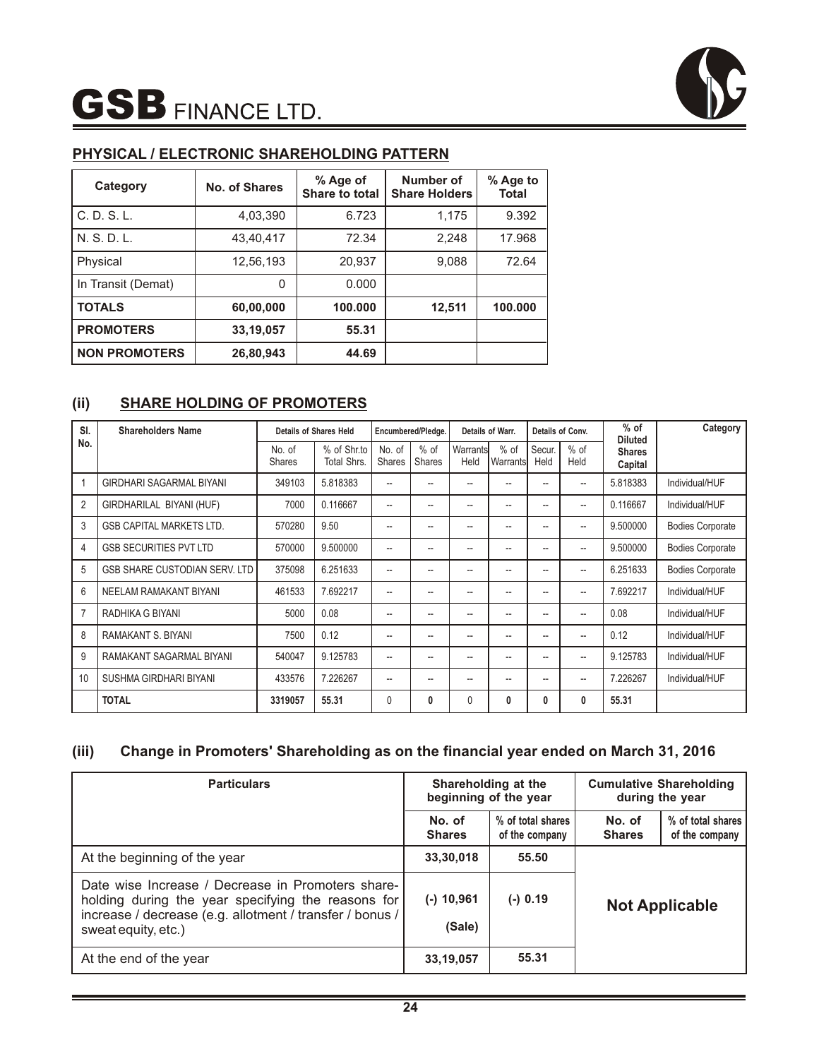# GSB FINANCE LTD.

## PHYSICAL / ELECTRONIC SHAREHOLDING PATTERN

| Category | No. of Shares | % Age of Share to total | Number of Share Holders | % Age to Total |
|---|---|---|---|---|
| C. D. S. L. | 4,03,390 | 6.723 | 1,175 | 9.392 |
| N. S. D. L. | 43,40,417 | 72.34 | 2,248 | 17.968 |
| Physical | 12,56,193 | 20,937 | 9,088 | 72.64 |
| In Transit (Demat) | 0 | 0.000 | | |
| **TOTALS** | **60,00,000** | **100.000** | **12,511** | **100.000** |
| **PROMOTERS** | **33,19,057** | **55.31** | | |
| **NON PROMOTERS** | **26,80,943** | **44.69** | | |

## (ii) SHARE HOLDING OF PROMOTERS

| Sl. No. | Shareholders Name | Details of Shares Held | | Encumbered/Pledge. | | Details of Warr. | | Details of Conv. | | % of Diluted Shares Capital | Category |
|---|---|---|---|---|---|---|---|---|---|---|---|
| | | No. of Shares | % of Shr.to Total Shrs. | No. of Shares | % of Shares | Warrants Held | % of Warrants | Secur. Held | % of Held | | |
| 1 | GIRDHARI SAGARMAL BIYANI | 349103 | 5.818383 | -- | -- | -- | -- | -- | -- | 5.818383 | Individual/HUF |
| 2 | GIRDHARILAL BIYANI (HUF) | 7000 | 0.116667 | -- | -- | -- | -- | -- | -- | 0.116667 | Individual/HUF |
| 3 | GSB CAPITAL MARKETS LTD. | 570280 | 9.50 | -- | -- | -- | -- | -- | -- | 9.500000 | Bodies Corporate |
| 4 | GSB SECURITIES PVT LTD | 570000 | 9.500000 | -- | -- | -- | -- | -- | -- | 9.500000 | Bodies Corporate |
| 5 | GSB SHARE CUSTODIAN SERV. LTD | 375098 | 6.251633 | -- | -- | -- | -- | -- | -- | 6.251633 | Bodies Corporate |
| 6 | NEELAM RAMAKANT BIYANI | 461533 | 7.692217 | -- | -- | -- | -- | -- | -- | 7.692217 | Individual/HUF |
| 7 | RADHIKA G BIYANI | 5000 | 0.08 | -- | -- | -- | -- | -- | -- | 0.08 | Individual/HUF |
| 8 | RAMAKANT S. BIYANI | 7500 | 0.12 | -- | -- | -- | -- | -- | -- | 0.12 | Individual/HUF |
| 9 | RAMAKANT SAGARMAL BIYANI | 540047 | 9.125783 | -- | -- | -- | -- | -- | -- | 9.125783 | Individual/HUF |
| 10 | SUSHMA GIRDHARI BIYANI | 433576 | 7.226267 | -- | -- | -- | -- | -- | -- | 7.226267 | Individual/HUF |
| | **TOTAL** | **3319057** | **55.31** | 0 | **0** | 0 | **0** | **0** | **0** | **55.31** | |

## (iii) Change in Promoters' Shareholding as on the financial year ended on March 31, 2016

| Particulars | Shareholding at the beginning of the year | | Cumulative Shareholding during the year | |
|---|---|---|---|---|
| | No. of Shares | % of total shares of the company | No. of Shares | % of total shares of the company |
| At the beginning of the year | 33,30,018 | 55.50 | **Not Applicable** | |
| Date wise Increase / Decrease in Promoters share-holding during the year specifying the reasons for increase / decrease (e.g. allotment / transfer / bonus / sweat equity, etc.) | (-) 10,961 (Sale) | (-) 0.19 | | |
| At the end of the year | 33,19,057 | 55.31 | | |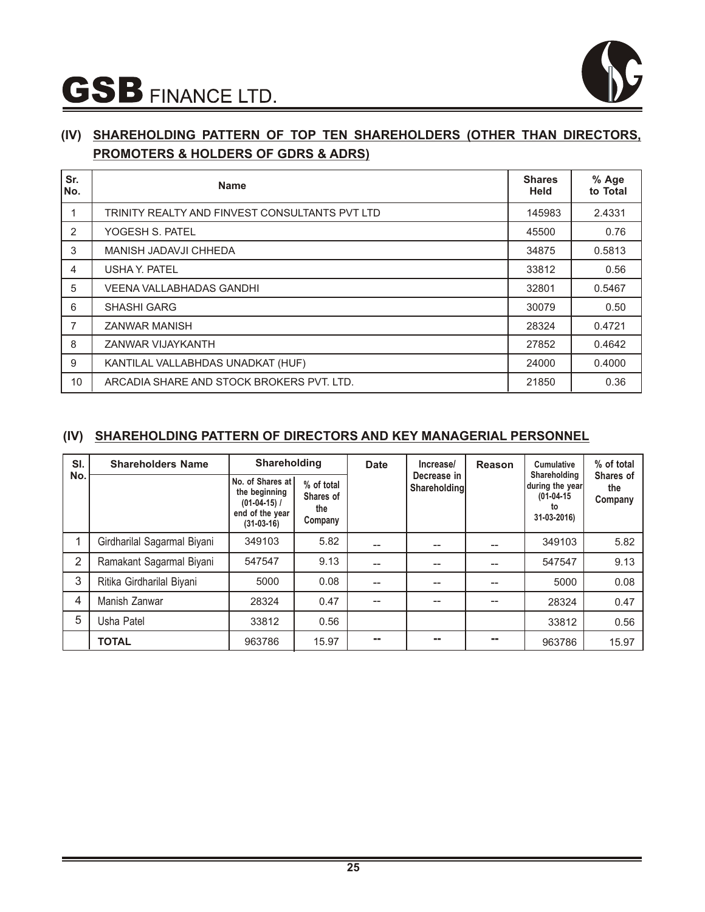## (IV) SHAREHOLDING PATTERN OF TOP TEN SHAREHOLDERS (OTHER THAN DIRECTORS, PROMOTERS & HOLDERS OF GDRS & ADRS)

| Sr. No. | Name | Shares Held | % Age to Total |
|---|---|---|---|
| 1 | TRINITY REALTY AND FINVEST CONSULTANTS PVT LTD | 145983 | 2.4331 |
| 2 | YOGESH S. PATEL | 45500 | 0.76 |
| 3 | MANISH JADAVJI CHHEDA | 34875 | 0.5813 |
| 4 | USHA Y. PATEL | 33812 | 0.56 |
| 5 | VEENA VALLABHADAS GANDHI | 32801 | 0.5467 |
| 6 | SHASHI GARG | 30079 | 0.50 |
| 7 | ZANWAR MANISH | 28324 | 0.4721 |
| 8 | ZANWAR VIJAYKANTH | 27852 | 0.4642 |
| 9 | KANTILAL VALLABHDAS UNADKAT (HUF) | 24000 | 0.4000 |
| 10 | ARCADIA SHARE AND STOCK BROKERS PVT. LTD. | 21850 | 0.36 |

## (IV) SHAREHOLDING PATTERN OF DIRECTORS AND KEY MANAGERIAL PERSONNEL

| Sl. No. | Shareholders Name | Shareholding | | Date | Increase/ Decrease in Shareholding | Reason | Cumulative Shareholding during the year (01-04-15 to 31-03-2016) | % of total Shares of the Company |
|---|---|---|---|---|---|---|---|---|
| | | No. of Shares at the beginning (01-04-15) / end of the year (31-03-16) | % of total Shares of the Company | | | | | |
| 1 | Girdharilal Sagarmal Biyani | 349103 | 5.82 | -- | -- | -- | 349103 | 5.82 |
| 2 | Ramakant Sagarmal Biyani | 547547 | 9.13 | -- | -- | -- | 547547 | 9.13 |
| 3 | Ritika Girdharilal Biyani | 5000 | 0.08 | -- | -- | -- | 5000 | 0.08 |
| 4 | Manish Zanwar | 28324 | 0.47 | -- | -- | -- | 28324 | 0.47 |
| 5 | Usha Patel | 33812 | 0.56 | | | | 33812 | 0.56 |
| | **TOTAL** | 963786 | 15.97 | -- | -- | -- | 963786 | 15.97 |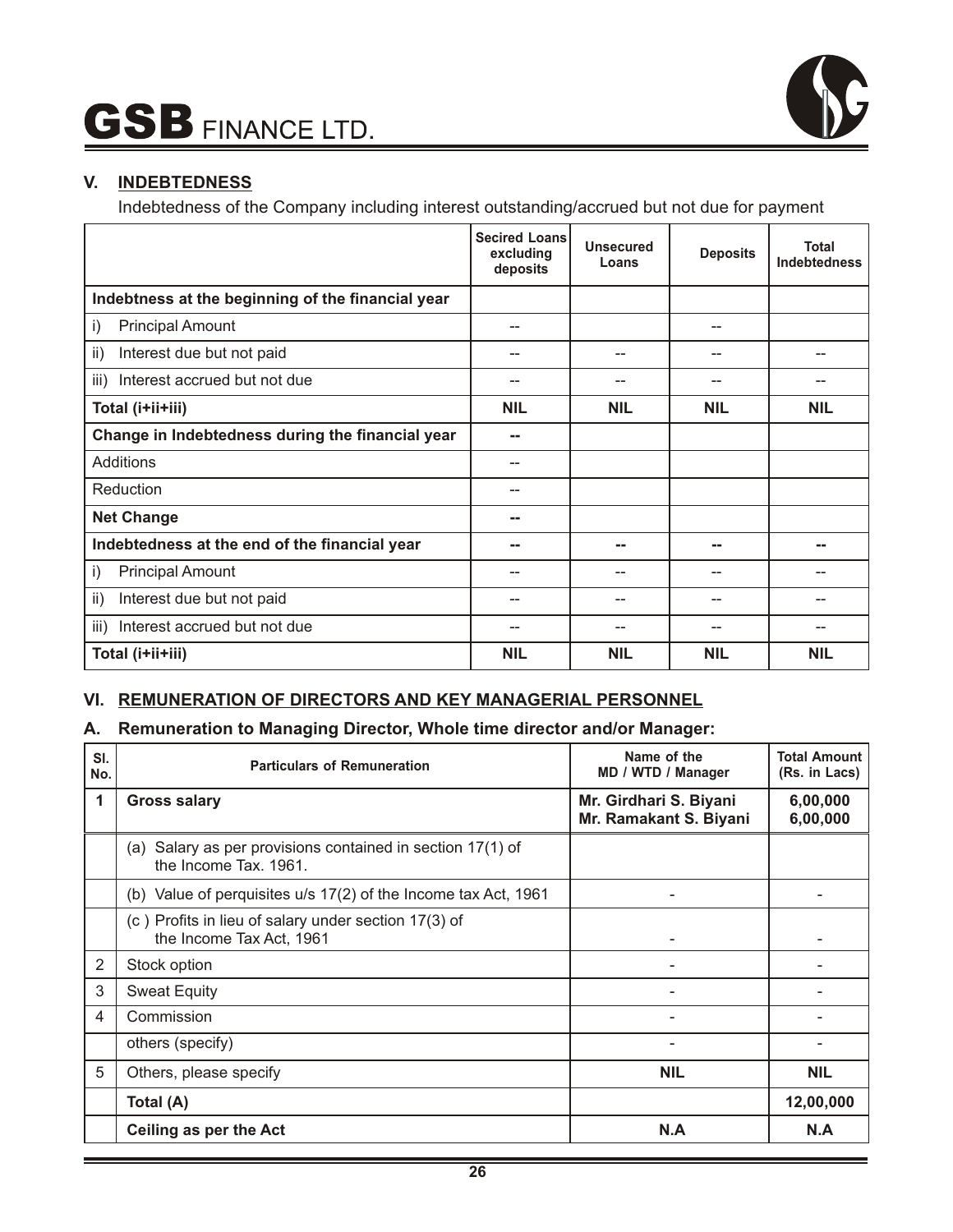## V. INDEBTEDNESS

Indebtedness of the Company including interest outstanding/accrued but not due for payment

| | Secired Loans excluding deposits | Unsecured Loans | Deposits | Total Indebtedness |
|---|---|---|---|---|
| **Indebtness at the beginning of the financial year** | | | | |
| i) Principal Amount | -- | | -- | |
| ii) Interest due but not paid | -- | -- | -- | -- |
| iii) Interest accrued but not due | -- | -- | -- | -- |
| **Total (i+ii+iii)** | **NIL** | **NIL** | **NIL** | **NIL** |
| **Change in Indebtedness during the financial year** | **--** | | | |
| Additions | -- | | | |
| Reduction | -- | | | |
| **Net Change** | **--** | | | |
| **Indebtedness at the end of the financial year** | **--** | **--** | **--** | **--** |
| i) Principal Amount | -- | -- | -- | -- |
| ii) Interest due but not paid | -- | -- | -- | -- |
| iii) Interest accrued but not due | -- | -- | -- | -- |
| **Total (i+ii+iii)** | **NIL** | **NIL** | **NIL** | **NIL** |

## VI. REMUNERATION OF DIRECTORS AND KEY MANAGERIAL PERSONNEL

### A. Remuneration to Managing Director, Whole time director and/or Manager:

| Sl. No. | Particulars of Remuneration | Name of the MD / WTD / Manager | Total Amount (Rs. in Lacs) |
|---|---|---|---|
| 1 | **Gross salary** | **Mr. Girdhari S. Biyani**<br>**Mr. Ramakant S. Biyani** | **6,00,000**<br>**6,00,000** |
| | (a) Salary as per provisions contained in section 17(1) of the Income Tax. 1961. | | |
| | (b) Value of perquisites u/s 17(2) of the Income tax Act, 1961 | - | - |
| | (c ) Profits in lieu of salary under section 17(3) of the Income Tax Act, 1961 | - | - |
| 2 | Stock option | - | - |
| 3 | Sweat Equity | - | - |
| 4 | Commission | - | - |
| | others (specify) | - | - |
| 5 | Others, please specify | **NIL** | **NIL** |
| | **Total (A)** | | **12,00,000** |
| | **Ceiling as per the Act** | **N.A** | **N.A** |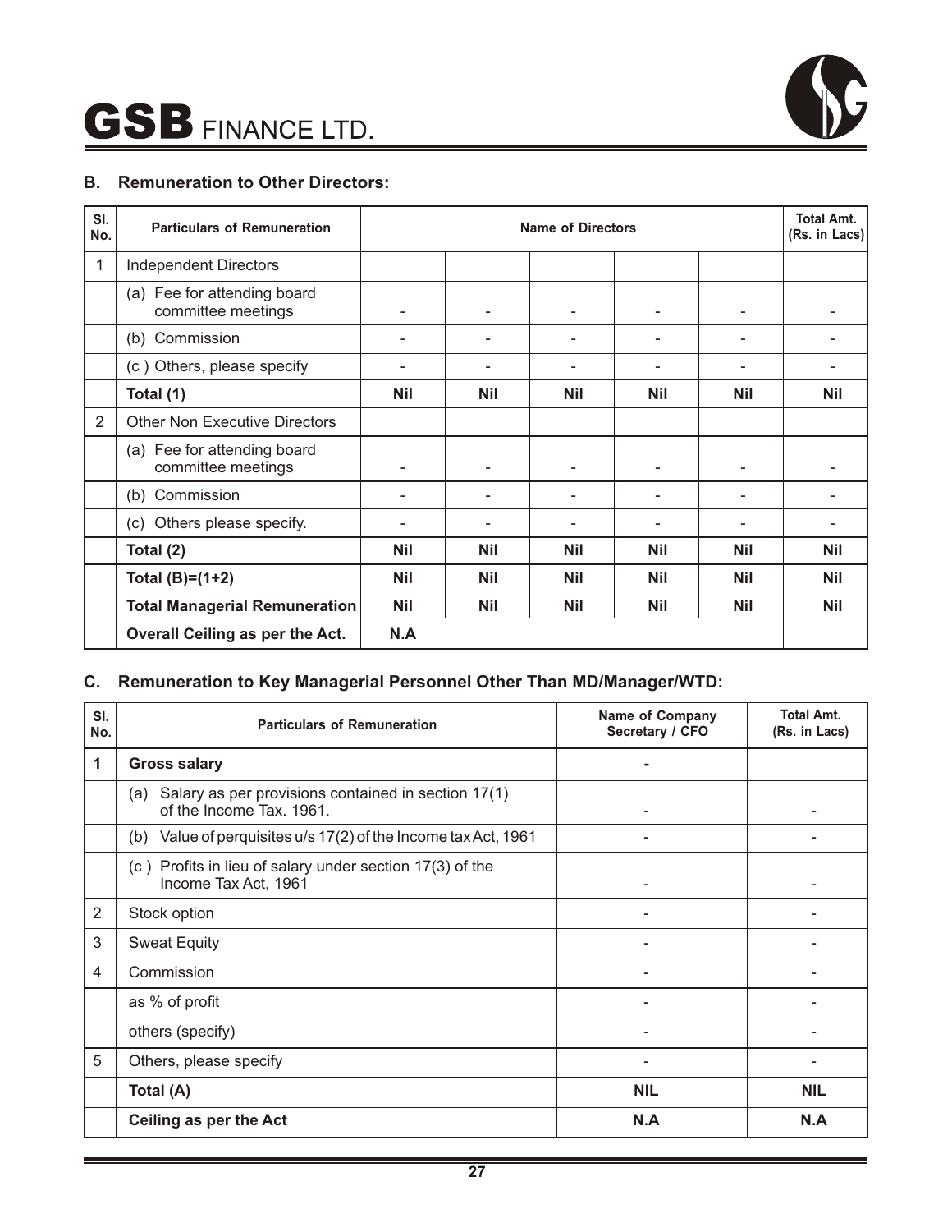### B. Remuneration to Other Directors:

| Sl. No. | Particulars of Remuneration | Name of Directors | | | | | Total Amt. (Rs. in Lacs) |
|---|---|---|---|---|---|---|---|
| 1 | Independent Directors | | | | | | |
| | (a) Fee for attending board committee meetings | - | - | - | - | - | - |
| | (b) Commission | - | - | - | - | - | - |
| | (c ) Others, please specify | - | - | - | - | - | - |
| | **Total (1)** | **Nil** | **Nil** | **Nil** | **Nil** | **Nil** | **Nil** |
| 2 | Other Non Executive Directors | | | | | | |
| | (a) Fee for attending board committee meetings | - | - | - | - | - | - |
| | (b) Commission | - | - | - | - | - | - |
| | (c) Others please specify. | - | - | - | - | - | - |
| | **Total (2)** | **Nil** | **Nil** | **Nil** | **Nil** | **Nil** | **Nil** |
| | **Total (B)=(1+2)** | **Nil** | **Nil** | **Nil** | **Nil** | **Nil** | **Nil** |
| | **Total Managerial Remuneration** | **Nil** | **Nil** | **Nil** | **Nil** | **Nil** | **Nil** |
| | **Overall Ceiling as per the Act.** | **N.A** | | | | | |

### C. Remuneration to Key Managerial Personnel Other Than MD/Manager/WTD:

| Sl. No. | Particulars of Remuneration | Name of Company Secretary / CFO | Total Amt. (Rs. in Lacs) |
|---|---|---|---|
| 1 | **Gross salary** | - | |
| | (a) Salary as per provisions contained in section 17(1) of the Income Tax. 1961. | - | - |
| | (b) Value of perquisites u/s 17(2) of the Income tax Act, 1961 | - | - |
| | (c ) Profits in lieu of salary under section 17(3) of the Income Tax Act, 1961 | - | - |
| 2 | Stock option | - | - |
| 3 | Sweat Equity | - | - |
| 4 | Commission | - | - |
| | as % of profit | - | - |
| | others (specify) | - | - |
| 5 | Others, please specify | - | - |
| | **Total (A)** | **NIL** | **NIL** |
| | **Ceiling as per the Act** | **N.A** | **N.A** |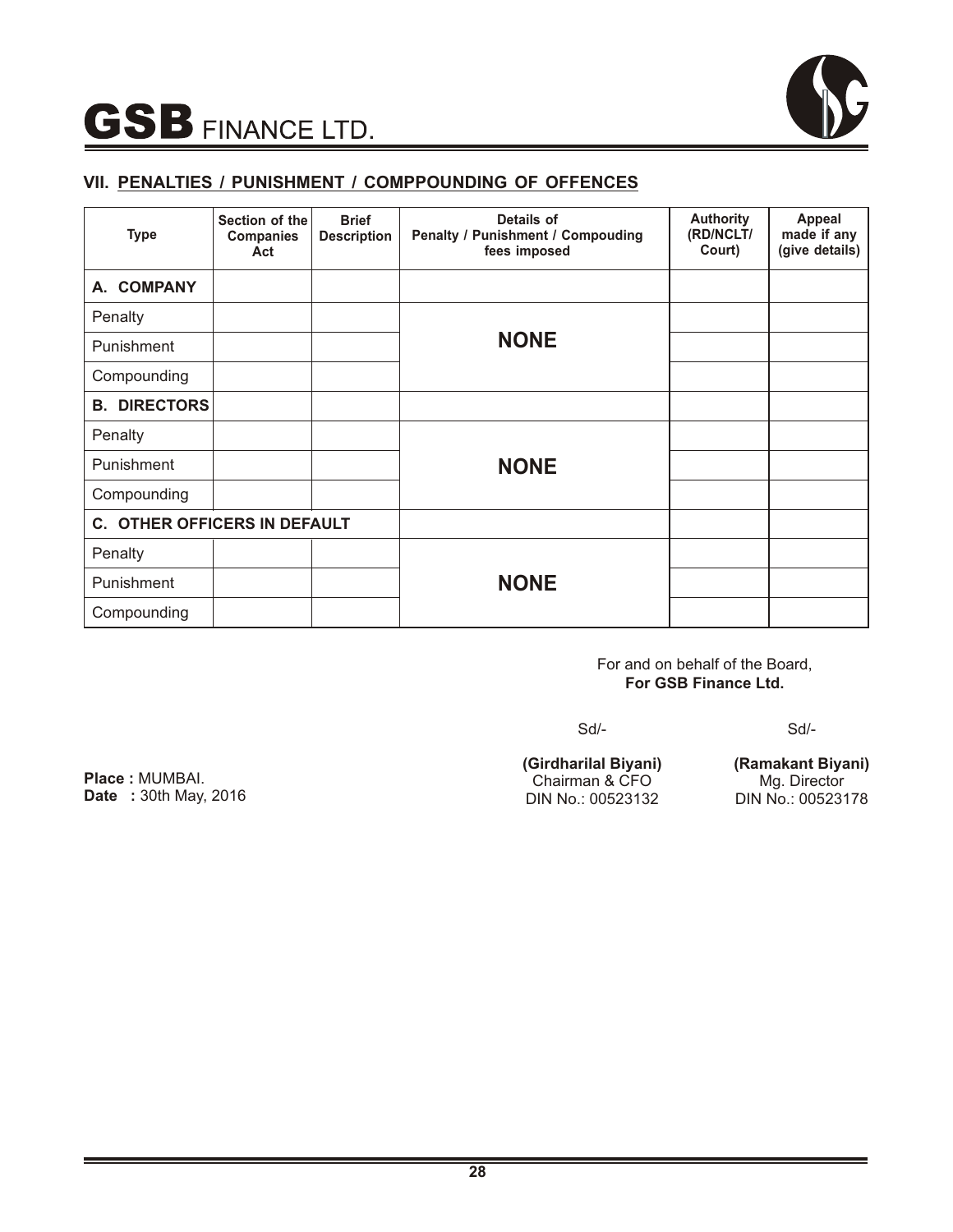## VII. PENALTIES / PUNISHMENT / COMPPOUNDING OF OFFENCES

| Type | Section of the Companies Act | Brief Description | Details of Penalty / Punishment / Compouding fees imposed | Authority (RD/NCLT/ Court) | Appeal made if any (give details) |
|---|---|---|---|---|---|
| **A. COMPANY** | | | | | |
| Penalty | | | | | |
| Punishment | | | **NONE** | | |
| Compounding | | | | | |
| **B. DIRECTORS** | | | | | |
| Penalty | | | | | |
| Punishment | | | **NONE** | | |
| Compounding | | | | | |
| **C. OTHER OFFICERS IN DEFAULT** | | | | | |
| Penalty | | | | | |
| Punishment | | | **NONE** | | |
| Compounding | | | | | |

For and on behalf of the Board,
**For GSB Finance Ltd.**

Sd/-
**(Girdharilal Biyani)**
Chairman & CFO
DIN No.: 00523132

Sd/-
**(Ramakant Biyani)**
Mg. Director
DIN No.: 00523178

**Place :** MUMBAI.
**Date :** 30th May, 2016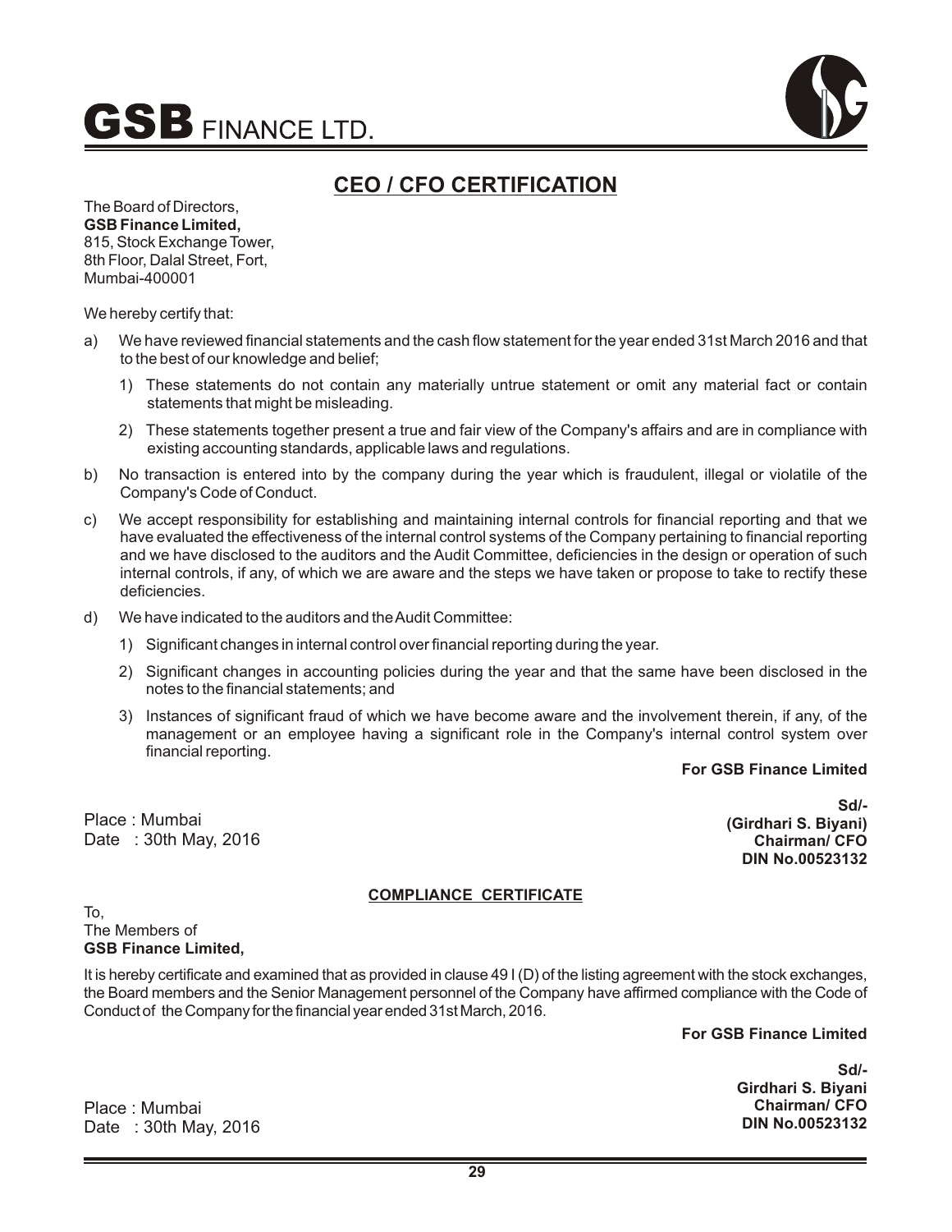# CEO / CFO CERTIFICATION

The Board of Directors,
**GSB Finance Limited,**
815, Stock Exchange Tower,
8th Floor, Dalal Street, Fort,
Mumbai-400001

We hereby certify that:

a) We have reviewed financial statements and the cash flow statement for the year ended 31st March 2016 and that to the best of our knowledge and belief;

   1) These statements do not contain any materially untrue statement or omit any material fact or contain statements that might be misleading.

   2) These statements together present a true and fair view of the Company's affairs and are in compliance with existing accounting standards, applicable laws and regulations.

b) No transaction is entered into by the company during the year which is fraudulent, illegal or violatile of the Company's Code of Conduct.

c) We accept responsibility for establishing and maintaining internal controls for financial reporting and that we have evaluated the effectiveness of the internal control systems of the Company pertaining to financial reporting and we have disclosed to the auditors and the Audit Committee, deficiencies in the design or operation of such internal controls, if any, of which we are aware and the steps we have taken or propose to take to rectify these deficiencies.

d) We have indicated to the auditors and the Audit Committee:

   1) Significant changes in internal control over financial reporting during the year.

   2) Significant changes in accounting policies during the year and that the same have been disclosed in the notes to the financial statements; and

   3) Instances of significant fraud of which we have become aware and the involvement therein, if any, of the management or an employee having a significant role in the Company's internal control system over financial reporting.

**For GSB Finance Limited**

**Sd/-**
**(Girdhari S. Biyani)**
**Chairman/ CFO**
**DIN No.00523132**

Place : Mumbai
Date : 30th May, 2016

## COMPLIANCE CERTIFICATE

To,
The Members of
**GSB Finance Limited,**

It is hereby certificate and examined that as provided in clause 49 I (D) of the listing agreement with the stock exchanges, the Board members and the Senior Management personnel of the Company have affirmed compliance with the Code of Conduct of the Company for the financial year ended 31st March, 2016.

**For GSB Finance Limited**

**Sd/-**
**Girdhari S. Biyani**
**Chairman/ CFO**
**DIN No.00523132**

Place : Mumbai
Date : 30th May, 2016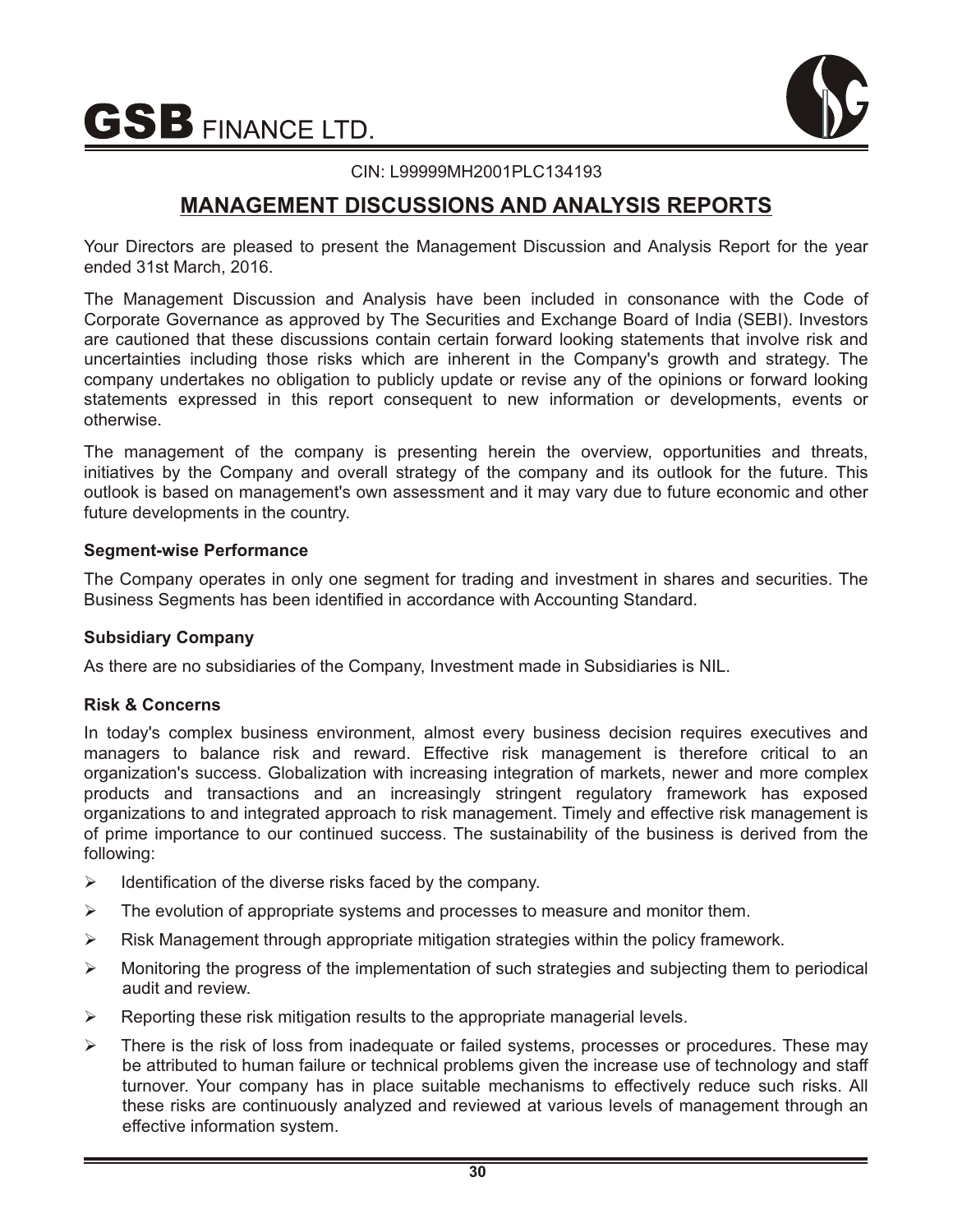CIN: L99999MH2001PLC134193

# MANAGEMENT DISCUSSIONS AND ANALYSIS REPORTS

Your Directors are pleased to present the Management Discussion and Analysis Report for the year ended 31st March, 2016.

The Management Discussion and Analysis have been included in consonance with the Code of Corporate Governance as approved by The Securities and Exchange Board of India (SEBI). Investors are cautioned that these discussions contain certain forward looking statements that involve risk and uncertainties including those risks which are inherent in the Company's growth and strategy. The company undertakes no obligation to publicly update or revise any of the opinions or forward looking statements expressed in this report consequent to new information or developments, events or otherwise.

The management of the company is presenting herein the overview, opportunities and threats, initiatives by the Company and overall strategy of the company and its outlook for the future. This outlook is based on management's own assessment and it may vary due to future economic and other future developments in the country.

**Segment-wise Performance**

The Company operates in only one segment for trading and investment in shares and securities. The Business Segments has been identified in accordance with Accounting Standard.

**Subsidiary Company**

As there are no subsidiaries of the Company, Investment made in Subsidiaries is NIL.

**Risk & Concerns**

In today's complex business environment, almost every business decision requires executives and managers to balance risk and reward. Effective risk management is therefore critical to an organization's success. Globalization with increasing integration of markets, newer and more complex products and transactions and an increasingly stringent regulatory framework has exposed organizations to and integrated approach to risk management. Timely and effective risk management is of prime importance to our continued success. The sustainability of the business is derived from the following:

- Identification of the diverse risks faced by the company.
- The evolution of appropriate systems and processes to measure and monitor them.
- Risk Management through appropriate mitigation strategies within the policy framework.
- Monitoring the progress of the implementation of such strategies and subjecting them to periodical audit and review.
- Reporting these risk mitigation results to the appropriate managerial levels.
- There is the risk of loss from inadequate or failed systems, processes or procedures. These may be attributed to human failure or technical problems given the increase use of technology and staff turnover. Your company has in place suitable mechanisms to effectively reduce such risks. All these risks are continuously analyzed and reviewed at various levels of management through an effective information system.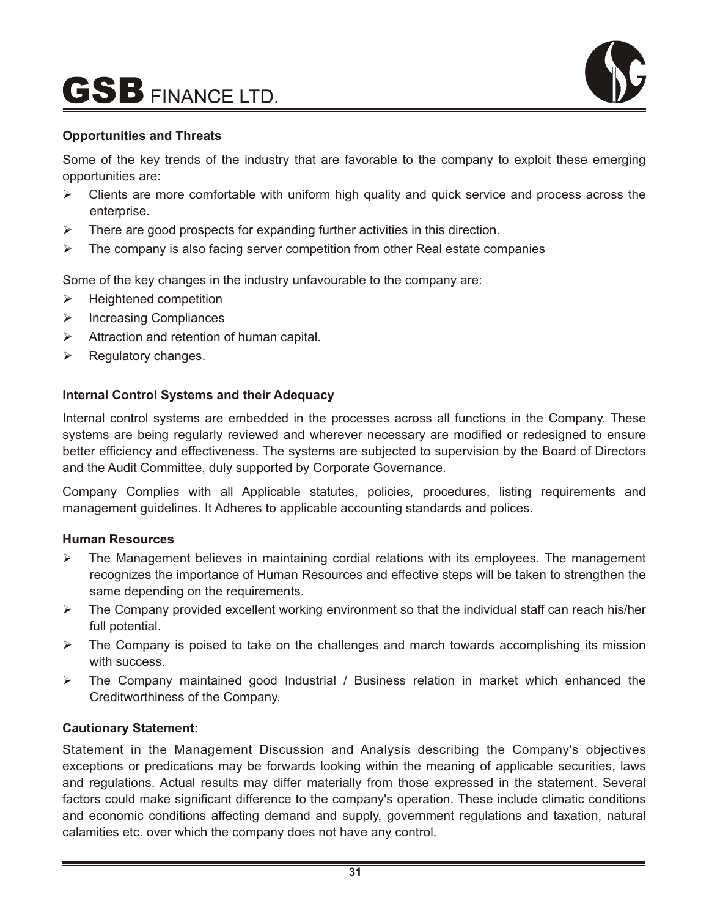**Opportunities and Threats**

Some of the key trends of the industry that are favorable to the company to exploit these emerging opportunities are:

- Clients are more comfortable with uniform high quality and quick service and process across the enterprise.
- There are good prospects for expanding further activities in this direction.
- The company is also facing server competition from other Real estate companies

Some of the key changes in the industry unfavourable to the company are:

- Heightened competition
- Increasing Compliances
- Attraction and retention of human capital.
- Regulatory changes.

**Internal Control Systems and their Adequacy**

Internal control systems are embedded in the processes across all functions in the Company. These systems are being regularly reviewed and wherever necessary are modified or redesigned to ensure better efficiency and effectiveness. The systems are subjected to supervision by the Board of Directors and the Audit Committee, duly supported by Corporate Governance.

Company Complies with all Applicable statutes, policies, procedures, listing requirements and management guidelines. It Adheres to applicable accounting standards and polices.

**Human Resources**

- The Management believes in maintaining cordial relations with its employees. The management recognizes the importance of Human Resources and effective steps will be taken to strengthen the same depending on the requirements.
- The Company provided excellent working environment so that the individual staff can reach his/her full potential.
- The Company is poised to take on the challenges and march towards accomplishing its mission with success.
- The Company maintained good Industrial / Business relation in market which enhanced the Creditworthiness of the Company.

**Cautionary Statement:**

Statement in the Management Discussion and Analysis describing the Company's objectives exceptions or predications may be forwards looking within the meaning of applicable securities, laws and regulations. Actual results may differ materially from those expressed in the statement. Several factors could make significant difference to the company's operation. These include climatic conditions and economic conditions affecting demand and supply, government regulations and taxation, natural calamities etc. over which the company does not have any control.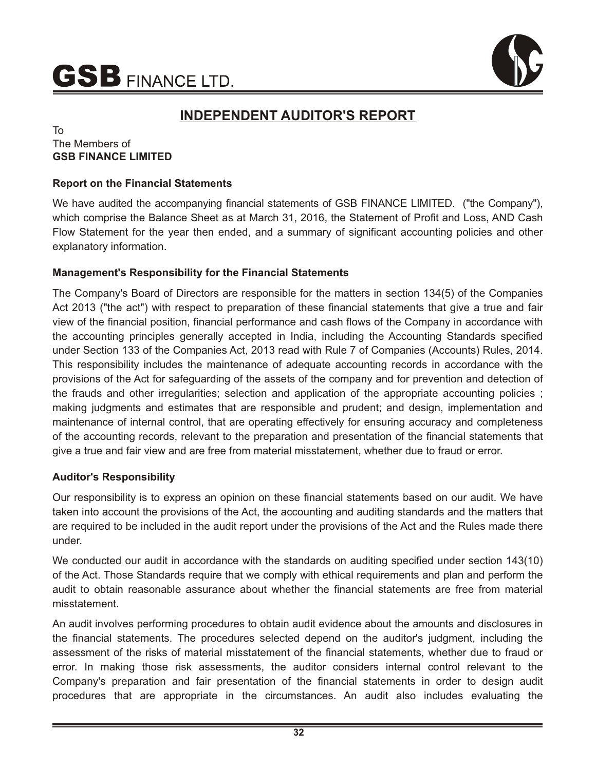# INDEPENDENT AUDITOR'S REPORT

To
The Members of
**GSB FINANCE LIMITED**

**Report on the Financial Statements**

We have audited the accompanying financial statements of GSB FINANCE LIMITED. ("the Company"), which comprise the Balance Sheet as at March 31, 2016, the Statement of Profit and Loss, AND Cash Flow Statement for the year then ended, and a summary of significant accounting policies and other explanatory information.

**Management's Responsibility for the Financial Statements**

The Company's Board of Directors are responsible for the matters in section 134(5) of the Companies Act 2013 ("the act") with respect to preparation of these financial statements that give a true and fair view of the financial position, financial performance and cash flows of the Company in accordance with the accounting principles generally accepted in India, including the Accounting Standards specified under Section 133 of the Companies Act, 2013 read with Rule 7 of Companies (Accounts) Rules, 2014. This responsibility includes the maintenance of adequate accounting records in accordance with the provisions of the Act for safeguarding of the assets of the company and for prevention and detection of the frauds and other irregularities; selection and application of the appropriate accounting policies ; making judgments and estimates that are responsible and prudent; and design, implementation and maintenance of internal control, that are operating effectively for ensuring accuracy and completeness of the accounting records, relevant to the preparation and presentation of the financial statements that give a true and fair view and are free from material misstatement, whether due to fraud or error.

**Auditor's Responsibility**

Our responsibility is to express an opinion on these financial statements based on our audit. We have taken into account the provisions of the Act, the accounting and auditing standards and the matters that are required to be included in the audit report under the provisions of the Act and the Rules made there under.

We conducted our audit in accordance with the standards on auditing specified under section 143(10) of the Act. Those Standards require that we comply with ethical requirements and plan and perform the audit to obtain reasonable assurance about whether the financial statements are free from material misstatement.

An audit involves performing procedures to obtain audit evidence about the amounts and disclosures in the financial statements. The procedures selected depend on the auditor's judgment, including the assessment of the risks of material misstatement of the financial statements, whether due to fraud or error. In making those risk assessments, the auditor considers internal control relevant to the Company's preparation and fair presentation of the financial statements in order to design audit procedures that are appropriate in the circumstances. An audit also includes evaluating the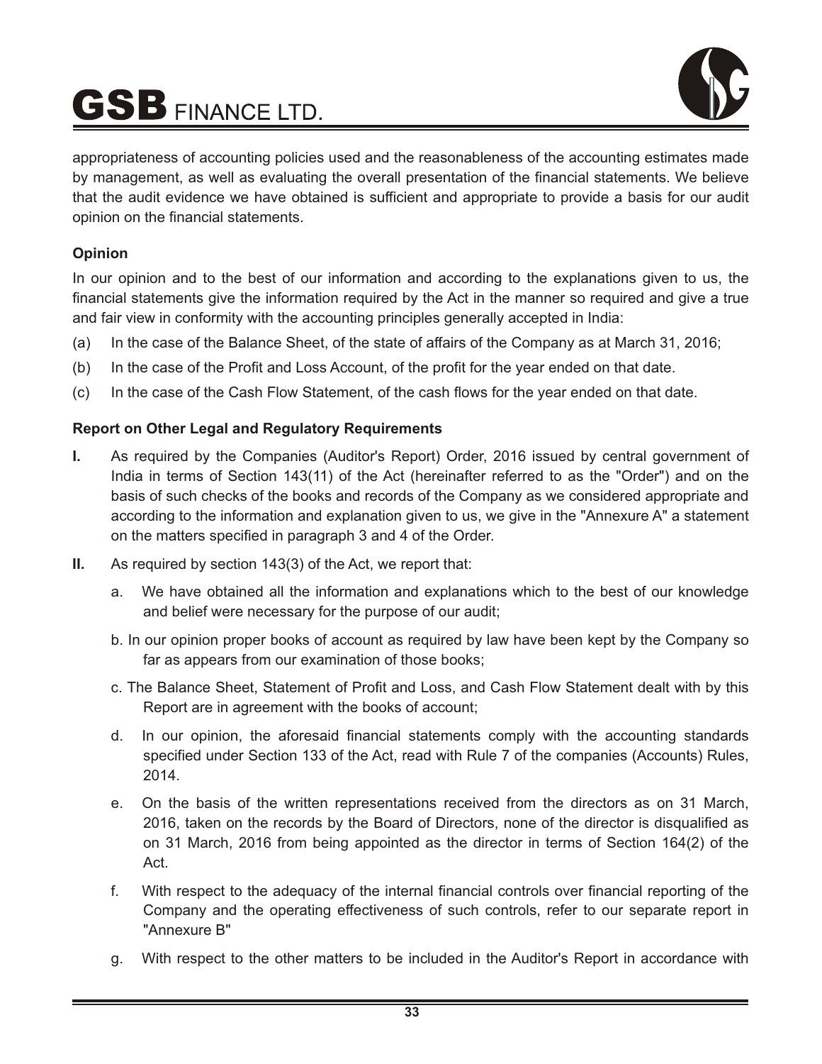appropriateness of accounting policies used and the reasonableness of the accounting estimates made by management, as well as evaluating the overall presentation of the financial statements. We believe that the audit evidence we have obtained is sufficient and appropriate to provide a basis for our audit opinion on the financial statements.

**Opinion**

In our opinion and to the best of our information and according to the explanations given to us, the financial statements give the information required by the Act in the manner so required and give a true and fair view in conformity with the accounting principles generally accepted in India:

(a) In the case of the Balance Sheet, of the state of affairs of the Company as at March 31, 2016;

(b) In the case of the Profit and Loss Account, of the profit for the year ended on that date.

(c) In the case of the Cash Flow Statement, of the cash flows for the year ended on that date.

**Report on Other Legal and Regulatory Requirements**

**I.** As required by the Companies (Auditor's Report) Order, 2016 issued by central government of India in terms of Section 143(11) of the Act (hereinafter referred to as the "Order") and on the basis of such checks of the books and records of the Company as we considered appropriate and according to the information and explanation given to us, we give in the "Annexure A" a statement on the matters specified in paragraph 3 and 4 of the Order.

**II.** As required by section 143(3) of the Act, we report that:

a. We have obtained all the information and explanations which to the best of our knowledge and belief were necessary for the purpose of our audit;

b. In our opinion proper books of account as required by law have been kept by the Company so far as appears from our examination of those books;

c. The Balance Sheet, Statement of Profit and Loss, and Cash Flow Statement dealt with by this Report are in agreement with the books of account;

d. In our opinion, the aforesaid financial statements comply with the accounting standards specified under Section 133 of the Act, read with Rule 7 of the companies (Accounts) Rules, 2014.

e. On the basis of the written representations received from the directors as on 31 March, 2016, taken on the records by the Board of Directors, none of the director is disqualified as on 31 March, 2016 from being appointed as the director in terms of Section 164(2) of the Act.

f. With respect to the adequacy of the internal financial controls over financial reporting of the Company and the operating effectiveness of such controls, refer to our separate report in "Annexure B"

g. With respect to the other matters to be included in the Auditor's Report in accordance with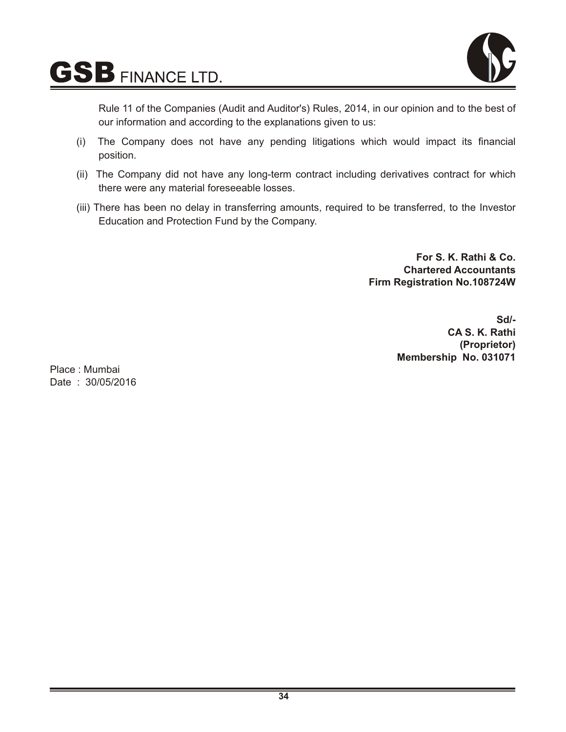Rule 11 of the Companies (Audit and Auditor's) Rules, 2014, in our opinion and to the best of our information and according to the explanations given to us:

(i) The Company does not have any pending litigations which would impact its financial position.

(ii) The Company did not have any long-term contract including derivatives contract for which there were any material foreseeable losses.

(iii) There has been no delay in transferring amounts, required to be transferred, to the Investor Education and Protection Fund by the Company.

**For S. K. Rathi & Co.**
**Chartered Accountants**
**Firm Registration No.108724W**

**Sd/-**
**CA S. K. Rathi**
**(Proprietor)**
**Membership No. 031071**

Place : Mumbai
Date : 30/05/2016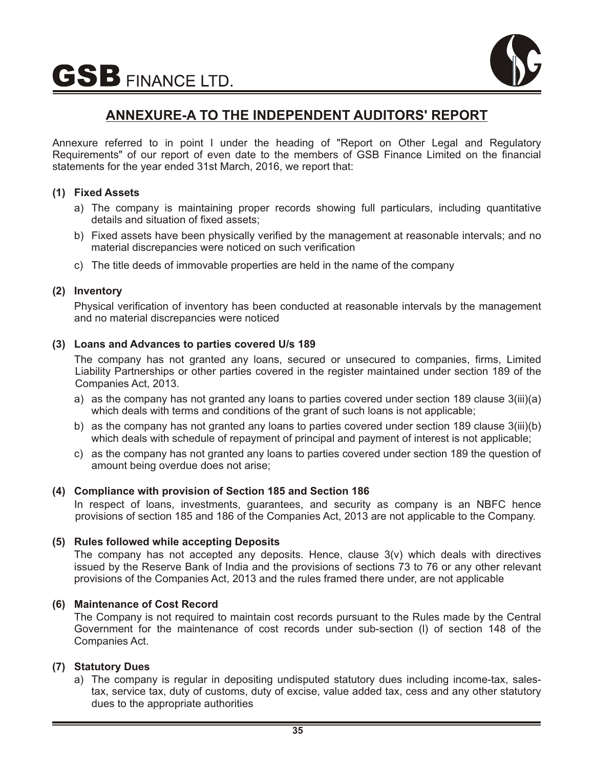## ANNEXURE-A TO THE INDEPENDENT AUDITORS' REPORT

Annexure referred to in point I under the heading of "Report on Other Legal and Regulatory Requirements" of our report of even date to the members of GSB Finance Limited on the financial statements for the year ended 31st March, 2016, we report that:

**(1) Fixed Assets**

a) The company is maintaining proper records showing full particulars, including quantitative details and situation of fixed assets;

b) Fixed assets have been physically verified by the management at reasonable intervals; and no material discrepancies were noticed on such verification

c) The title deeds of immovable properties are held in the name of the company

**(2) Inventory**

Physical verification of inventory has been conducted at reasonable intervals by the management and no material discrepancies were noticed

**(3) Loans and Advances to parties covered U/s 189**

The company has not granted any loans, secured or unsecured to companies, firms, Limited Liability Partnerships or other parties covered in the register maintained under section 189 of the Companies Act, 2013.

a) as the company has not granted any loans to parties covered under section 189 clause 3(iii)(a) which deals with terms and conditions of the grant of such loans is not applicable;

b) as the company has not granted any loans to parties covered under section 189 clause 3(iii)(b) which deals with schedule of repayment of principal and payment of interest is not applicable;

c) as the company has not granted any loans to parties covered under section 189 the question of amount being overdue does not arise;

**(4) Compliance with provision of Section 185 and Section 186**

In respect of loans, investments, guarantees, and security as company is an NBFC hence provisions of section 185 and 186 of the Companies Act, 2013 are not applicable to the Company.

**(5) Rules followed while accepting Deposits**

The company has not accepted any deposits. Hence, clause 3(v) which deals with directives issued by the Reserve Bank of India and the provisions of sections 73 to 76 or any other relevant provisions of the Companies Act, 2013 and the rules framed there under, are not applicable

**(6) Maintenance of Cost Record**

The Company is not required to maintain cost records pursuant to the Rules made by the Central Government for the maintenance of cost records under sub-section (l) of section 148 of the Companies Act.

**(7) Statutory Dues**

a) The company is regular in depositing undisputed statutory dues including income-tax, sales-tax, service tax, duty of customs, duty of excise, value added tax, cess and any other statutory dues to the appropriate authorities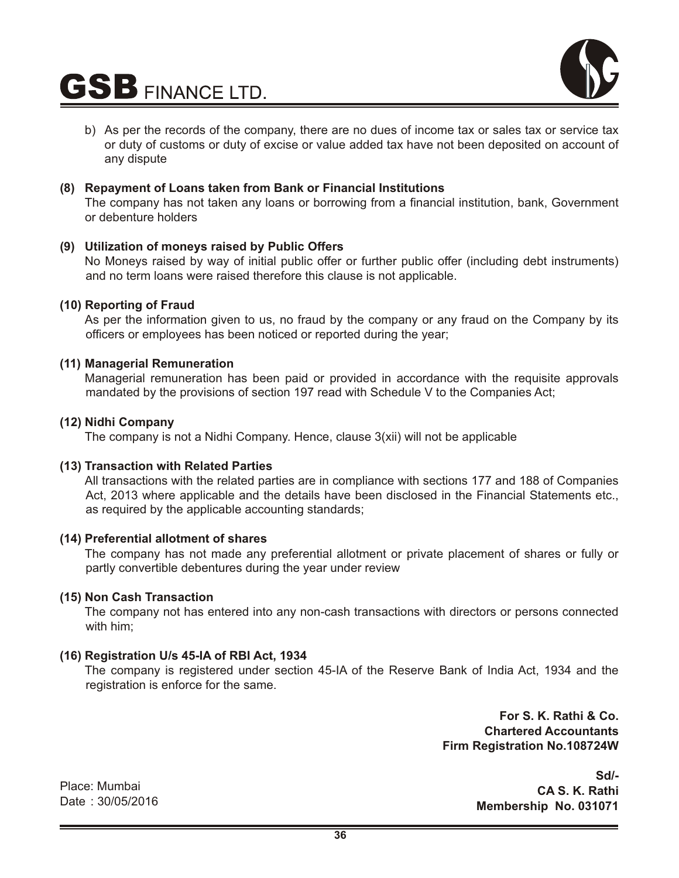b) As per the records of the company, there are no dues of income tax or sales tax or service tax or duty of customs or duty of excise or value added tax have not been deposited on account of any dispute

**(8) Repayment of Loans taken from Bank or Financial Institutions**

The company has not taken any loans or borrowing from a financial institution, bank, Government or debenture holders

**(9) Utilization of moneys raised by Public Offers**

No Moneys raised by way of initial public offer or further public offer (including debt instruments) and no term loans were raised therefore this clause is not applicable.

**(10) Reporting of Fraud**

As per the information given to us, no fraud by the company or any fraud on the Company by its officers or employees has been noticed or reported during the year;

**(11) Managerial Remuneration**

Managerial remuneration has been paid or provided in accordance with the requisite approvals mandated by the provisions of section 197 read with Schedule V to the Companies Act;

**(12) Nidhi Company**

The company is not a Nidhi Company. Hence, clause 3(xii) will not be applicable

**(13) Transaction with Related Parties**

All transactions with the related parties are in compliance with sections 177 and 188 of Companies Act, 2013 where applicable and the details have been disclosed in the Financial Statements etc., as required by the applicable accounting standards;

**(14) Preferential allotment of shares**

The company has not made any preferential allotment or private placement of shares or fully or partly convertible debentures during the year under review

**(15) Non Cash Transaction**

The company not has entered into any non-cash transactions with directors or persons connected with him;

**(16) Registration U/s 45-IA of RBI Act, 1934**

The company is registered under section 45-IA of the Reserve Bank of India Act, 1934 and the registration is enforce for the same.

**For S. K. Rathi & Co.**
**Chartered Accountants**
**Firm Registration No.108724W**

**Sd/-**
**CA S. K. Rathi**
**Membership No. 031071**

Place: Mumbai
Date : 30/05/2016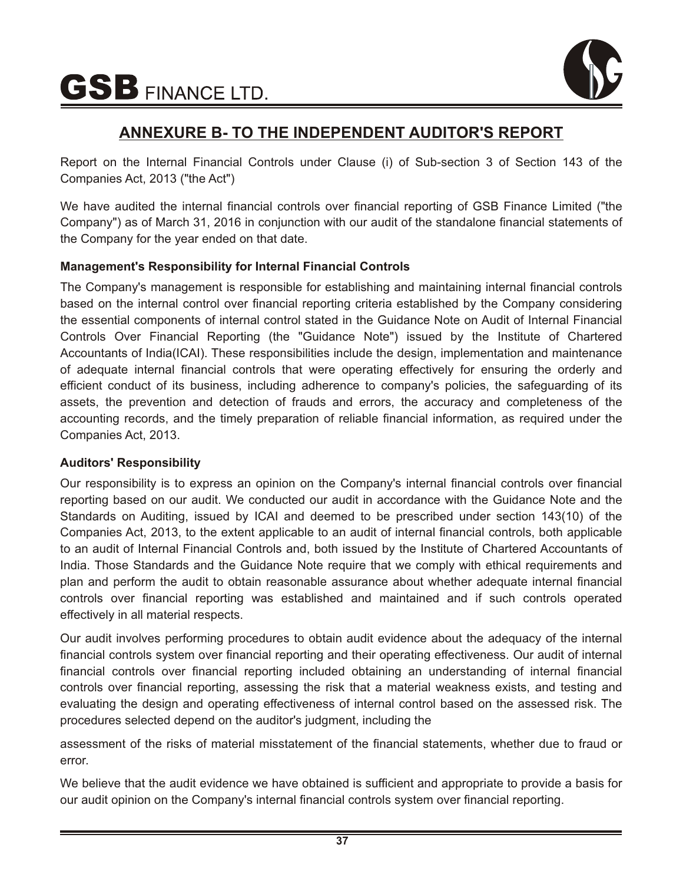## ANNEXURE B- TO THE INDEPENDENT AUDITOR'S REPORT

Report on the Internal Financial Controls under Clause (i) of Sub-section 3 of Section 143 of the Companies Act, 2013 ("the Act")

We have audited the internal financial controls over financial reporting of GSB Finance Limited ("the Company") as of March 31, 2016 in conjunction with our audit of the standalone financial statements of the Company for the year ended on that date.

**Management's Responsibility for Internal Financial Controls**

The Company's management is responsible for establishing and maintaining internal financial controls based on the internal control over financial reporting criteria established by the Company considering the essential components of internal control stated in the Guidance Note on Audit of Internal Financial Controls Over Financial Reporting (the "Guidance Note") issued by the Institute of Chartered Accountants of India(ICAI). These responsibilities include the design, implementation and maintenance of adequate internal financial controls that were operating effectively for ensuring the orderly and efficient conduct of its business, including adherence to company's policies, the safeguarding of its assets, the prevention and detection of frauds and errors, the accuracy and completeness of the accounting records, and the timely preparation of reliable financial information, as required under the Companies Act, 2013.

**Auditors' Responsibility**

Our responsibility is to express an opinion on the Company's internal financial controls over financial reporting based on our audit. We conducted our audit in accordance with the Guidance Note and the Standards on Auditing, issued by ICAI and deemed to be prescribed under section 143(10) of the Companies Act, 2013, to the extent applicable to an audit of internal financial controls, both applicable to an audit of Internal Financial Controls and, both issued by the Institute of Chartered Accountants of India. Those Standards and the Guidance Note require that we comply with ethical requirements and plan and perform the audit to obtain reasonable assurance about whether adequate internal financial controls over financial reporting was established and maintained and if such controls operated effectively in all material respects.

Our audit involves performing procedures to obtain audit evidence about the adequacy of the internal financial controls system over financial reporting and their operating effectiveness. Our audit of internal financial controls over financial reporting included obtaining an understanding of internal financial controls over financial reporting, assessing the risk that a material weakness exists, and testing and evaluating the design and operating effectiveness of internal control based on the assessed risk. The procedures selected depend on the auditor's judgment, including the assessment of the risks of material misstatement of the financial statements, whether due to fraud or error.

We believe that the audit evidence we have obtained is sufficient and appropriate to provide a basis for our audit opinion on the Company's internal financial controls system over financial reporting.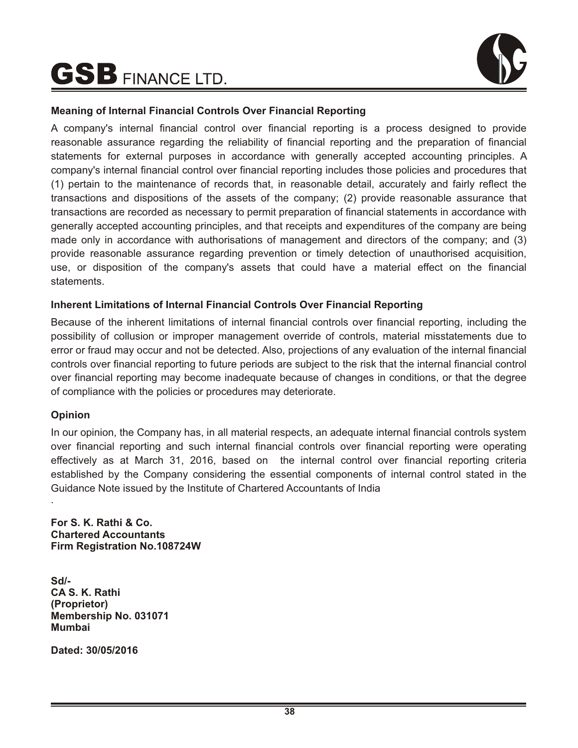### Meaning of Internal Financial Controls Over Financial Reporting

A company's internal financial control over financial reporting is a process designed to provide reasonable assurance regarding the reliability of financial reporting and the preparation of financial statements for external purposes in accordance with generally accepted accounting principles. A company's internal financial control over financial reporting includes those policies and procedures that (1) pertain to the maintenance of records that, in reasonable detail, accurately and fairly reflect the transactions and dispositions of the assets of the company; (2) provide reasonable assurance that transactions are recorded as necessary to permit preparation of financial statements in accordance with generally accepted accounting principles, and that receipts and expenditures of the company are being made only in accordance with authorisations of management and directors of the company; and (3) provide reasonable assurance regarding prevention or timely detection of unauthorised acquisition, use, or disposition of the company's assets that could have a material effect on the financial statements.

### Inherent Limitations of Internal Financial Controls Over Financial Reporting

Because of the inherent limitations of internal financial controls over financial reporting, including the possibility of collusion or improper management override of controls, material misstatements due to error or fraud may occur and not be detected. Also, projections of any evaluation of the internal financial controls over financial reporting to future periods are subject to the risk that the internal financial control over financial reporting may become inadequate because of changes in conditions, or that the degree of compliance with the policies or procedures may deteriorate.

### Opinion

In our opinion, the Company has, in all material respects, an adequate internal financial controls system over financial reporting and such internal financial controls over financial reporting were operating effectively as at March 31, 2016, based on the internal control over financial reporting criteria established by the Company considering the essential components of internal control stated in the Guidance Note issued by the Institute of Chartered Accountants of India

.

**For S. K. Rathi & Co.**
**Chartered Accountants**
**Firm Registration No.108724W**

**Sd/-**
**CA S. K. Rathi**
**(Proprietor)**
**Membership No. 031071**
**Mumbai**

**Dated: 30/05/2016**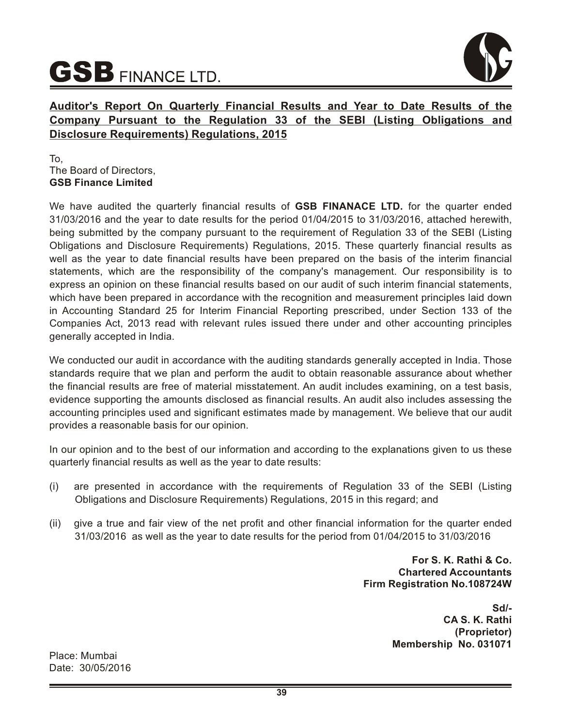**Auditor's Report On Quarterly Financial Results and Year to Date Results of the Company Pursuant to the Regulation 33 of the SEBI (Listing Obligations and Disclosure Requirements) Regulations, 2015**

To,
The Board of Directors,
**GSB Finance Limited**

We have audited the quarterly financial results of **GSB FINANACE LTD.** for the quarter ended 31/03/2016 and the year to date results for the period 01/04/2015 to 31/03/2016, attached herewith, being submitted by the company pursuant to the requirement of Regulation 33 of the SEBI (Listing Obligations and Disclosure Requirements) Regulations, 2015. These quarterly financial results as well as the year to date financial results have been prepared on the basis of the interim financial statements, which are the responsibility of the company's management. Our responsibility is to express an opinion on these financial results based on our audit of such interim financial statements, which have been prepared in accordance with the recognition and measurement principles laid down in Accounting Standard 25 for Interim Financial Reporting prescribed, under Section 133 of the Companies Act, 2013 read with relevant rules issued there under and other accounting principles generally accepted in India.

We conducted our audit in accordance with the auditing standards generally accepted in India. Those standards require that we plan and perform the audit to obtain reasonable assurance about whether the financial results are free of material misstatement. An audit includes examining, on a test basis, evidence supporting the amounts disclosed as financial results. An audit also includes assessing the accounting principles used and significant estimates made by management. We believe that our audit provides a reasonable basis for our opinion.

In our opinion and to the best of our information and according to the explanations given to us these quarterly financial results as well as the year to date results:

(i) are presented in accordance with the requirements of Regulation 33 of the SEBI (Listing Obligations and Disclosure Requirements) Regulations, 2015 in this regard; and

(ii) give a true and fair view of the net profit and other financial information for the quarter ended 31/03/2016 as well as the year to date results for the period from 01/04/2015 to 31/03/2016

**For S. K. Rathi & Co.**
**Chartered Accountants**
**Firm Registration No.108724W**

**Sd/-**
**CA S. K. Rathi**
**(Proprietor)**
**Membership No. 031071**

Place: Mumbai
Date: 30/05/2016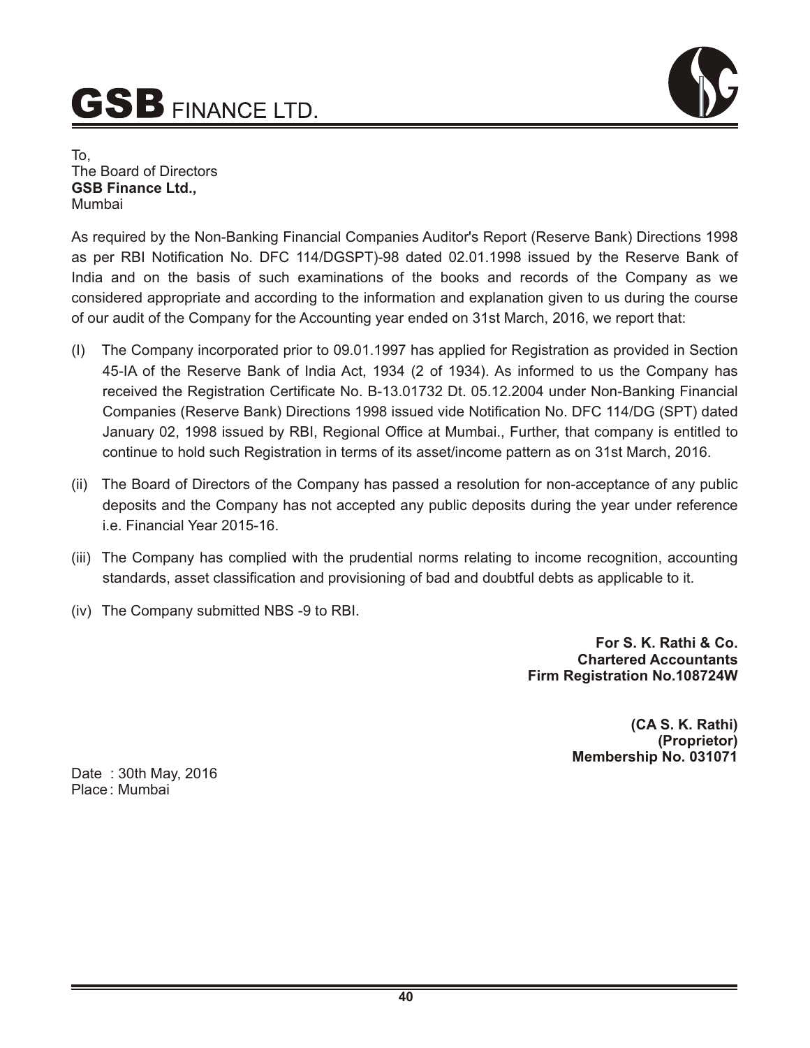To,
The Board of Directors
**GSB Finance Ltd.,**
Mumbai

As required by the Non-Banking Financial Companies Auditor's Report (Reserve Bank) Directions 1998 as per RBI Notification No. DFC 114/DGSPT)-98 dated 02.01.1998 issued by the Reserve Bank of India and on the basis of such examinations of the books and records of the Company as we considered appropriate and according to the information and explanation given to us during the course of our audit of the Company for the Accounting year ended on 31st March, 2016, we report that:

(I) The Company incorporated prior to 09.01.1997 has applied for Registration as provided in Section 45-IA of the Reserve Bank of India Act, 1934 (2 of 1934). As informed to us the Company has received the Registration Certificate No. B-13.01732 Dt. 05.12.2004 under Non-Banking Financial Companies (Reserve Bank) Directions 1998 issued vide Notification No. DFC 114/DG (SPT) dated January 02, 1998 issued by RBI, Regional Office at Mumbai., Further, that company is entitled to continue to hold such Registration in terms of its asset/income pattern as on 31st March, 2016.

(ii) The Board of Directors of the Company has passed a resolution for non-acceptance of any public deposits and the Company has not accepted any public deposits during the year under reference i.e. Financial Year 2015-16.

(iii) The Company has complied with the prudential norms relating to income recognition, accounting standards, asset classification and provisioning of bad and doubtful debts as applicable to it.

(iv) The Company submitted NBS -9 to RBI.

**For S. K. Rathi & Co.**
**Chartered Accountants**
**Firm Registration No.108724W**

**(CA S. K. Rathi)**
**(Proprietor)**
**Membership No. 031071**

Date : 30th May, 2016
Place : Mumbai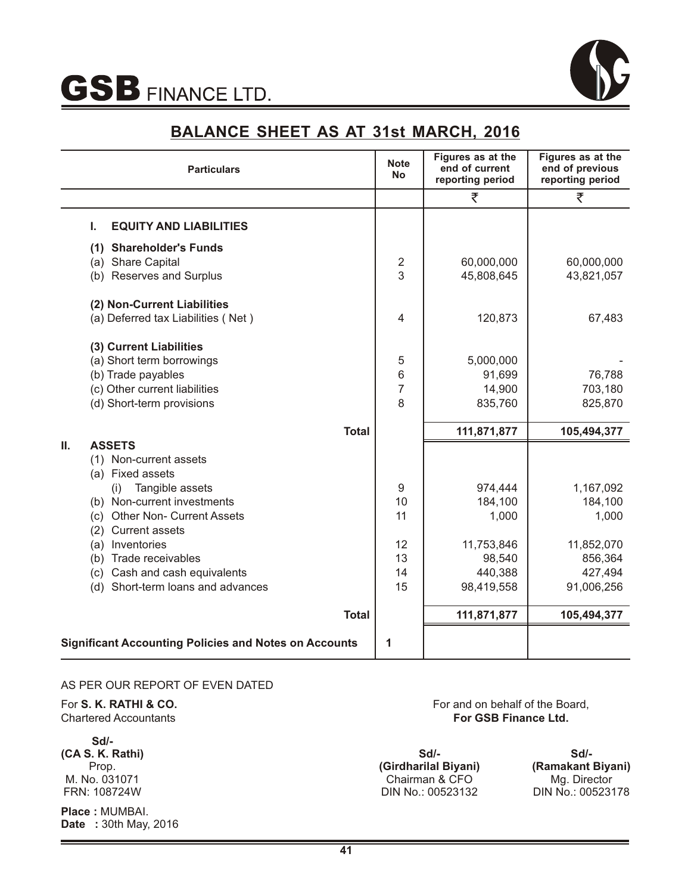# GSB FINANCE LTD.

## BALANCE SHEET AS AT 31st MARCH, 2016

| Particulars | Note No | Figures as at the end of current reporting period | Figures as at the end of previous reporting period |
|---|---|---|---|
| | | ₹ | ₹ |
| **I. EQUITY AND LIABILITIES** | | | |
| **(1) Shareholder's Funds** | | | |
| (a) Share Capital | 2 | 60,000,000 | 60,000,000 |
| (b) Reserves and Surplus | 3 | 45,808,645 | 43,821,057 |
| **(2) Non-Current Liabilities** | | | |
| (a) Deferred tax Liabilities ( Net ) | 4 | 120,873 | 67,483 |
| **(3) Current Liabilities** | | | |
| (a) Short term borrowings | 5 | 5,000,000 | - |
| (b) Trade payables | 6 | 91,699 | 76,788 |
| (c) Other current liabilities | 7 | 14,900 | 703,180 |
| (d) Short-term provisions | 8 | 835,760 | 825,870 |
| **Total** | | **111,871,877** | **105,494,377** |
| **II. ASSETS** | | | |
| (1) Non-current assets | | | |
| (a) Fixed assets | | | |
| (i) Tangible assets | 9 | 974,444 | 1,167,092 |
| (b) Non-current investments | 10 | 184,100 | 184,100 |
| (c) Other Non- Current Assets | 11 | 1,000 | 1,000 |
| (2) Current assets | | | |
| (a) Inventories | 12 | 11,753,846 | 11,852,070 |
| (b) Trade receivables | 13 | 98,540 | 856,364 |
| (c) Cash and cash equivalents | 14 | 440,388 | 427,494 |
| (d) Short-term loans and advances | 15 | 98,419,558 | 91,006,256 |
| **Total** | | **111,871,877** | **105,494,377** |
| **Significant Accounting Policies and Notes on Accounts** | **1** | | |

AS PER OUR REPORT OF EVEN DATED

For **S. K. RATHI & CO.**
Chartered Accountants

Sd/-
**(CA S. K. Rathi)**
Prop.
M. No. 031071
FRN: 108724W

**Place :** MUMBAI.
**Date :** 30th May, 2016

For and on behalf of the Board,
**For GSB Finance Ltd.**

Sd/-
**(Girdharilal Biyani)**
Chairman & CFO
DIN No.: 00523132

Sd/-
**(Ramakant Biyani)**
Mg. Director
DIN No.: 00523178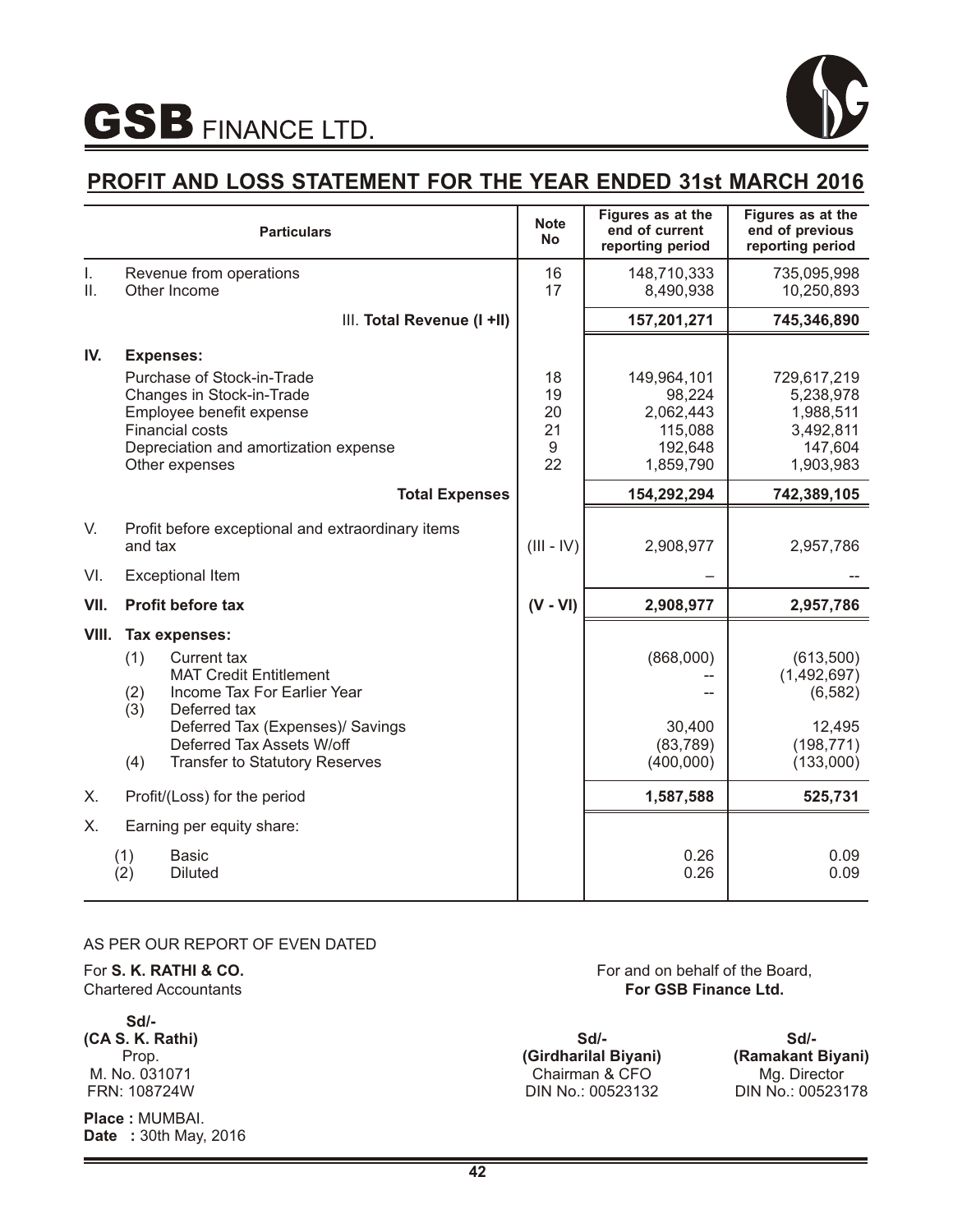# GSB FINANCE LTD.

## PROFIT AND LOSS STATEMENT FOR THE YEAR ENDED 31st MARCH 2016

| | Particulars | Note No | Figures as at the end of current reporting period | Figures as at the end of previous reporting period |
|---|---|---|---|---|
| I. | Revenue from operations | 16 | 148,710,333 | 735,095,998 |
| II. | Other Income | 17 | 8,490,938 | 10,250,893 |
| | III. **Total Revenue (I +II)** | | **157,201,271** | **745,346,890** |
| **IV.** | **Expenses:** | | | |
| | Purchase of Stock-in-Trade | 18 | 149,964,101 | 729,617,219 |
| | Changes in Stock-in-Trade | 19 | 98,224 | 5,238,978 |
| | Employee benefit expense | 20 | 2,062,443 | 1,988,511 |
| | Financial costs | 21 | 115,088 | 3,492,811 |
| | Depreciation and amortization expense | 9 | 192,648 | 147,604 |
| | Other expenses | 22 | 1,859,790 | 1,903,983 |
| | **Total Expenses** | | **154,292,294** | **742,389,105** |
| V. | Profit before exceptional and extraordinary items and tax | (III - IV) | 2,908,977 | 2,957,786 |
| VI. | Exceptional Item | | – | -- |
| **VII.** | **Profit before tax** | **(V - VI)** | **2,908,977** | **2,957,786** |
| **VIII.** | **Tax expenses:** | | | |
| | (1) Current tax | | (868,000) | (613,500) |
| | MAT Credit Entitlement | | -- | (1,492,697) |
| | (2) Income Tax For Earlier Year | | -- | (6,582) |
| | (3) Deferred tax | | | |
| | Deferred Tax (Expenses)/ Savings | | 30,400 | 12,495 |
| | Deferred Tax Assets W/off | | (83,789) | (198,771) |
| | (4) Transfer to Statutory Reserves | | (400,000) | (133,000) |
| X. | Profit/(Loss) for the period | | **1,587,588** | **525,731** |
| X. | Earning per equity share: | | | |
| | (1) Basic | | 0.26 | 0.09 |
| | (2) Diluted | | 0.26 | 0.09 |

AS PER OUR REPORT OF EVEN DATED

For **S. K. RATHI & CO.**
Chartered Accountants

**Sd/-**
**(CA S. K. Rathi)**
Prop.
M. No. 031071
FRN: 108724W

**Place :** MUMBAI.
**Date :** 30th May, 2016

For and on behalf of the Board,
**For GSB Finance Ltd.**

**Sd/-**
**(Girdharilal Biyani)**
Chairman & CFO
DIN No.: 00523132

**Sd/-**
**(Ramakant Biyani)**
Mg. Director
DIN No.: 00523178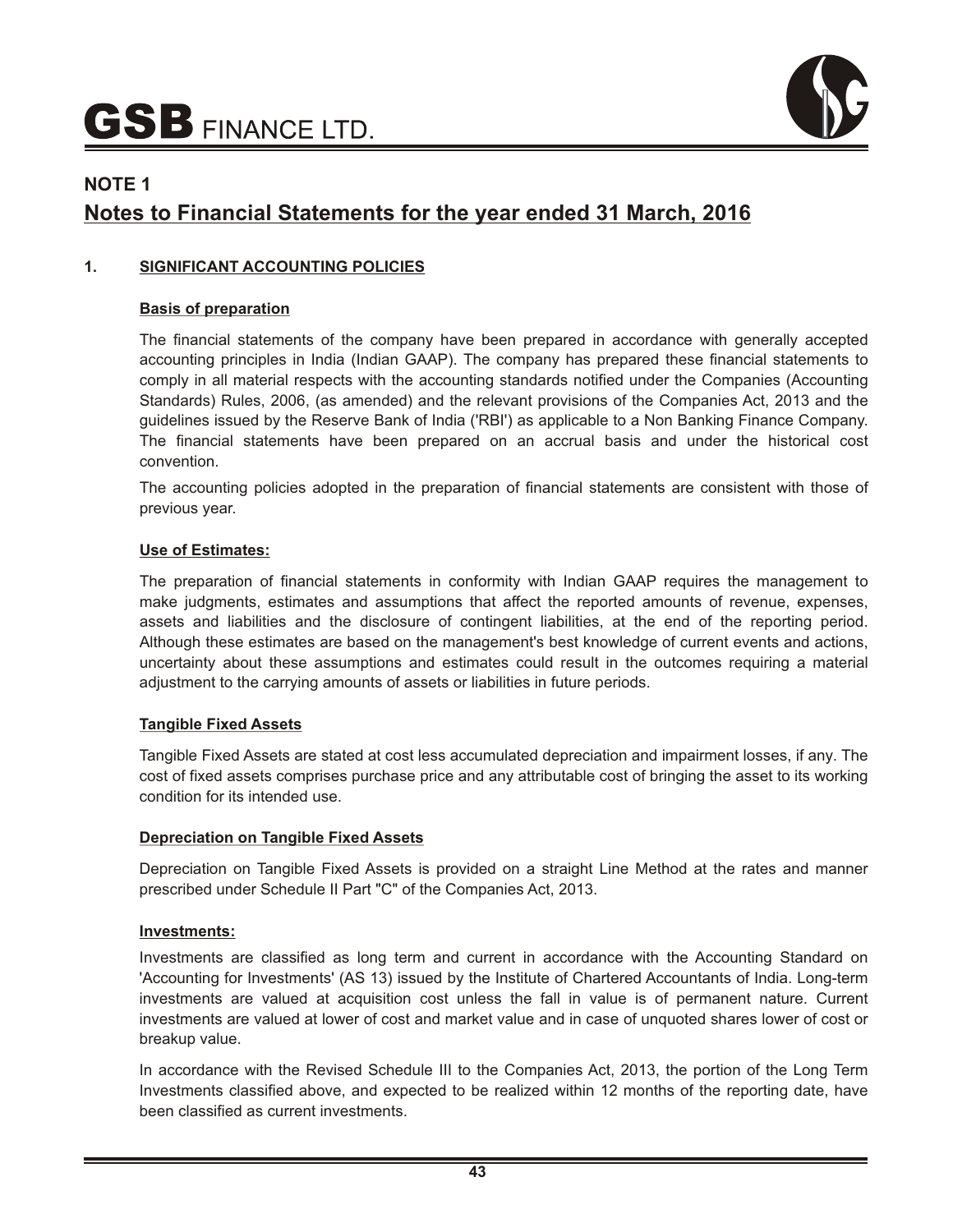# NOTE 1

## Notes to Financial Statements for the year ended 31 March, 2016

### 1. SIGNIFICANT ACCOUNTING POLICIES

**Basis of preparation**

The financial statements of the company have been prepared in accordance with generally accepted accounting principles in India (Indian GAAP). The company has prepared these financial statements to comply in all material respects with the accounting standards notified under the Companies (Accounting Standards) Rules, 2006, (as amended) and the relevant provisions of the Companies Act, 2013 and the guidelines issued by the Reserve Bank of India ('RBI') as applicable to a Non Banking Finance Company. The financial statements have been prepared on an accrual basis and under the historical cost convention.

The accounting policies adopted in the preparation of financial statements are consistent with those of previous year.

**Use of Estimates:**

The preparation of financial statements in conformity with Indian GAAP requires the management to make judgments, estimates and assumptions that affect the reported amounts of revenue, expenses, assets and liabilities and the disclosure of contingent liabilities, at the end of the reporting period. Although these estimates are based on the management's best knowledge of current events and actions, uncertainty about these assumptions and estimates could result in the outcomes requiring a material adjustment to the carrying amounts of assets or liabilities in future periods.

**Tangible Fixed Assets**

Tangible Fixed Assets are stated at cost less accumulated depreciation and impairment losses, if any. The cost of fixed assets comprises purchase price and any attributable cost of bringing the asset to its working condition for its intended use.

**Depreciation on Tangible Fixed Assets**

Depreciation on Tangible Fixed Assets is provided on a straight Line Method at the rates and manner prescribed under Schedule II Part "C" of the Companies Act, 2013.

**Investments:**

Investments are classified as long term and current in accordance with the Accounting Standard on 'Accounting for Investments' (AS 13) issued by the Institute of Chartered Accountants of India. Long-term investments are valued at acquisition cost unless the fall in value is of permanent nature. Current investments are valued at lower of cost and market value and in case of unquoted shares lower of cost or breakup value.

In accordance with the Revised Schedule III to the Companies Act, 2013, the portion of the Long Term Investments classified above, and expected to be realized within 12 months of the reporting date, have been classified as current investments.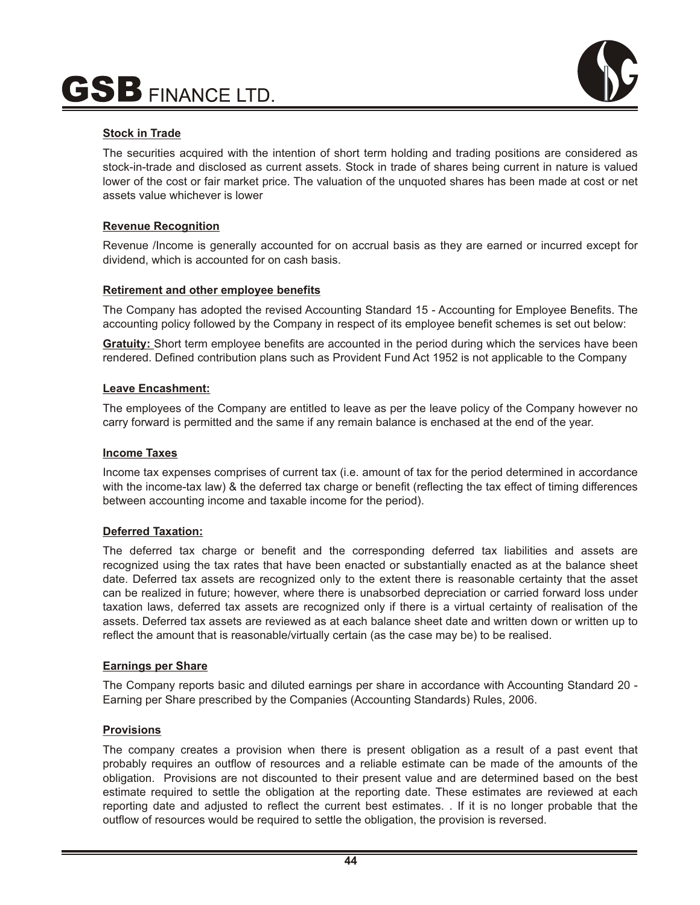**Stock in Trade**

The securities acquired with the intention of short term holding and trading positions are considered as stock-in-trade and disclosed as current assets. Stock in trade of shares being current in nature is valued lower of the cost or fair market price. The valuation of the unquoted shares has been made at cost or net assets value whichever is lower

**Revenue Recognition**

Revenue /Income is generally accounted for on accrual basis as they are earned or incurred except for dividend, which is accounted for on cash basis.

**Retirement and other employee benefits**

The Company has adopted the revised Accounting Standard 15 - Accounting for Employee Benefits. The accounting policy followed by the Company in respect of its employee benefit schemes is set out below:

**Gratuity:** Short term employee benefits are accounted in the period during which the services have been rendered. Defined contribution plans such as Provident Fund Act 1952 is not applicable to the Company

**Leave Encashment:**

The employees of the Company are entitled to leave as per the leave policy of the Company however no carry forward is permitted and the same if any remain balance is enchased at the end of the year.

**Income Taxes**

Income tax expenses comprises of current tax (i.e. amount of tax for the period determined in accordance with the income-tax law) & the deferred tax charge or benefit (reflecting the tax effect of timing differences between accounting income and taxable income for the period).

**Deferred Taxation:**

The deferred tax charge or benefit and the corresponding deferred tax liabilities and assets are recognized using the tax rates that have been enacted or substantially enacted as at the balance sheet date. Deferred tax assets are recognized only to the extent there is reasonable certainty that the asset can be realized in future; however, where there is unabsorbed depreciation or carried forward loss under taxation laws, deferred tax assets are recognized only if there is a virtual certainty of realisation of the assets. Deferred tax assets are reviewed as at each balance sheet date and written down or written up to reflect the amount that is reasonable/virtually certain (as the case may be) to be realised.

**Earnings per Share**

The Company reports basic and diluted earnings per share in accordance with Accounting Standard 20 - Earning per Share prescribed by the Companies (Accounting Standards) Rules, 2006.

**Provisions**

The company creates a provision when there is present obligation as a result of a past event that probably requires an outflow of resources and a reliable estimate can be made of the amounts of the obligation. Provisions are not discounted to their present value and are determined based on the best estimate required to settle the obligation at the reporting date. These estimates are reviewed at each reporting date and adjusted to reflect the current best estimates. . If it is no longer probable that the outflow of resources would be required to settle the obligation, the provision is reversed.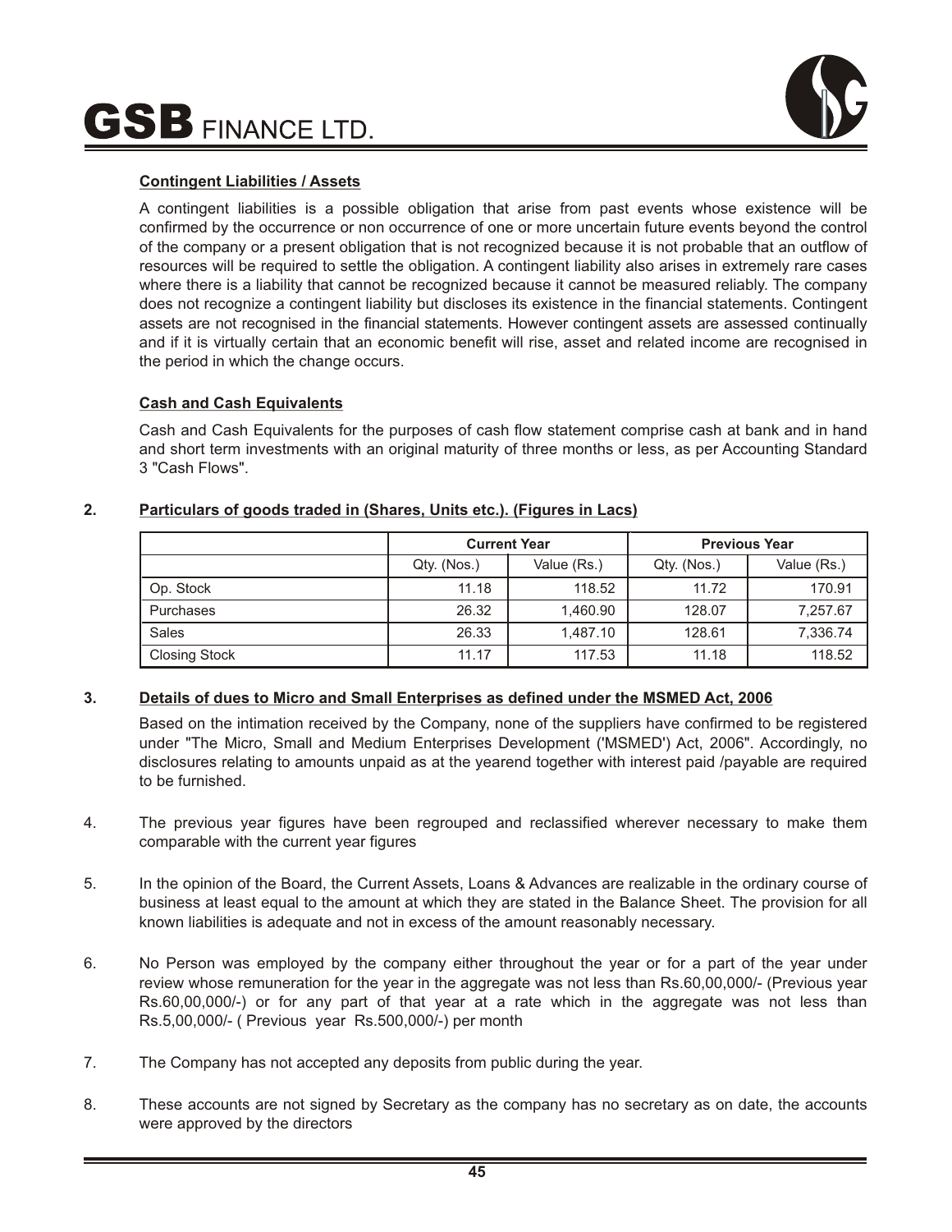**Contingent Liabilities / Assets**

A contingent liabilities is a possible obligation that arise from past events whose existence will be confirmed by the occurrence or non occurrence of one or more uncertain future events beyond the control of the company or a present obligation that is not recognized because it is not probable that an outflow of resources will be required to settle the obligation. A contingent liability also arises in extremely rare cases where there is a liability that cannot be recognized because it cannot be measured reliably. The company does not recognize a contingent liability but discloses its existence in the financial statements. Contingent assets are not recognised in the financial statements. However contingent assets are assessed continually and if it is virtually certain that an economic benefit will rise, asset and related income are recognised in the period in which the change occurs.

**Cash and Cash Equivalents**

Cash and Cash Equivalents for the purposes of cash flow statement comprise cash at bank and in hand and short term investments with an original maturity of three months or less, as per Accounting Standard 3 "Cash Flows".

**2. Particulars of goods traded in (Shares, Units etc.). (Figures in Lacs)**

| | Current Year | | Previous Year | |
|---|---|---|---|---|
| | Qty. (Nos.) | Value (Rs.) | Qty. (Nos.) | Value (Rs.) |
| Op. Stock | 11.18 | 118.52 | 11.72 | 170.91 |
| Purchases | 26.32 | 1,460.90 | 128.07 | 7,257.67 |
| Sales | 26.33 | 1,487.10 | 128.61 | 7,336.74 |
| Closing Stock | 11.17 | 117.53 | 11.18 | 118.52 |

**3. Details of dues to Micro and Small Enterprises as defined under the MSMED Act, 2006**

Based on the intimation received by the Company, none of the suppliers have confirmed to be registered under "The Micro, Small and Medium Enterprises Development ('MSMED') Act, 2006". Accordingly, no disclosures relating to amounts unpaid as at the yearend together with interest paid /payable are required to be furnished.

4. The previous year figures have been regrouped and reclassified wherever necessary to make them comparable with the current year figures

5. In the opinion of the Board, the Current Assets, Loans & Advances are realizable in the ordinary course of business at least equal to the amount at which they are stated in the Balance Sheet. The provision for all known liabilities is adequate and not in excess of the amount reasonably necessary.

6. No Person was employed by the company either throughout the year or for a part of the year under review whose remuneration for the year in the aggregate was not less than Rs.60,00,000/- (Previous year Rs.60,00,000/-) or for any part of that year at a rate which in the aggregate was not less than Rs.5,00,000/- ( Previous year Rs.500,000/-) per month

7. The Company has not accepted any deposits from public during the year.

8. These accounts are not signed by Secretary as the company has no secretary as on date, the accounts were approved by the directors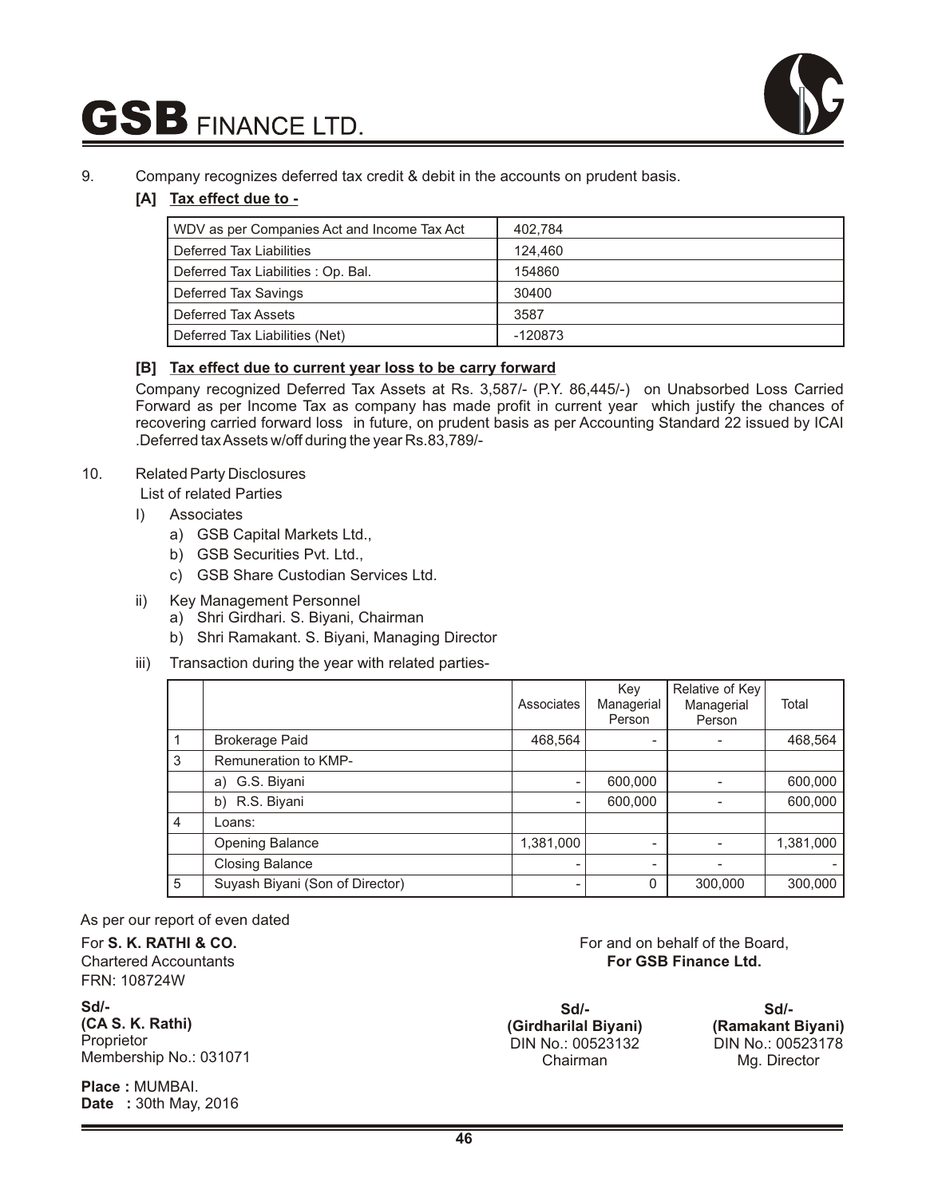9. Company recognizes deferred tax credit & debit in the accounts on prudent basis.

**[A] Tax effect due to -**

| | |
|---|---|
| WDV as per Companies Act and Income Tax Act | 402,784 |
| Deferred Tax Liabilities | 124,460 |
| Deferred Tax Liabilities : Op. Bal. | 154860 |
| Deferred Tax Savings | 30400 |
| Deferred Tax Assets | 3587 |
| Deferred Tax Liabilities (Net) | -120873 |

**[B] Tax effect due to current year loss to be carry forward**

Company recognized Deferred Tax Assets at Rs. 3,587/- (P.Y. 86,445/-) on Unabsorbed Loss Carried Forward as per Income Tax as company has made profit in current year which justify the chances of recovering carried forward loss in future, on prudent basis as per Accounting Standard 22 issued by ICAI .Deferred tax Assets w/off during the year Rs.83,789/-

10. Related Party Disclosures

List of related Parties

I) Associates
   a) GSB Capital Markets Ltd.,
   b) GSB Securities Pvt. Ltd.,
   c) GSB Share Custodian Services Ltd.

ii) Key Management Personnel
   a) Shri Girdhari. S. Biyani, Chairman
   b) Shri Ramakant. S. Biyani, Managing Director

iii) Transaction during the year with related parties-

| | | Associates | Key Managerial Person | Relative of Key Managerial Person | Total |
|---|---|---|---|---|---|
| 1 | Brokerage Paid | 468,564 | - | - | 468,564 |
| 3 | Remuneration to KMP- | | | | |
| | a) G.S. Biyani | - | 600,000 | - | 600,000 |
| | b) R.S. Biyani | - | 600,000 | - | 600,000 |
| 4 | Loans: | | | | |
| | Opening Balance | 1,381,000 | - | - | 1,381,000 |
| | Closing Balance | - | - | - | - |
| 5 | Suyash Biyani (Son of Director) | - | 0 | 300,000 | 300,000 |

As per our report of even dated

For **S. K. RATHI & CO.**
Chartered Accountants
FRN: 108724W

**Sd/-**
**(CA S. K. Rathi)**
Proprietor
Membership No.: 031071

**Place :** MUMBAI.
**Date :** 30th May, 2016

For and on behalf of the Board,
**For GSB Finance Ltd.**

**Sd/-**
**(Girdharilal Biyani)**
DIN No.: 00523132
Chairman

**Sd/-**
**(Ramakant Biyani)**
DIN No.: 00523178
Mg. Director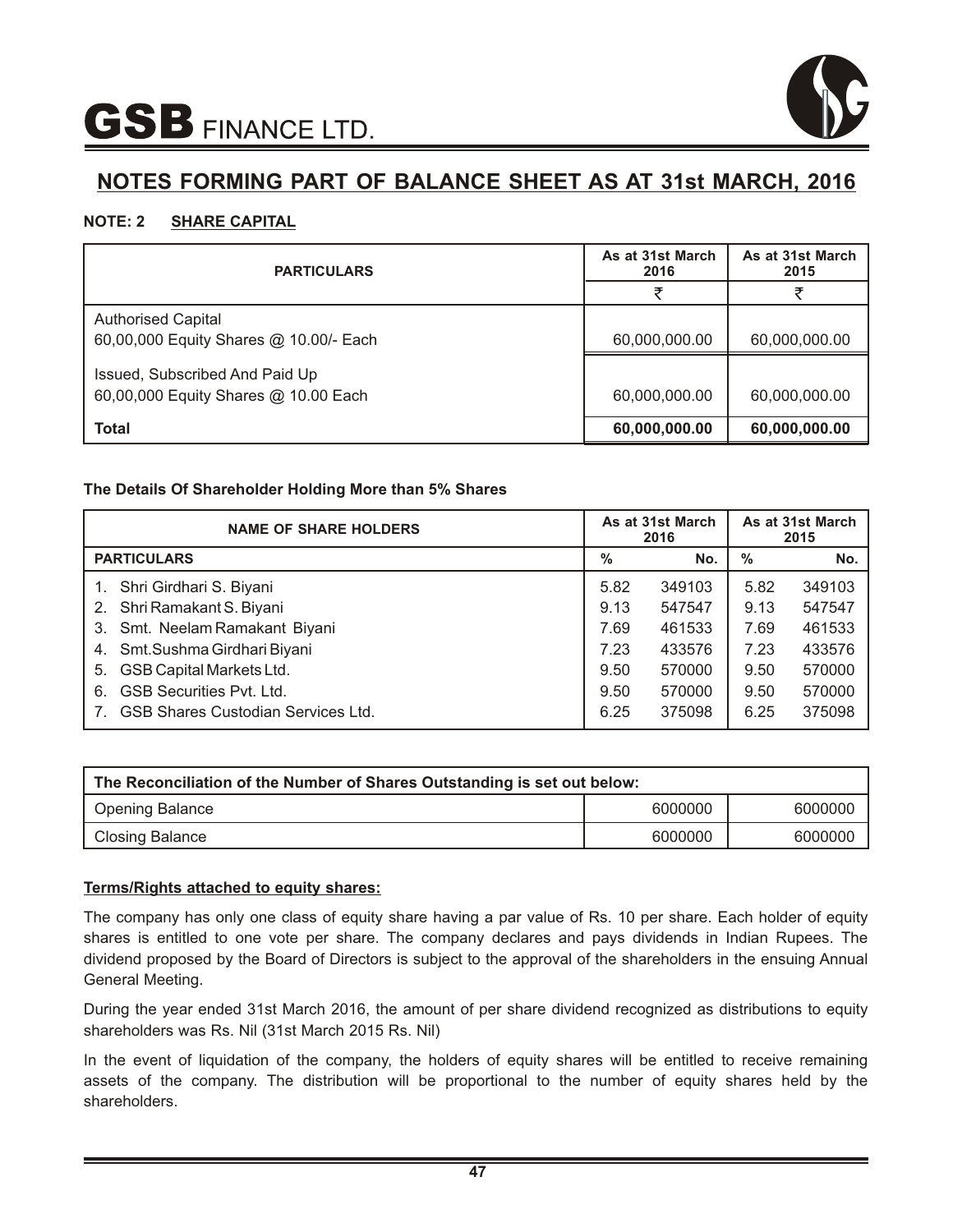## NOTES FORMING PART OF BALANCE SHEET AS AT 31st MARCH, 2016

### NOTE: 2 SHARE CAPITAL

| PARTICULARS | As at 31st March 2016 | As at 31st March 2015 |
|---|---|---|
| | ₹ | ₹ |
| Authorised Capital<br>60,00,000 Equity Shares @ 10.00/- Each | 60,000,000.00 | 60,000,000.00 |
| Issued, Subscribed And Paid Up<br>60,00,000 Equity Shares @ 10.00 Each | 60,000,000.00 | 60,000,000.00 |
| **Total** | **60,000,000.00** | **60,000,000.00** |

**The Details Of Shareholder Holding More than 5% Shares**

| NAME OF SHARE HOLDERS | As at 31st March 2016 | | As at 31st March 2015 | |
|---|---|---|---|---|
| **PARTICULARS** | **%** | **No.** | **%** | **No.** |
| 1. Shri Girdhari S. Biyani | 5.82 | 349103 | 5.82 | 349103 |
| 2. Shri Ramakant S. Biyani | 9.13 | 547547 | 9.13 | 547547 |
| 3. Smt. Neelam Ramakant Biyani | 7.69 | 461533 | 7.69 | 461533 |
| 4. Smt.Sushma Girdhari Biyani | 7.23 | 433576 | 7.23 | 433576 |
| 5. GSB Capital Markets Ltd. | 9.50 | 570000 | 9.50 | 570000 |
| 6. GSB Securities Pvt. Ltd. | 9.50 | 570000 | 9.50 | 570000 |
| 7. GSB Shares Custodian Services Ltd. | 6.25 | 375098 | 6.25 | 375098 |

| The Reconciliation of the Number of Shares Outstanding is set out below: | | |
|---|---|---|
| Opening Balance | 6000000 | 6000000 |
| Closing Balance | 6000000 | 6000000 |

**Terms/Rights attached to equity shares:**

The company has only one class of equity share having a par value of Rs. 10 per share. Each holder of equity shares is entitled to one vote per share. The company declares and pays dividends in Indian Rupees. The dividend proposed by the Board of Directors is subject to the approval of the shareholders in the ensuing Annual General Meeting.

During the year ended 31st March 2016, the amount of per share dividend recognized as distributions to equity shareholders was Rs. Nil (31st March 2015 Rs. Nil)

In the event of liquidation of the company, the holders of equity shares will be entitled to receive remaining assets of the company. The distribution will be proportional to the number of equity shares held by the shareholders.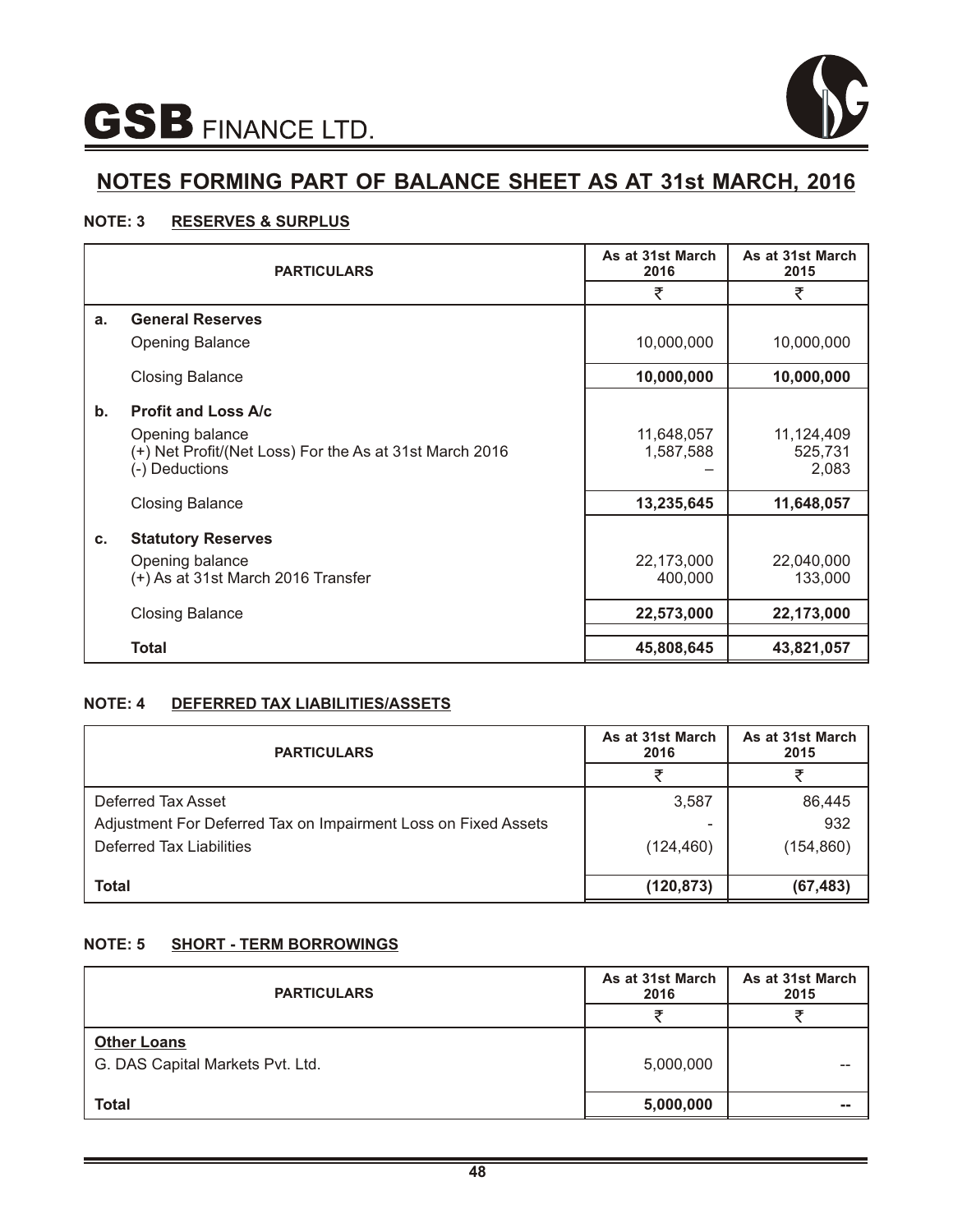# GSB FINANCE LTD.

## NOTES FORMING PART OF BALANCE SHEET AS AT 31st MARCH, 2016

### NOTE: 3 RESERVES & SURPLUS

| | PARTICULARS | As at 31st March 2016 | As at 31st March 2015 |
|---|---|---|---|
| | | ₹ | ₹ |
| a. | **General Reserves** | | |
| | Opening Balance | 10,000,000 | 10,000,000 |
| | Closing Balance | **10,000,000** | **10,000,000** |
| b. | **Profit and Loss A/c** | | |
| | Opening balance | 11,648,057 | 11,124,409 |
| | (+) Net Profit/(Net Loss) For the As at 31st March 2016 | 1,587,588 | 525,731 |
| | (-) Deductions | – | 2,083 |
| | Closing Balance | **13,235,645** | **11,648,057** |
| c. | **Statutory Reserves** | | |
| | Opening balance | 22,173,000 | 22,040,000 |
| | (+) As at 31st March 2016 Transfer | 400,000 | 133,000 |
| | Closing Balance | **22,573,000** | **22,173,000** |
| | **Total** | **45,808,645** | **43,821,057** |

### NOTE: 4 DEFERRED TAX LIABILITIES/ASSETS

| PARTICULARS | As at 31st March 2016 | As at 31st March 2015 |
|---|---|---|
| | ₹ | ₹ |
| Deferred Tax Asset | 3,587 | 86,445 |
| Adjustment For Deferred Tax on Impairment Loss on Fixed Assets | - | 932 |
| Deferred Tax Liabilities | (124,460) | (154,860) |
| **Total** | **(120,873)** | **(67,483)** |

### NOTE: 5 SHORT - TERM BORROWINGS

| PARTICULARS | As at 31st March 2016 | As at 31st March 2015 |
|---|---|---|
| | ₹ | ₹ |
| **Other Loans** | | |
| G. DAS Capital Markets Pvt. Ltd. | 5,000,000 | -- |
| **Total** | **5,000,000** | **--** |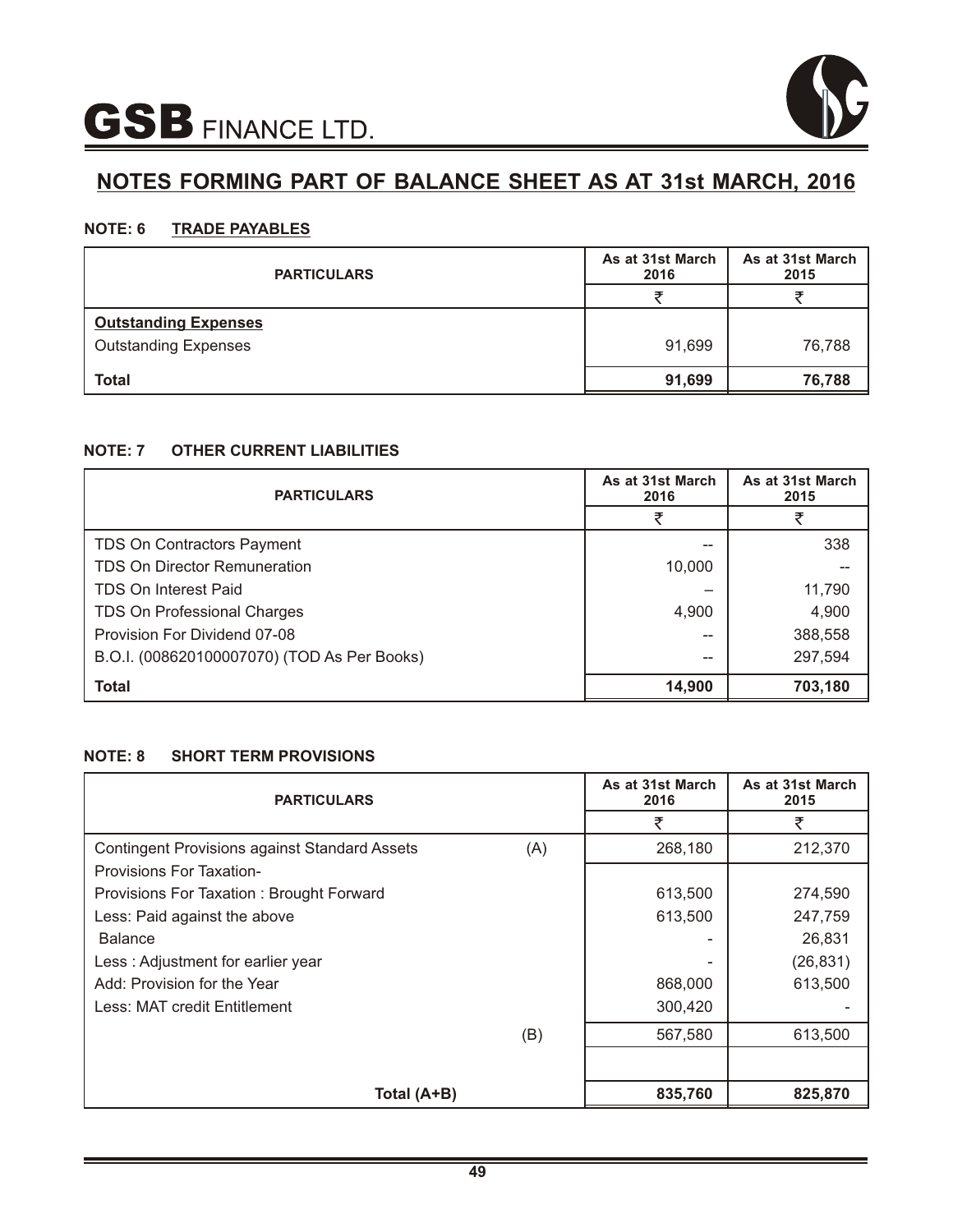## NOTES FORMING PART OF BALANCE SHEET AS AT 31st MARCH, 2016

### NOTE: 6 TRADE PAYABLES

| PARTICULARS | As at 31st March 2016 | As at 31st March 2015 |
|---|---|---|
| | ₹ | ₹ |
| **Outstanding Expenses** | | |
| Outstanding Expenses | 91,699 | 76,788 |
| **Total** | **91,699** | **76,788** |

### NOTE: 7 OTHER CURRENT LIABILITIES

| PARTICULARS | As at 31st March 2016 | As at 31st March 2015 |
|---|---|---|
| | ₹ | ₹ |
| TDS On Contractors Payment | -- | 338 |
| TDS On Director Remuneration | 10,000 | -- |
| TDS On Interest Paid | -- | 11,790 |
| TDS On Professional Charges | 4,900 | 4,900 |
| Provision For Dividend 07-08 | -- | 388,558 |
| B.O.I. (008620100007070) (TOD As Per Books) | -- | 297,594 |
| **Total** | **14,900** | **703,180** |

### NOTE: 8 SHORT TERM PROVISIONS

| PARTICULARS | | As at 31st March 2016 | As at 31st March 2015 |
|---|---|---|---|
| | | ₹ | ₹ |
| Contingent Provisions against Standard Assets | (A) | 268,180 | 212,370 |
| Provisions For Taxation- | | | |
| Provisions For Taxation : Brought Forward | | 613,500 | 274,590 |
| Less: Paid against the above | | 613,500 | 247,759 |
| Balance | | - | 26,831 |
| Less : Adjustment for earlier year | | - | (26,831) |
| Add: Provision for the Year | | 868,000 | 613,500 |
| Less: MAT credit Entitlement | | 300,420 | - |
| | (B) | 567,580 | 613,500 |
| **Total (A+B)** | | **835,760** | **825,870** |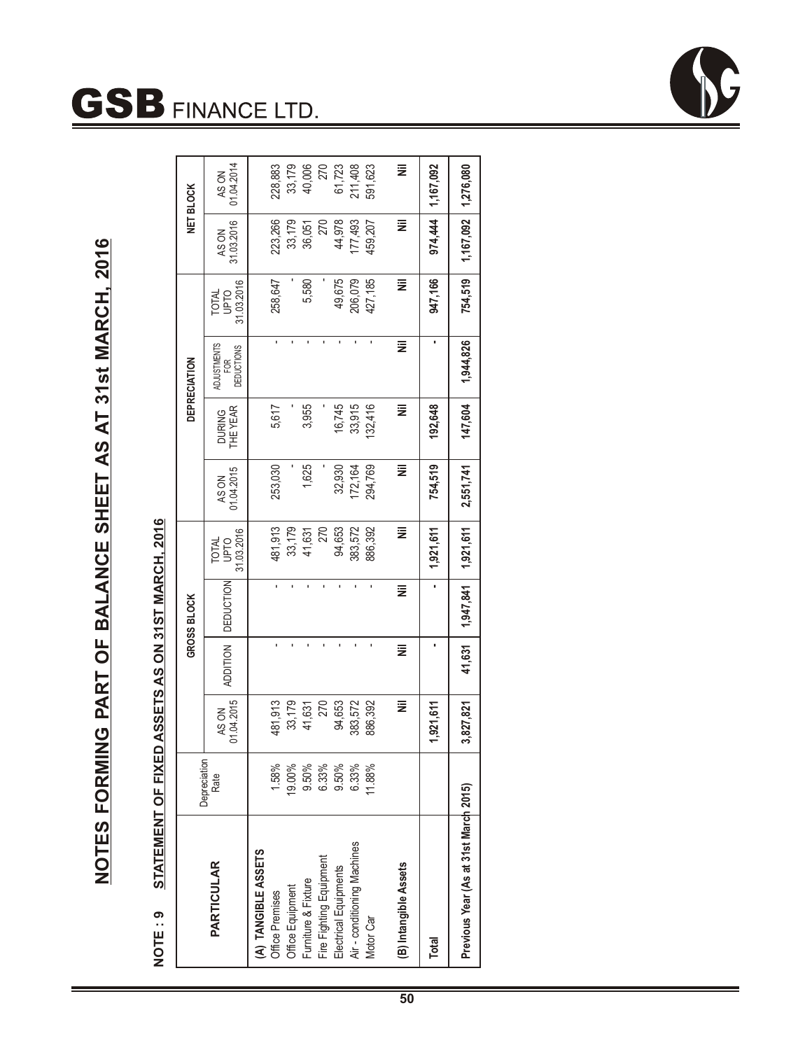# NOTES FORMING PART OF BALANCE SHEET AS AT 31st MARCH, 2016

## NOTE : 9 STATEMENT OF FIXED ASSETS AS ON 31ST MARCH, 2016

| PARTICULAR | Depreciation Rate | GROSS BLOCK | | | | DEPRECIATION | | | | NET BLOCK | |
|---|---|---|---|---|---|---|---|---|---|---|---|
| | | AS ON 01.04.2015 | ADDITION | DEDUCTION | TOTAL UPTO 31.03.2016 | AS ON 01.04.2015 | DURING THE YEAR | ADJUSTMENTS FOR DEDUCTIONS | TOTAL UPTO 31.03.2016 | AS ON 31.03.2016 | AS ON 01.04.2014 |
| **(A) TANGIBLE ASSETS** | | | | | | | | | | | |
| Office Premises | 1.58% | 481,913 | - | - | 481,913 | 253,030 | 5,617 | - | 258,647 | 223,266 | 228,883 |
| Office Equipment | 19.00% | 33,179 | - | - | 33,179 | - | - | - | - | 33,179 | 33,179 |
| Furniture & Fixture | 9.50% | 41,631 | - | - | 41,631 | 1,625 | 3,955 | - | 5,580 | 36,051 | 40,006 |
| Fire Fighting Equipment | 6.33% | 270 | - | - | 270 | - | - | - | - | 270 | 270 |
| Electrical Equipments | 9.50% | 94,653 | - | - | 94,653 | 32,930 | 16,745 | - | 49,675 | 44,978 | 61,723 |
| Air - conditioning Machines | 6.33% | 383,572 | - | - | 383,572 | 172,164 | 33,915 | - | 206,079 | 177,493 | 211,408 |
| Motor Car | 11.88% | 886,392 | - | - | 886,392 | 294,769 | 132,416 | - | 427,185 | 459,207 | 591,623 |
| **(B) Intangible Assets** | | Nil | Nil | Nil | Nil | Nil | Nil | Nil | Nil | Nil | Nil |
| **Total** | | **1,921,611** | **-** | **-** | **1,921,611** | **754,519** | **192,648** | **-** | **947,166** | **974,444** | **1,167,092** |
| **Previous Year (As at 31st March 2015)** | | **3,827,821** | **41,631** | **1,947,841** | **1,921,611** | **2,551,741** | **147,604** | **1,944,826** | **754,519** | **1,167,092** | **1,276,080** |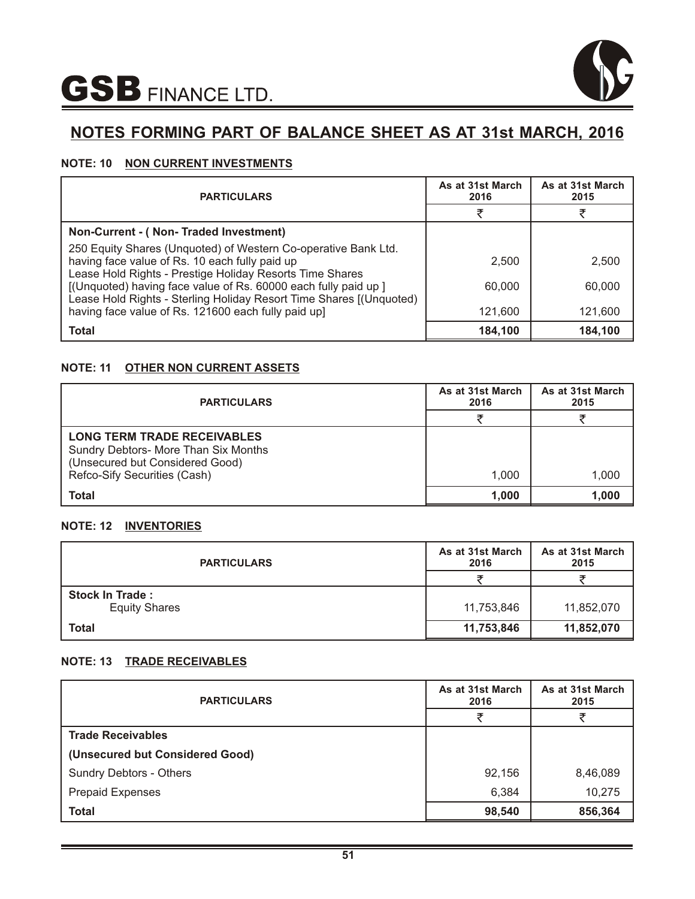## NOTES FORMING PART OF BALANCE SHEET AS AT 31st MARCH, 2016

### NOTE: 10 NON CURRENT INVESTMENTS

| PARTICULARS | As at 31st March 2016 | As at 31st March 2015 |
|---|---|---|
| | ₹ | ₹ |
| **Non-Current - ( Non- Traded Investment)** | | |
| 250 Equity Shares (Unquoted) of Western Co-operative Bank Ltd. having face value of Rs. 10 each fully paid up | 2,500 | 2,500 |
| Lease Hold Rights - Prestige Holiday Resorts Time Shares [(Unquoted) having face value of Rs. 60000 each fully paid up ] | 60,000 | 60,000 |
| Lease Hold Rights - Sterling Holiday Resort Time Shares [(Unquoted) having face value of Rs. 121600 each fully paid up] | 121,600 | 121,600 |
| **Total** | **184,100** | **184,100** |

### NOTE: 11 OTHER NON CURRENT ASSETS

| PARTICULARS | As at 31st March 2016 | As at 31st March 2015 |
|---|---|---|
| | ₹ | ₹ |
| **LONG TERM TRADE RECEIVABLES** | | |
| Sundry Debtors- More Than Six Months (Unsecured but Considered Good) | | |
| Refco-Sify Securities (Cash) | 1,000 | 1,000 |
| **Total** | **1,000** | **1,000** |

### NOTE: 12 INVENTORIES

| PARTICULARS | As at 31st March 2016 | As at 31st March 2015 |
|---|---|---|
| | ₹ | ₹ |
| **Stock In Trade :** | | |
| Equity Shares | 11,753,846 | 11,852,070 |
| **Total** | **11,753,846** | **11,852,070** |

### NOTE: 13 TRADE RECEIVABLES

| PARTICULARS | As at 31st March 2016 | As at 31st March 2015 |
|---|---|---|
| | ₹ | ₹ |
| **Trade Receivables** | | |
| **(Unsecured but Considered Good)** | | |
| Sundry Debtors - Others | 92,156 | 8,46,089 |
| Prepaid Expenses | 6,384 | 10,275 |
| **Total** | **98,540** | **856,364** |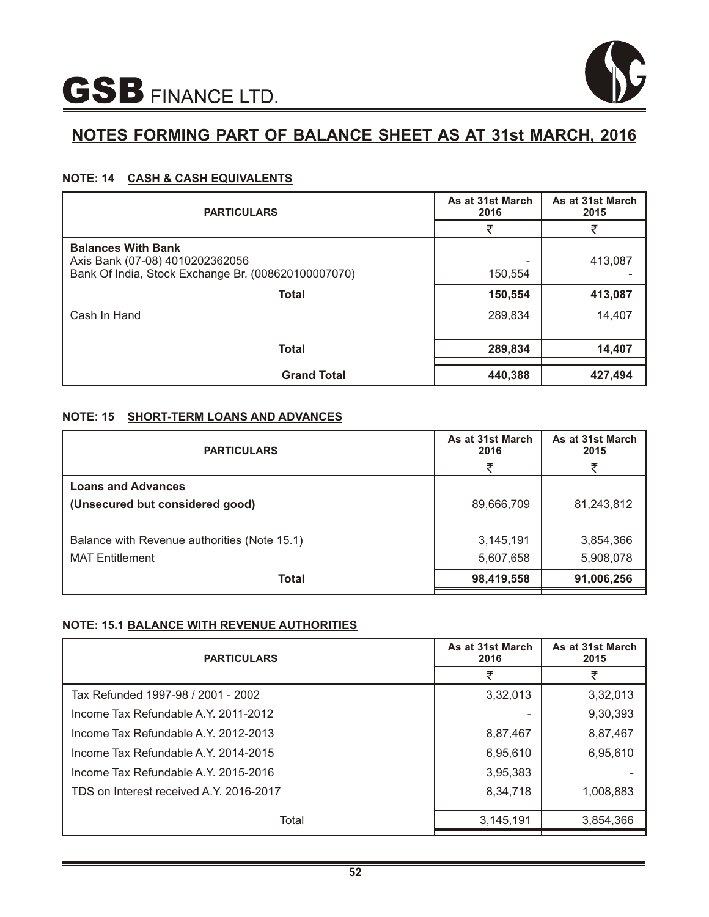# NOTES FORMING PART OF BALANCE SHEET AS AT 31st MARCH, 2016

### NOTE: 14 CASH & CASH EQUIVALENTS

| PARTICULARS | As at 31st March 2016 | As at 31st March 2015 |
|---|---|---|
| | ₹ | ₹ |
| **Balances With Bank** | | |
| Axis Bank (07-08) 4010202362056 | - | 413,087 |
| Bank Of India, Stock Exchange Br. (008620100007070) | 150,554 | - |
| **Total** | **150,554** | **413,087** |
| Cash In Hand | 289,834 | 14,407 |
| **Total** | **289,834** | **14,407** |
| **Grand Total** | **440,388** | **427,494** |

### NOTE: 15 SHORT-TERM LOANS AND ADVANCES

| PARTICULARS | As at 31st March 2016 | As at 31st March 2015 |
|---|---|---|
| | ₹ | ₹ |
| **Loans and Advances** | | |
| **(Unsecured but considered good)** | 89,666,709 | 81,243,812 |
| Balance with Revenue authorities (Note 15.1) | 3,145,191 | 3,854,366 |
| MAT Entitlement | 5,607,658 | 5,908,078 |
| **Total** | **98,419,558** | **91,006,256** |

### NOTE: 15.1 BALANCE WITH REVENUE AUTHORITIES

| PARTICULARS | As at 31st March 2016 | As at 31st March 2015 |
|---|---|---|
| | ₹ | ₹ |
| Tax Refunded 1997-98 / 2001 - 2002 | 3,32,013 | 3,32,013 |
| Income Tax Refundable A.Y. 2011-2012 | - | 9,30,393 |
| Income Tax Refundable A.Y. 2012-2013 | 8,87,467 | 8,87,467 |
| Income Tax Refundable A.Y. 2014-2015 | 6,95,610 | 6,95,610 |
| Income Tax Refundable A.Y. 2015-2016 | 3,95,383 | - |
| TDS on Interest received A.Y. 2016-2017 | 8,34,718 | 1,008,883 |
| Total | 3,145,191 | 3,854,366 |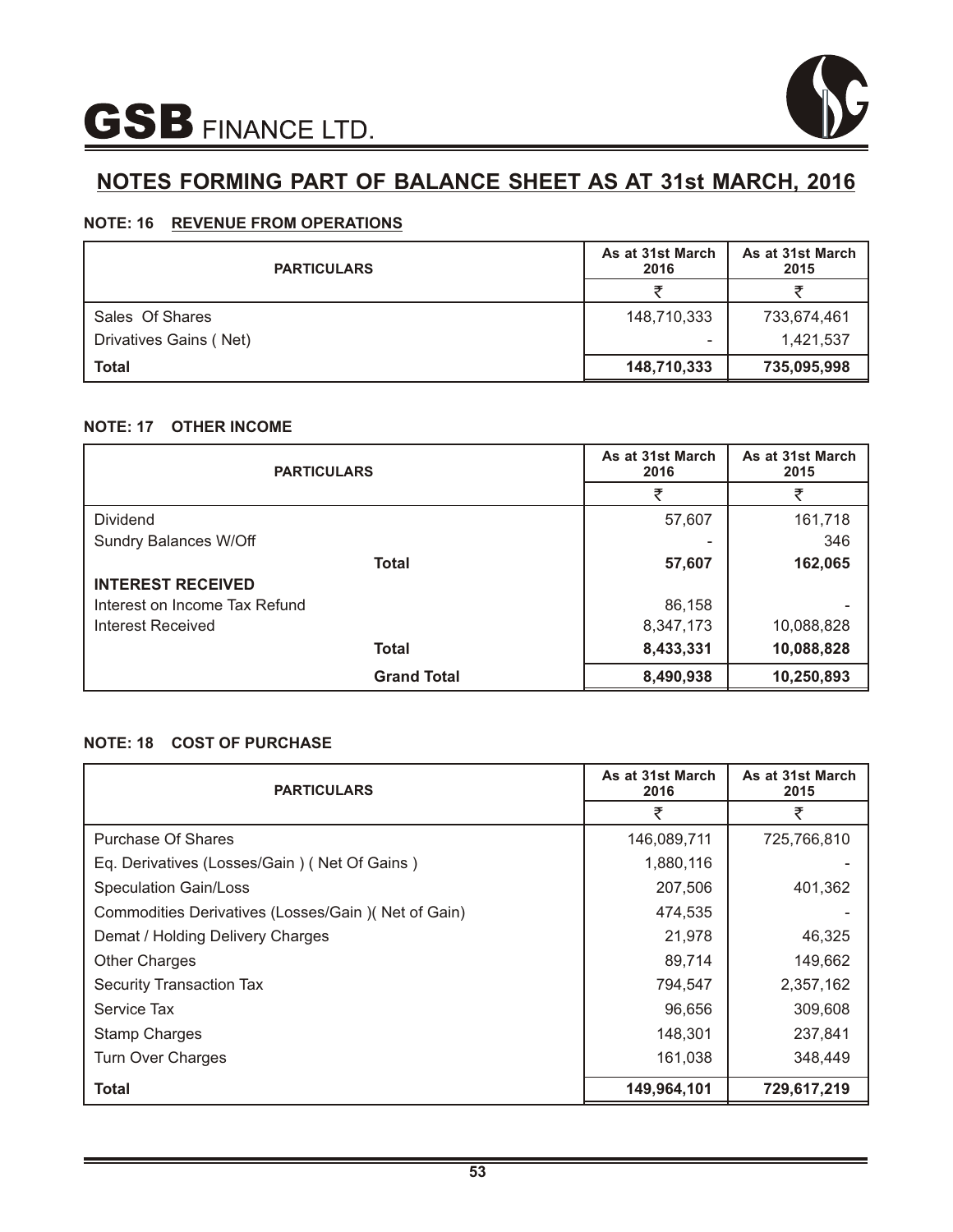# GSB FINANCE LTD.

## NOTES FORMING PART OF BALANCE SHEET AS AT 31st MARCH, 2016

### NOTE: 16 REVENUE FROM OPERATIONS

| PARTICULARS | As at 31st March 2016 | As at 31st March 2015 |
|---|---|---|
| | ₹ | ₹ |
| Sales Of Shares | 148,710,333 | 733,674,461 |
| Drivatives Gains ( Net) | - | 1,421,537 |
| **Total** | **148,710,333** | **735,095,998** |

### NOTE: 17 OTHER INCOME

| PARTICULARS | As at 31st March 2016 | As at 31st March 2015 |
|---|---|---|
| | ₹ | ₹ |
| Dividend | 57,607 | 161,718 |
| Sundry Balances W/Off | - | 346 |
| **Total** | **57,607** | **162,065** |
| **INTEREST RECEIVED** | | |
| Interest on Income Tax Refund | 86,158 | - |
| Interest Received | 8,347,173 | 10,088,828 |
| **Total** | **8,433,331** | **10,088,828** |
| **Grand Total** | **8,490,938** | **10,250,893** |

### NOTE: 18 COST OF PURCHASE

| PARTICULARS | As at 31st March 2016 | As at 31st March 2015 |
|---|---|---|
| | ₹ | ₹ |
| Purchase Of Shares | 146,089,711 | 725,766,810 |
| Eq. Derivatives (Losses/Gain ) ( Net Of Gains ) | 1,880,116 | - |
| Speculation Gain/Loss | 207,506 | 401,362 |
| Commodities Derivatives (Losses/Gain )( Net of Gain) | 474,535 | - |
| Demat / Holding Delivery Charges | 21,978 | 46,325 |
| Other Charges | 89,714 | 149,662 |
| Security Transaction Tax | 794,547 | 2,357,162 |
| Service Tax | 96,656 | 309,608 |
| Stamp Charges | 148,301 | 237,841 |
| Turn Over Charges | 161,038 | 348,449 |
| **Total** | **149,964,101** | **729,617,219** |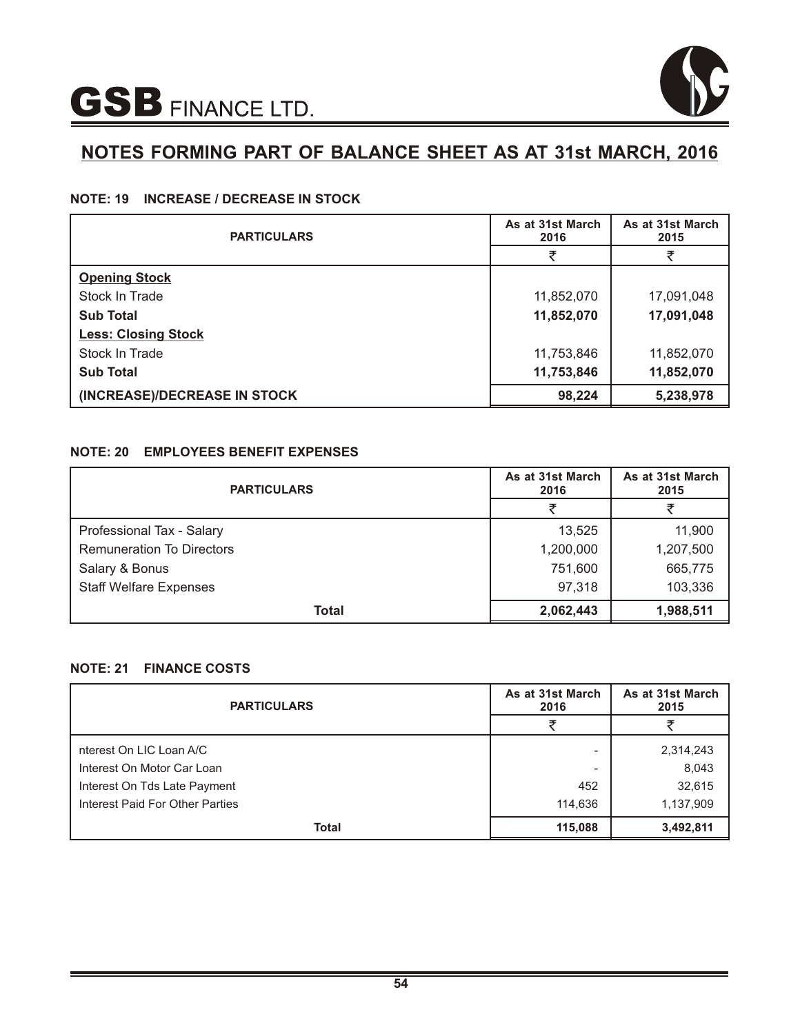# GSB FINANCE LTD.

## NOTES FORMING PART OF BALANCE SHEET AS AT 31st MARCH, 2016

### NOTE: 19 INCREASE / DECREASE IN STOCK

| PARTICULARS | As at 31st March 2016 | As at 31st March 2015 |
|---|---|---|
| | ₹ | ₹ |
| **Opening Stock** | | |
| Stock In Trade | 11,852,070 | 17,091,048 |
| **Sub Total** | **11,852,070** | **17,091,048** |
| **Less: Closing Stock** | | |
| Stock In Trade | 11,753,846 | 11,852,070 |
| **Sub Total** | **11,753,846** | **11,852,070** |
| **(INCREASE)/DECREASE IN STOCK** | **98,224** | **5,238,978** |

### NOTE: 20 EMPLOYEES BENEFIT EXPENSES

| PARTICULARS | As at 31st March 2016 | As at 31st March 2015 |
|---|---|---|
| | ₹ | ₹ |
| Professional Tax - Salary | 13,525 | 11,900 |
| Remuneration To Directors | 1,200,000 | 1,207,500 |
| Salary & Bonus | 751,600 | 665,775 |
| Staff Welfare Expenses | 97,318 | 103,336 |
| **Total** | **2,062,443** | **1,988,511** |

### NOTE: 21 FINANCE COSTS

| PARTICULARS | As at 31st March 2016 | As at 31st March 2015 |
|---|---|---|
| | ₹ | ₹ |
| nterest On LIC Loan A/C | - | 2,314,243 |
| Interest On Motor Car Loan | - | 8,043 |
| Interest On Tds Late Payment | 452 | 32,615 |
| Interest Paid For Other Parties | 114,636 | 1,137,909 |
| **Total** | **115,088** | **3,492,811** |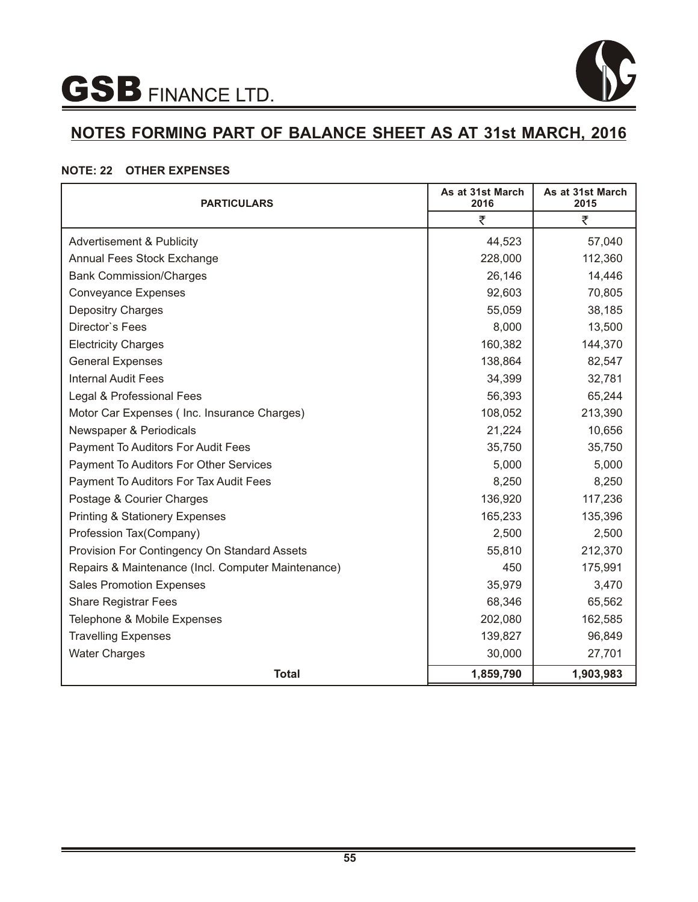# GSB FINANCE LTD.

## NOTES FORMING PART OF BALANCE SHEET AS AT 31st MARCH, 2016

### NOTE: 22 OTHER EXPENSES

| PARTICULARS | As at 31st March 2016 | As at 31st March 2015 |
|---|---|---|
| | ₹ | ₹ |
| Advertisement & Publicity | 44,523 | 57,040 |
| Annual Fees Stock Exchange | 228,000 | 112,360 |
| Bank Commission/Charges | 26,146 | 14,446 |
| Conveyance Expenses | 92,603 | 70,805 |
| Depositry Charges | 55,059 | 38,185 |
| Director`s Fees | 8,000 | 13,500 |
| Electricity Charges | 160,382 | 144,370 |
| General Expenses | 138,864 | 82,547 |
| Internal Audit Fees | 34,399 | 32,781 |
| Legal & Professional Fees | 56,393 | 65,244 |
| Motor Car Expenses ( Inc. Insurance Charges) | 108,052 | 213,390 |
| Newspaper & Periodicals | 21,224 | 10,656 |
| Payment To Auditors For Audit Fees | 35,750 | 35,750 |
| Payment To Auditors For Other Services | 5,000 | 5,000 |
| Payment To Auditors For Tax Audit Fees | 8,250 | 8,250 |
| Postage & Courier Charges | 136,920 | 117,236 |
| Printing & Stationery Expenses | 165,233 | 135,396 |
| Profession Tax(Company) | 2,500 | 2,500 |
| Provision For Contingency On Standard Assets | 55,810 | 212,370 |
| Repairs & Maintenance (Incl. Computer Maintenance) | 450 | 175,991 |
| Sales Promotion Expenses | 35,979 | 3,470 |
| Share Registrar Fees | 68,346 | 65,562 |
| Telephone & Mobile Expenses | 202,080 | 162,585 |
| Travelling Expenses | 139,827 | 96,849 |
| Water Charges | 30,000 | 27,701 |
| **Total** | **1,859,790** | **1,903,983** |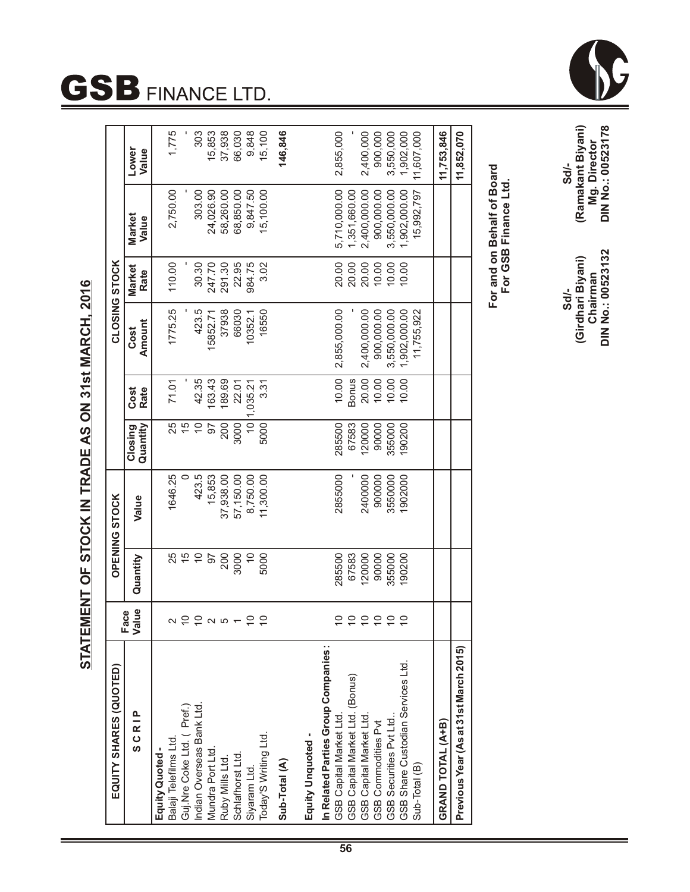# STATEMENT OF STOCK IN TRADE AS ON 31st MARCH, 2016

| EQUITY SHARES (QUOTED) | | OPENING STOCK | | CLOSING STOCK | | | | | | |
|---|---|---|---|---|---|---|---|---|---|---|
| S C R I P | Face Value | Quantity | Value | Closing Quantity | Cost Rate | Cost Amount | Market Rate | Market Value | Lower Value |
| **Equity Quoted -** | | | | | | | | | |
| Balaji Telefilms Ltd. | 2 | 25 | 1646.25 | 25 | 71.01 | 1775.25 | 110.00 | 2,750.00 | 1,775 |
| Guj.Nre Coke Ltd. ( Pref.) | 10 | 15 | 0 | 15 | - | - | - | - | - |
| Indian Overseas Bank Ltd. | 10 | 10 | 423.5 | 10 | 42.35 | 423.5 | 30.30 | 303.00 | 303 |
| Mundra Port Ltd. | 2 | 97 | 15,853 | 97 | 163.43 | 15852.71 | 247.70 | 24,026.90 | 15,853 |
| Ruby Mills Ltd. | 5 | 200 | 37,938.00 | 200 | 189.69 | 37938 | 291.30 | 58,260.00 | 37,938 |
| Schlafhorst Ltd. | 1 | 3000 | 57,150.00 | 3000 | 22.01 | 66030 | 22.95 | 68,850.00 | 66,030 |
| Siyaram Ltd. | 10 | 10 | 8,750.00 | 10 | 1,035.21 | 10352.1 | 984.75 | 9,847.50 | 9,848 |
| Today'S Writing Ltd. | 10 | 5000 | 11,300.00 | 5000 | 3.31 | 16550 | 3.02 | 15,100.00 | 15,100 |
| **Sub-Total (A)** | | | | | | | | | **146,846** |
| **Equity Unquoted -** | | | | | | | | | |
| **In Related Parties Group Companies :** | | | | | | | | | |
| GSB Capital Market Ltd. | 10 | 285500 | 2855000 | 285500 | 10.00 | 2,855,000.00 | 20.00 | 5,710,000.00 | 2,855,000 |
| GSB Capital Market Ltd. (Bonus) | 10 | 67583 | - | 67583 | Bonus | - | 20.00 | 1,351,660.00 | - |
| GSB Capital Market Ltd. | 10 | 120000 | 2400000 | 120000 | 20.00 | 2,400,000.00 | 20.00 | 2,400,000.00 | 2,400,000 |
| GSB Commodities Pvt | 10 | 90000 | 900000 | 90000 | 10.00 | 900,000.00 | 10.00 | 900,000.00 | 900,000 |
| GSB Securities Pvt Ltd.. | 10 | 355000 | 3550000 | 355000 | 10.00 | 3,550,000.00 | 10.00 | 3,550,000.00 | 3,550,000 |
| GSB Share Custodian Services Ltd. | 10 | 190200 | 1902000 | 190200 | 10.00 | 1,902,000.00 | 10.00 | 1,902,000.00 | 1,902,000 |
| Sub-Total (B) | | | | | | 11,755,922 | | 15,992,797 | 11,607,000 |
| **GRAND TOTAL (A+B)** | | | | | | | | | **11,753,846** |
| **Previous Year (As at 31st March 2015)** | | | | | | | | | **11,852,070** |

**For and on Behalf of Board**
**For GSB Finance Ltd.**

| | |
|---|---|
| **Sd/-** | **Sd/-** |
| **(Girdhari Biyani)** | **(Ramakant Biyani)** |
| **Chairman** | **Mg. Director** |
| **DIN No.: 00523132** | **DIN No.: 00523178** |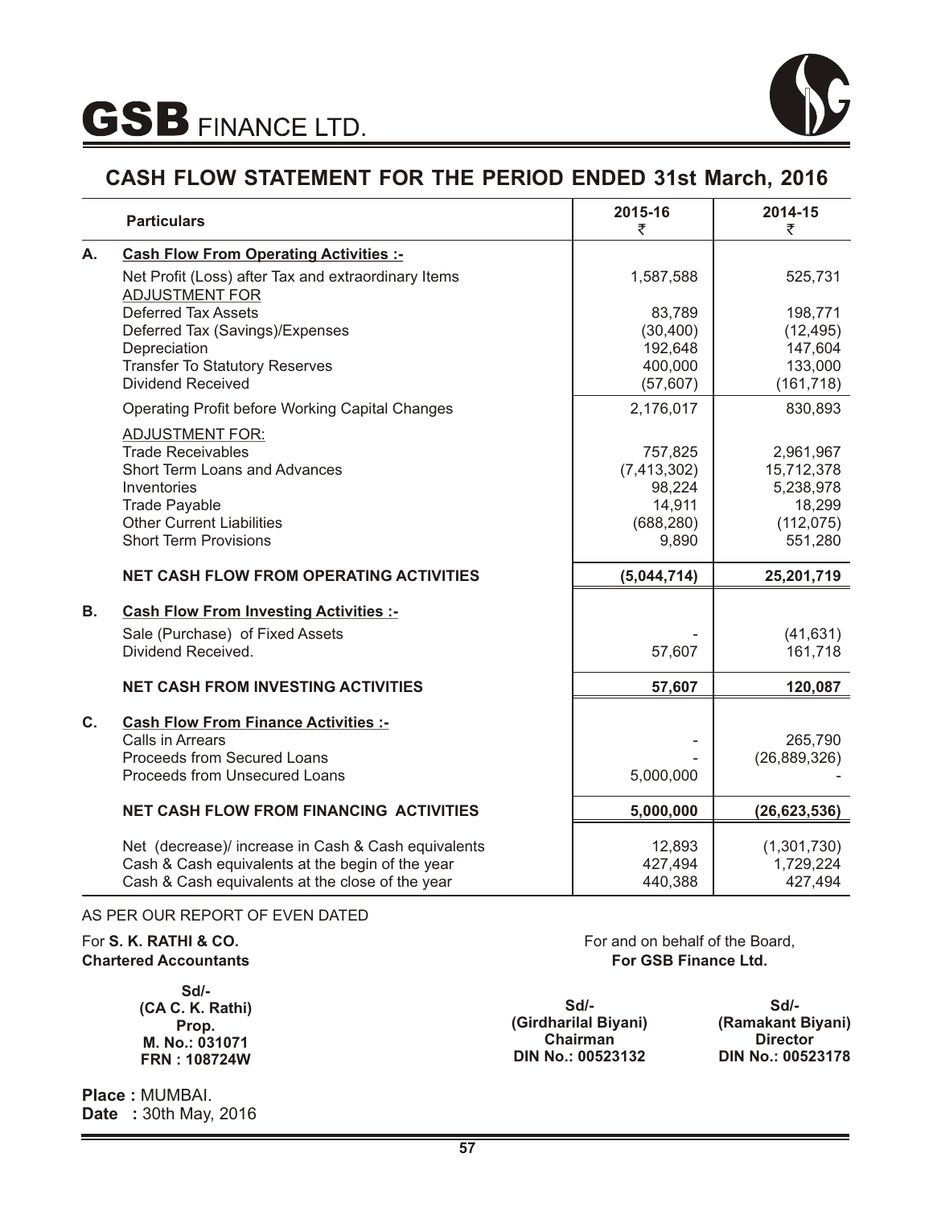# GSB FINANCE LTD.

## CASH FLOW STATEMENT FOR THE PERIOD ENDED 31st March, 2016

| | Particulars | 2015-16 ₹ | 2014-15 ₹ |
|---|---|---|---|
| **A.** | **Cash Flow From Operating Activities :-** | | |
| | Net Profit (Loss) after Tax and extraordinary Items | 1,587,588 | 525,731 |
| | ADJUSTMENT FOR | | |
| | Deferred Tax Assets | 83,789 | 198,771 |
| | Deferred Tax (Savings)/Expenses | (30,400) | (12,495) |
| | Depreciation | 192,648 | 147,604 |
| | Transfer To Statutory Reserves | 400,000 | 133,000 |
| | Dividend Received | (57,607) | (161,718) |
| | Operating Profit before Working Capital Changes | 2,176,017 | 830,893 |
| | ADJUSTMENT FOR: | | |
| | Trade Receivables | 757,825 | 2,961,967 |
| | Short Term Loans and Advances | (7,413,302) | 15,712,378 |
| | Inventories | 98,224 | 5,238,978 |
| | Trade Payable | 14,911 | 18,299 |
| | Other Current Liabilities | (688,280) | (112,075) |
| | Short Term Provisions | 9,890 | 551,280 |
| | **NET CASH FLOW FROM OPERATING ACTIVITIES** | **(5,044,714)** | **25,201,719** |
| **B.** | **Cash Flow From Investing Activities :-** | | |
| | Sale (Purchase) of Fixed Assets | - | (41,631) |
| | Dividend Received. | 57,607 | 161,718 |
| | **NET CASH FROM INVESTING ACTIVITIES** | **57,607** | **120,087** |
| **C.** | **Cash Flow From Finance Activities :-** | | |
| | Calls in Arrears | - | 265,790 |
| | Proceeds from Secured Loans | - | (26,889,326) |
| | Proceeds from Unsecured Loans | 5,000,000 | - |
| | **NET CASH FLOW FROM FINANCING ACTIVITIES** | **5,000,000** | **(26,623,536)** |
| | Net (decrease)/ increase in Cash & Cash equivalents | 12,893 | (1,301,730) |
| | Cash & Cash equivalents at the begin of the year | 427,494 | 1,729,224 |
| | Cash & Cash equivalents at the close of the year | 440,388 | 427,494 |

AS PER OUR REPORT OF EVEN DATED

For **S. K. RATHI & CO.**
**Chartered Accountants**

**Sd/-**
**(CA C. K. Rathi)**
**Prop.**
**M. No.: 031071**
**FRN : 108724W**

For and on behalf of the Board,
**For GSB Finance Ltd.**

**Sd/-**
**(Girdharilal Biyani)**
**Chairman**
**DIN No.: 00523132**

**Sd/-**
**(Ramakant Biyani)**
**Director**
**DIN No.: 00523178**

**Place :** MUMBAI.
**Date :** 30th May, 2016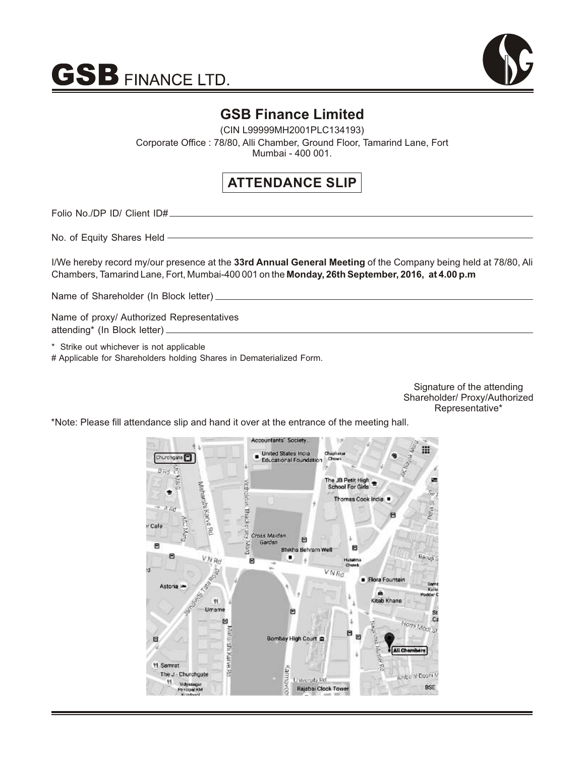# GSB FINANCE LTD.

## GSB Finance Limited

(CIN L99999MH2001PLC134193)

Corporate Office : 78/80, Alli Chamber, Ground Floor, Tamarind Lane, Fort Mumbai - 400 001.

## ATTENDANCE SLIP

Folio No./DP ID/ Client ID# ____________________

No. of Equity Shares Held ____________________

I/We hereby record my/our presence at the **33rd Annual General Meeting** of the Company being held at 78/80, Ali Chambers, Tamarind Lane, Fort, Mumbai-400 001 on the **Monday, 26th September, 2016, at 4.00 p.m**

Name of Shareholder (In Block letter) ____________________

Name of proxy/ Authorized Representatives attending* (In Block letter) ____________________

\* Strike out whichever is not applicable

\# Applicable for Shareholders holding Shares in Dematerialized Form.

Signature of the attending Shareholder/ Proxy/Authorized Representative*

*Note: Please fill attendance slip and hand it over at the entrance of the meeting hall.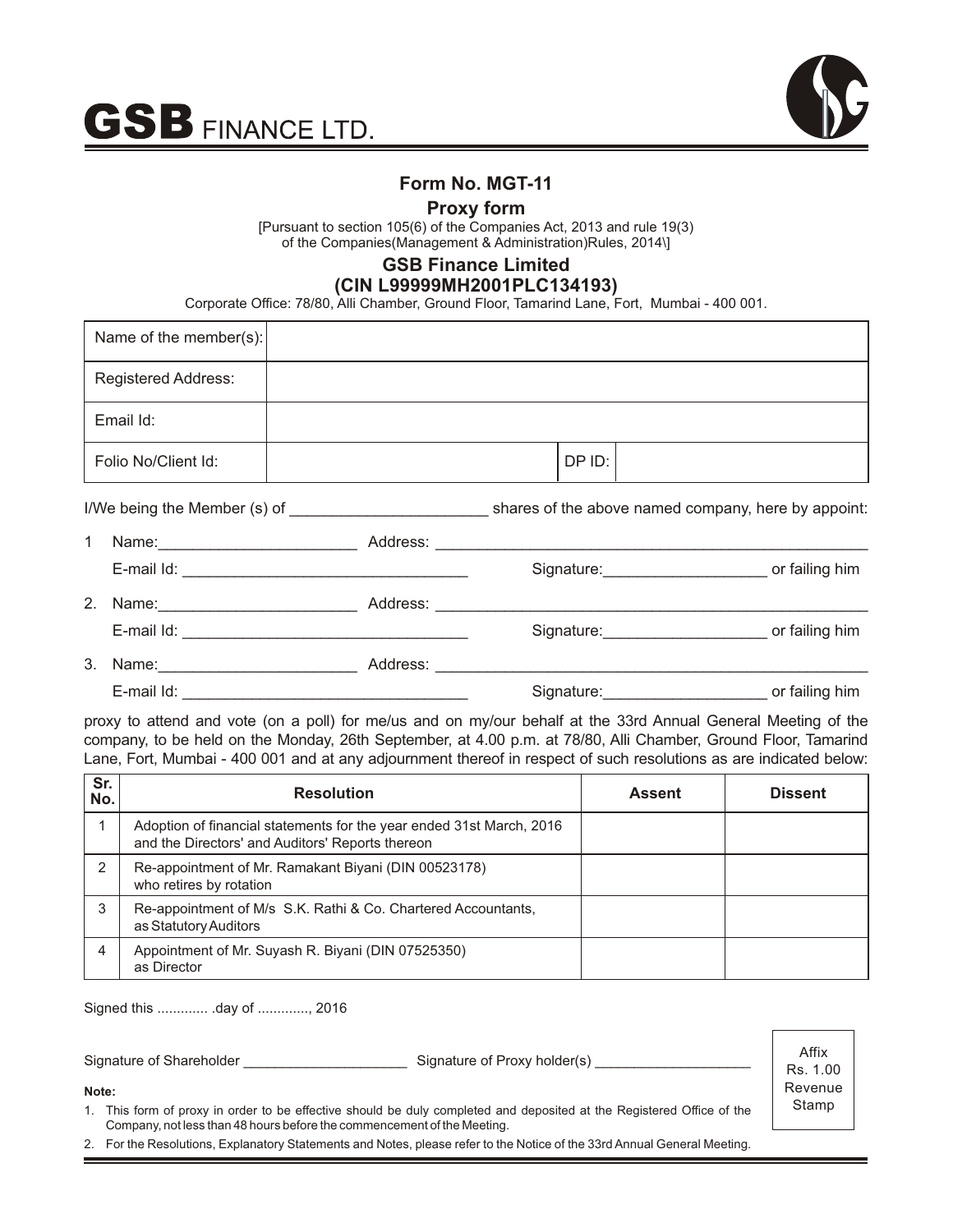# GSB FINANCE LTD.

## Form No. MGT-11

## Proxy form

[Pursuant to section 105(6) of the Companies Act, 2013 and rule 19(3) of the Companies(Management & Administration)Rules, 2014\]

## GSB Finance Limited
## (CIN L99999MH2001PLC134193)

Corporate Office: 78/80, Alli Chamber, Ground Floor, Tamarind Lane, Fort, Mumbai - 400 001.

| | | | |
|---|---|---|---|
| Name of the member(s): | | | |
| Registered Address: | | | |
| Email Id: | | | |
| Folio No/Client Id: | | DP ID: | |

I/We being the Member (s) of _______________________ shares of the above named company, here by appoint:

1 Name:_______________________ Address: ___________________________________________________

E-mail Id: _________________________________ Signature:___________________ or failing him

2. Name:_______________________ Address: ___________________________________________________

E-mail Id: _________________________________ Signature:___________________ or failing him

3. Name:_______________________ Address: ___________________________________________________

E-mail Id: _________________________________ Signature:___________________ or failing him

proxy to attend and vote (on a poll) for me/us and on my/our behalf at the 33rd Annual General Meeting of the company, to be held on the Monday, 26th September, at 4.00 p.m. at 78/80, Alli Chamber, Ground Floor, Tamarind Lane, Fort, Mumbai - 400 001 and at any adjournment thereof in respect of such resolutions as are indicated below:

| Sr. No. | Resolution | Assent | Dissent |
|---|---|---|---|
| 1 | Adoption of financial statements for the year ended 31st March, 2016 and the Directors' and Auditors' Reports thereon | | |
| 2 | Re-appointment of Mr. Ramakant Biyani (DIN 00523178) who retires by rotation | | |
| 3 | Re-appointment of M/s S.K. Rathi & Co. Chartered Accountants, as Statutory Auditors | | |
| 4 | Appointment of Mr. Suyash R. Biyani (DIN 07525350) as Director | | |

Signed this ............. .day of ............., 2016

Signature of Shareholder _____________________ Signature of Proxy holder(s) ____________________

Affix Rs. 1.00 Revenue Stamp

**Note:**

1. This form of proxy in order to be effective should be duly completed and deposited at the Registered Office of the Company, not less than 48 hours before the commencement of the Meeting.
2. For the Resolutions, Explanatory Statements and Notes, please refer to the Notice of the 33rd Annual General Meeting.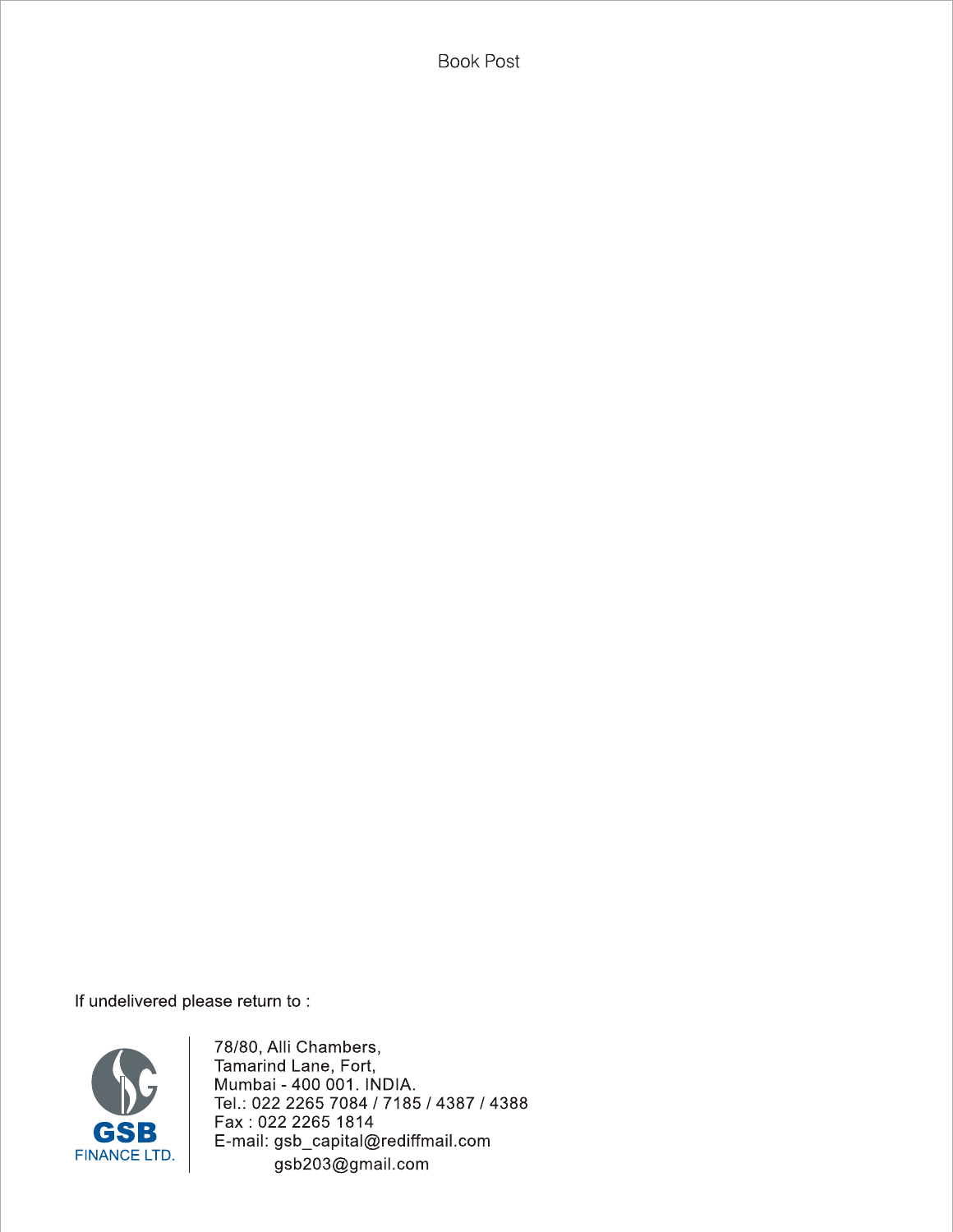Book Post

If undelivered please return to :

GSB
FINANCE LTD.

78/80, Alli Chambers,
Tamarind Lane, Fort,
Mumbai - 400 001. INDIA.
Tel.: 022 2265 7084 / 7185 / 4387 / 4388
Fax : 022 2265 1814
E-mail: gsb_capital@rediffmail.com
gsb203@gmail.com